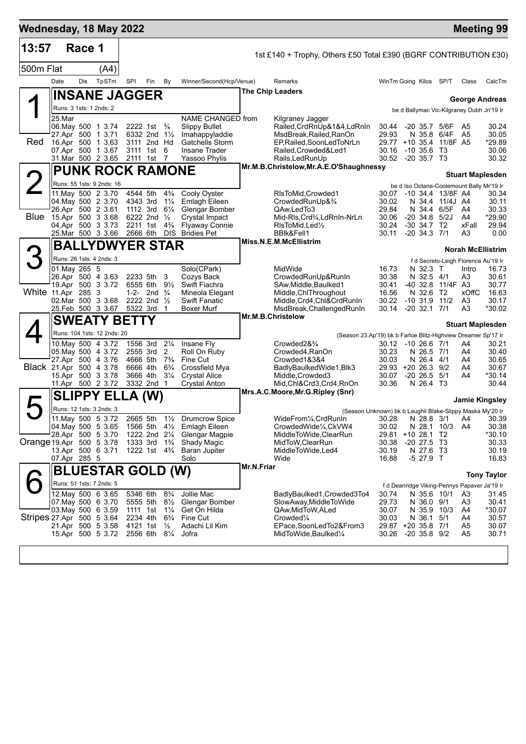# Wednesday, 18 May 2022 — Meeting 99

**13:57 Race 1** — 1st £140 + Trophy, Others £50 Total £390 (BGRF CONTRIBUTION £30)

**500m Flat (A4)**

| Date | Dis | TpSTm | SPI | Fin | By | Winner/Second(Hcp/Venue) | Remarks | WinTm | Going | Kilos | SP/T | Class | CalcTm |
|---|---|---|---|---|---|---|---|---|---|---|---|---|---|

## 1 INSANE JAGGER — Red

The Chip Leaders — George Andreas

Runs: 3 1sts: 1 2nds: 2 — be d Ballymac Vic-Kilgraney Dubh Jn'19 Ir

| Date | Dis | TpSTm | SPI | Fin | By | Winner/Second(Hcp/Venue) | Remarks | WinTm | Going | Kilos | SP/T | Class | CalcTm |
|---|---|---|---|---|---|---|---|---|---|---|---|---|---|
| 25.Mar | | | | | | NAME CHANGED from | Kilgraney Jagger | | | | | | |
| 06.May | 500 | 1 3.74 | 2222 | 1st | ¾ | Slippy Bullet | Railed,CrdRnUp&1&4,LdRnIn | 30.44 | -20 | 35.7 | 5/6F | A5 | 30.24 |
| 27.Apr | 500 | 1 3.71 | 6332 | 2nd | 1½ | Imahappyladdie | MsdBreak,Railed,RanOn | 29.93 | N | 35.8 | 6/4F | A5 | 30.05 |
| 16.Apr | 500 | 1 3.63 | 3111 | 2nd | Hd | Gatchells Storm | EP,Railed,SoonLedToNrLn | 29.77 | +10 | 35.4 | 11/8F | A5 | *29.89 |
| 07.Apr | 500 | 1 3.67 | 3111 | 1st | 6 | Insane Trader | Railed,Crowded&Led1 | 30.16 | -10 | 35.6 | T3 | | 30.06 |
| 31.Mar | 500 | 2 3.65 | 2111 | 1st | 7 | Yassoo Phylis | Rails,LedRunUp | 30.52 | -20 | 35.7 | T3 | | 30.32 |

## 2 PUNK ROCK RAMONE — Blue

Mr.M.B.Christelow,Mr.A.E.O'Shaughnessy — Stuart Maplesden

Runs: 55 1sts: 9 2nds: 16 — be d Iso Octane-Coolemount Bally Mr'19 Ir

| Date | Dis | TpSTm | SPI | Fin | By | Winner/Second(Hcp/Venue) | Remarks | WinTm | Going | Kilos | SP/T | Class | CalcTm |
|---|---|---|---|---|---|---|---|---|---|---|---|---|---|
| 11.May | 500 | 2 3.70 | 4544 | 5th | 4¾ | Cooly Oyster | RlsToMid,Crowded1 | 30.07 | -10 | 34.4 | 13/8F | A4 | 30.34 |
| 04.May | 500 | 2 3.70 | 4343 | 3rd | 1¼ | Emlagh Eileen | CrowdedRunUp&¾ | 30.02 | N | 34.4 | 11/4J | A4 | 30.11 |
| 26.Apr | 500 | 2 3.61 | 1112 | 3rd | 6¼ | Glengar Bomber | QAw,LedTo3 | 29.84 | N | 34.4 | 6/5F | A4 | 30.33 |
| 15.Apr | 500 | 3 3.68 | 6222 | 2nd | ½ | Crystal Impact | Mid-Rls,Crd¾,LdRnIn-NrLn | 30.06 | -20 | 34.8 | 5/2J | A4 | *29.90 |
| 04.Apr | 500 | 3 3.73 | 2211 | 1st | 4¾ | Flyaway Connie | RlsToMid,Led½ | 30.24 | -30 | 34.7 | T2 | xFall | 29.94 |
| 25.Mar | 500 | 3 3.66 | 2666 | 6th | DIS | Bridies Pet | BBlk&Fell1 | 30.11 | -20 | 34.3 | 7/1 | A3 | 0.00 |

## 3 BALLYDWYER STAR — White

Miss.N.E.M.McEllistrim — Norah McEllistrim

Runs: 26 1sts: 4 2nds: 3 — f d Secreto-Leigh Florence Au'19 Ir

| Date | Dis | TpSTm | SPI | Fin | By | Winner/Second(Hcp/Venue) | Remarks | WinTm | Going | Kilos | SP/T | Class | CalcTm |
|---|---|---|---|---|---|---|---|---|---|---|---|---|---|
| 01.May | 265 | 5 | | | | Solo(CPark) | MidWide | 16.73 | N | 32.3 | T | Intro | 16.73 |
| 26.Apr | 500 | 4 3.63 | 2233 | 5th | 3 | Cozys Back | CrowdedRunUp&RunIn | 30.38 | N | 32.5 | 4/1 | A3 | 30.61 |
| 19.Apr | 500 | 3 3.72 | 6555 | 6th | 9½ | Swift Fiachra | SAw,Middle,Baulked1 | 30.41 | -40 | 32.8 | 11/4F | A3 | 30.77 |
| 11.Apr | 285 | 3 | 1-2- | 2nd | ¾ | Mineola Elegant | Middle,ChlThroughout | 16.56 | N | 32.6 | T2 | xOffC | 16.63 |
| 02.Mar | 500 | 3 3.68 | 2222 | 2nd | ½ | Swift Fanatic | Middle,Crd4,Chl&CrdRunIn | 30.22 | -10 | 31.9 | 11/2 | A3 | 30.17 |
| 25.Feb | 500 | 3 3.67 | 5322 | 3rd | 1 | Boxer Murf | MsdBreak,ChallengedRunIn | 30.14 | -20 | 32.1 | 7/1 | A3 | *30.02 |

## 4 SWEATY BETTY — Black

Mr.M.B.Christelow — Stuart Maplesden

Runs: 104 1sts: 12 2nds: 20 — (Season 23.Ap'19) bk b Farloe Blitz-Highview Dreamer Sp'17 Ir

| Date | Dis | TpSTm | SPI | Fin | By | Winner/Second(Hcp/Venue) | Remarks | WinTm | Going | Kilos | SP/T | Class | CalcTm |
|---|---|---|---|---|---|---|---|---|---|---|---|---|---|
| 10.May | 500 | 4 3.72 | 1556 | 3rd | 2¼ | Insane Fly | Crowded2&¾ | 30.12 | -10 | 26.6 | 7/1 | A4 | 30.21 |
| 05.May | 500 | 4 3.72 | 2555 | 3rd | 2 | Roll On Ruby | Crowded4,RanOn | 30.23 | N | 26.5 | 7/1 | A4 | 30.40 |
| 27.Apr | 500 | 4 3.76 | 4666 | 5th | 7¾ | Fine Cut | Crowded1&3&4 | 30.03 | N | 26.4 | 4/1 | A4 | 30.65 |
| 21.Apr | 500 | 4 3.78 | 6666 | 4th | 6¾ | Crossfield Mya | BadlyBaulkedWide1,Blk3 | 29.93 | +20 | 26.3 | 9/2 | A4 | 30.67 |
| 15.Apr | 500 | 3 3.78 | 3666 | 4th | 3¼ | Crystal Alice | Middle,Crowded3 | 30.07 | -20 | 26.5 | 5/1 | A4 | *30.14 |
| 11.Apr | 500 | 2 3.72 | 3332 | 2nd | 1 | Crystal Anton | Mid,Chl&Crd3,Crd4,RnOn | 30.36 | N | 26.4 | T3 | | 30.44 |

## 5 SLIPPY ELLA (W) — Orange

Mrs.A.C.Moore,Mr.G.Ripley (Snr) — Jamie Kingsley

Runs: 12 1sts: 3 2nds: 3 — (Season Unknown) bk b Laughil Blake-Slippy Maska My'20 Ir

| Date | Dis | TpSTm | SPI | Fin | By | Winner/Second(Hcp/Venue) | Remarks | WinTm | Going | Kilos | SP/T | Class | CalcTm |
|---|---|---|---|---|---|---|---|---|---|---|---|---|---|
| 11.May | 500 | 5 3.72 | 2665 | 5th | 1½ | Drumcrow Spice | WideFrom¼,CrdRunIn | 30.28 | N | 28.8 | 3/1 | A4 | 30.39 |
| 04.May | 500 | 5 3.65 | 1566 | 5th | 4½ | Emlagh Eileen | CrowdedWide¼,CkVW4 | 30.02 | N | 28.1 | 10/3 | A4 | 30.38 |
| 28.Apr | 500 | 5 3.70 | 1222 | 2nd | 2¼ | Glengar Magpie | MiddleToWide,ClearRun | 29.81 | +10 | 28.1 | T2 | | *30.10 |
| 19.Apr | 500 | 5 3.78 | 1333 | 3rd | 1¾ | Shady Magic | MidToW,ClearRun | 30.38 | -20 | 27.5 | T3 | | 30.33 |
| 13.Apr | 500 | 6 3.71 | 1222 | 1st | 4¾ | Baran Jupiter | MiddleToWide,Led4 | 30.19 | N | 27.6 | T3 | | 30.19 |
| 07.Apr | 285 | 5 | | | | Solo | Wide | 16.88 | -5 | 27.9 | T | | 16.83 |

## 6 BLUESTAR GOLD (W) — Stripes

Mr.N.Friar — Tony Taylor

Runs: 51 1sts: 7 2nds: 5 — f d Deanridge Viking-Pennys Papaver Ja'19 Ir

| Date | Dis | TpSTm | SPI | Fin | By | Winner/Second(Hcp/Venue) | Remarks | WinTm | Going | Kilos | SP/T | Class | CalcTm |
|---|---|---|---|---|---|---|---|---|---|---|---|---|---|
| 12.May | 500 | 6 3.65 | 5346 | 6th | 8¾ | Jollie Mac | BadlyBaulked1,Crowded3To4 | 30.74 | N | 35.6 | 10/1 | A3 | 31.45 |
| 07.May | 500 | 6 3.70 | 5555 | 5th | 8½ | Glengar Bomber | SlowAway,MiddleToWide | 29.73 | N | 36.0 | 9/1 | A3 | 30.41 |
| 03.May | 500 | 6 3.59 | 1111 | 1st | 1¼ | Get On Hilda | QAw,MidToW,ALed | 30.07 | N | 35.9 | 10/3 | A3 | *30.07 |
| 27.Apr | 500 | 5 3.64 | 2234 | 4th | 6¾ | Fine Cut | Crowded¼ | 30.03 | N | 36.1 | 5/1 | A4 | 30.57 |
| 21.Apr | 500 | 5 3.58 | 4121 | 1st | ½ | Adachi Lil Kim | EPace,SoonLedTo2&From3 | 29.87 | +20 | 35.8 | 7/1 | A5 | 30.07 |
| 15.Apr | 500 | 5 3.72 | 2556 | 6th | 8¼ | Jofra | MidToWide,Baulked¼ | 30.26 | -20 | 35.8 | 9/2 | A5 | 30.71 |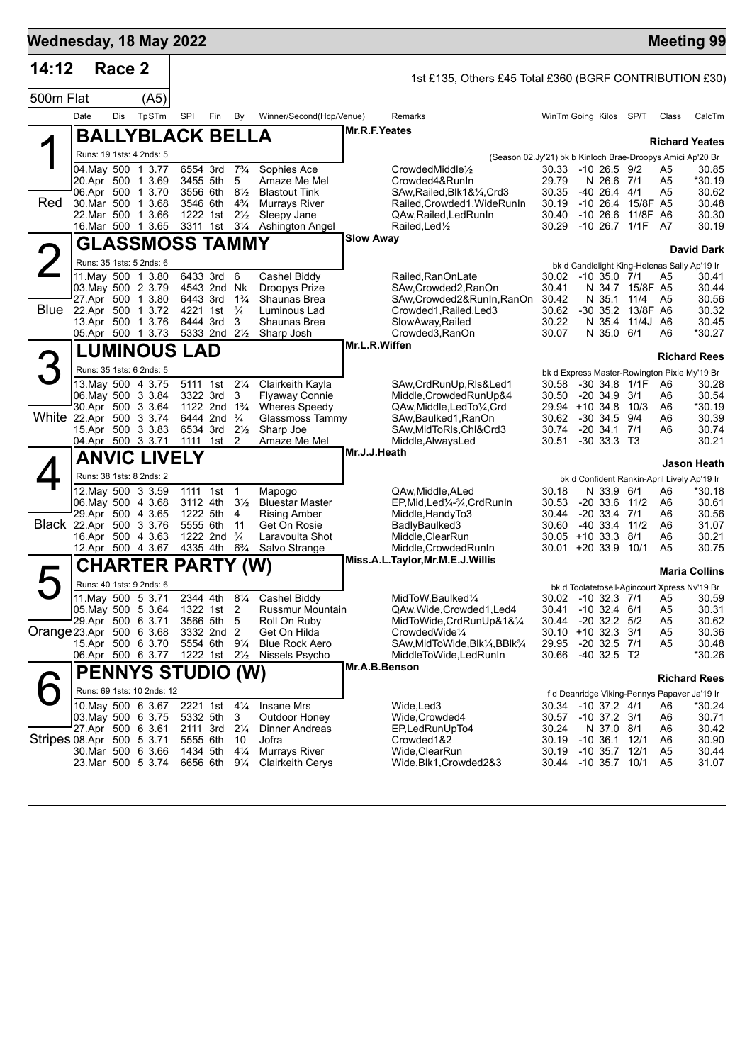# Wednesday, 18 May 2022 — Meeting 99

## 14:12 Race 2 — 500m Flat (A5)

1st £135, Others £45 Total £360 (BGRF CONTRIBUTION £30)

### 1 — BALLYBLACK BELLA (Red)

Mr.R.F.Yeates — Richard Yeates

Runs: 19 1sts: 4 2nds: 5 — (Season 02.Jy'21) bk b Kinloch Brae-Droopys Amici Ap'20 Br

| Date | Dis | TpSTm | SPl | Fin | By | Winner/Second(Hcp/Venue) | Remarks | WinTm | Going | Kilos | SP/T | Class | CalcTm |
|---|---|---|---|---|---|---|---|---|---|---|---|---|---|
| 04.May | 500 | 1 3.77 | 6554 | 3rd | 7¾ | Sophies Ace | CrowdedMiddle½ | 30.33 | -10 | 26.5 | 9/2 | A5 | 30.85 |
| 20.Apr | 500 | 1 3.69 | 3455 | 5th | 5 | Amaze Me Mel | Crowded4&RunIn | 29.79 | N | 26.6 | 7/1 | A5 | *30.19 |
| 06.Apr | 500 | 1 3.70 | 3556 | 6th | 8½ | Blastout Tink | SAw,Railed,Blk1&¼,Crd3 | 30.35 | -40 | 26.4 | 4/1 | A5 | 30.62 |
| 30.Mar | 500 | 1 3.68 | 3546 | 6th | 4¾ | Murrays River | Railed,Crowded1,WideRunIn | 30.19 | -10 | 26.4 | 15/8F | A5 | 30.48 |
| 22.Mar | 500 | 1 3.66 | 1222 | 1st | 2½ | Sleepy Jane | QAw,Railed,LedRunIn | 30.40 | -10 | 26.6 | 11/8F | A6 | 30.30 |
| 16.Mar | 500 | 1 3.65 | 3311 | 1st | 3¼ | Ashington Angel | Railed,Led½ | 30.29 | -10 | 26.7 | 1/1F | A7 | 30.19 |

### 2 — GLASSMOSS TAMMY (Blue)

Slow Away — David Dark

Runs: 35 1sts: 5 2nds: 6 — bk d Candlelight King-Helenas Sally Ap'19 Ir

| Date | Dis | TpSTm | SPl | Fin | By | Winner/Second(Hcp/Venue) | Remarks | WinTm | Going | Kilos | SP/T | Class | CalcTm |
|---|---|---|---|---|---|---|---|---|---|---|---|---|---|
| 11.May | 500 | 1 3.80 | 6433 | 3rd | 6 | Cashel Biddy | Railed,RanOnLate | 30.02 | -10 | 35.0 | 7/1 | A5 | 30.41 |
| 03.May | 500 | 2 3.79 | 4543 | 2nd | Nk | Droopys Prize | SAw,Crowded2,RanOn | 30.41 | N | 34.7 | 15/8F | A5 | 30.44 |
| 27.Apr | 500 | 1 3.80 | 6443 | 3rd | 1¾ | Shaunas Brea | SAw,Crowded2&RunIn,RanOn | 30.42 | N | 35.1 | 11/4 | A5 | 30.56 |
| 22.Apr | 500 | 1 3.72 | 4221 | 1st | ¾ | Luminous Lad | Crowded1,Railed,Led3 | 30.62 | -30 | 35.2 | 13/8F | A6 | 30.32 |
| 13.Apr | 500 | 1 3.76 | 6444 | 3rd | 3 | Shaunas Brea | SlowAway,Railed | 30.22 | N | 35.4 | 11/4J | A6 | 30.45 |
| 05.Apr | 500 | 1 3.73 | 5333 | 2nd | 2½ | Sharp Josh | Crowded3,RanOn | 30.07 | N | 35.0 | 6/1 | A6 | *30.27 |

### 3 — LUMINOUS LAD (White)

Mr.L.R.Wiffen — Richard Rees

Runs: 35 1sts: 6 2nds: 5 — bk d Express Master-Rowington Pixie My'19 Br

| Date | Dis | TpSTm | SPl | Fin | By | Winner/Second(Hcp/Venue) | Remarks | WinTm | Going | Kilos | SP/T | Class | CalcTm |
|---|---|---|---|---|---|---|---|---|---|---|---|---|---|
| 13.May | 500 | 4 3.75 | 5111 | 1st | 2¼ | Clairkeith Kayla | SAw,CrdRunUp,Rls&Led1 | 30.58 | -30 | 34.8 | 1/1F | A6 | 30.28 |
| 06.May | 500 | 3 3.84 | 3322 | 3rd | 3 | Flyaway Connie | Middle,CrowdedRunUp&4 | 30.50 | -20 | 34.9 | 3/1 | A6 | 30.54 |
| 30.Apr | 500 | 3 3.64 | 1122 | 2nd | 1¾ | Wheres Speedy | QAw,Middle,LedTo¼,Crd | 29.94 | +10 | 34.8 | 10/3 | A6 | *30.19 |
| 22.Apr | 500 | 3 3.74 | 6444 | 2nd | ¾ | Glassmoss Tammy | SAw,Baulked1,RanOn | 30.62 | -30 | 34.5 | 9/4 | A6 | 30.39 |
| 15.Apr | 500 | 3 3.83 | 6534 | 3rd | 2½ | Sharp Joe | SAw,MidToRls,Chl&Crd3 | 30.74 | -20 | 34.1 | 7/1 | A6 | 30.74 |
| 04.Apr | 500 | 3 3.71 | 1111 | 1st | 2 | Amaze Me Mel | Middle,AlwaysLed | 30.51 | -30 | 33.3 | T3 | | 30.21 |

### 4 — ANVIC LIVELY (Black)

Mr.J.J.Heath — Jason Heath

Runs: 38 1sts: 8 2nds: 2 — bk d Confident Rankin-April Lively Ap'19 Ir

| Date | Dis | TpSTm | SPl | Fin | By | Winner/Second(Hcp/Venue) | Remarks | WinTm | Going | Kilos | SP/T | Class | CalcTm |
|---|---|---|---|---|---|---|---|---|---|---|---|---|---|
| 12.May | 500 | 3 3.59 | 1111 | 1st | 1 | Mapogo | QAw,Middle,ALed | 30.18 | N | 33.9 | 6/1 | A6 | *30.18 |
| 06.May | 500 | 4 3.68 | 3112 | 4th | 3½ | Bluestar Master | EP,Mid,Led¼-¾,CrdRunIn | 30.53 | -20 | 33.6 | 11/2 | A6 | 30.61 |
| 29.Apr | 500 | 4 3.65 | 1222 | 5th | 4 | Rising Amber | Middle,HandyTo3 | 30.44 | -20 | 33.4 | 7/1 | A6 | 30.56 |
| 22.Apr | 500 | 3 3.76 | 5555 | 6th | 11 | Get On Rosie | BadlyBaulked3 | 30.60 | -40 | 33.4 | 11/2 | A6 | 31.07 |
| 16.Apr | 500 | 4 3.63 | 1222 | 2nd | ¾ | Laravoulta Shot | Middle,ClearRun | 30.05 | +10 | 33.3 | 8/1 | A6 | 30.21 |
| 12.Apr | 500 | 4 3.67 | 4335 | 4th | 6¾ | Salvo Strange | Middle,CrowdedRunIn | 30.01 | +20 | 33.9 | 10/1 | A5 | 30.75 |

### 5 — CHARTER PARTY (W) (Orange)

Miss.A.L.Taylor,Mr.M.E.J.Willis — Maria Collins

Runs: 40 1sts: 9 2nds: 6 — bk d Toolatetosell-Agincourt Xpress Nv'19 Br

| Date | Dis | TpSTm | SPl | Fin | By | Winner/Second(Hcp/Venue) | Remarks | WinTm | Going | Kilos | SP/T | Class | CalcTm |
|---|---|---|---|---|---|---|---|---|---|---|---|---|---|
| 11.May | 500 | 5 3.71 | 2344 | 4th | 8¼ | Cashel Biddy | MidToW,Baulked¼ | 30.02 | -10 | 32.3 | 7/1 | A5 | 30.59 |
| 05.May | 500 | 5 3.64 | 1322 | 1st | 2 | Russmur Mountain | QAw,Wide,Crowded1,Led4 | 30.41 | -10 | 32.4 | 6/1 | A5 | 30.31 |
| 29.Apr | 500 | 6 3.71 | 3566 | 5th | 5 | Roll On Ruby | MidToWide,CrdRunUp&1&¼ | 30.44 | -20 | 32.2 | 5/2 | A5 | 30.62 |
| 23.Apr | 500 | 6 3.68 | 3332 | 2nd | 2 | Get On Hilda | CrowdedWide¼ | 30.10 | +10 | 32.3 | 3/1 | A5 | 30.36 |
| 15.Apr | 500 | 6 3.70 | 5554 | 6th | 9¼ | Blue Rock Aero | SAw,MidToWide,Blk¼,BBlk¾ | 29.95 | -20 | 32.5 | 7/1 | A5 | 30.48 |
| 06.Apr | 500 | 6 3.77 | 1222 | 1st | 2½ | Nissels Psycho | MiddleToWide,LedRunIn | 30.66 | -40 | 32.5 | T2 | | *30.26 |

### 6 — PENNYS STUDIO (W) (Stripes)

Mr.A.B.Benson — Richard Rees

Runs: 69 1sts: 10 2nds: 12 — f d Deanridge Viking-Pennys Papaver Ja'19 Ir

| Date | Dis | TpSTm | SPl | Fin | By | Winner/Second(Hcp/Venue) | Remarks | WinTm | Going | Kilos | SP/T | Class | CalcTm |
|---|---|---|---|---|---|---|---|---|---|---|---|---|---|
| 10.May | 500 | 6 3.67 | 2221 | 1st | 4¼ | Insane Mrs | Wide,Led3 | 30.34 | -10 | 37.2 | 4/1 | A6 | *30.24 |
| 03.May | 500 | 6 3.75 | 5332 | 5th | 3 | Outdoor Honey | Wide,Crowded4 | 30.57 | -10 | 37.2 | 3/1 | A6 | 30.71 |
| 27.Apr | 500 | 6 3.61 | 2111 | 3rd | 2¼ | Dinner Andreas | EP,LedRunUpTo4 | 30.24 | N | 37.0 | 8/1 | A6 | 30.42 |
| 08.Apr | 500 | 5 3.71 | 5555 | 6th | 10 | Jofra | Crowded1&2 | 30.19 | -10 | 36.1 | 12/1 | A6 | 30.90 |
| 30.Mar | 500 | 6 3.66 | 1434 | 5th | 4½ | Murrays River | Wide,ClearRun | 30.19 | -10 | 35.7 | 12/1 | A5 | 30.44 |
| 23.Mar | 500 | 5 3.74 | 6656 | 6th | 9¼ | Clairkeith Cerys | Wide,Blk1,Crowded2&3 | 30.44 | -10 | 35.7 | 10/1 | A5 | 31.07 |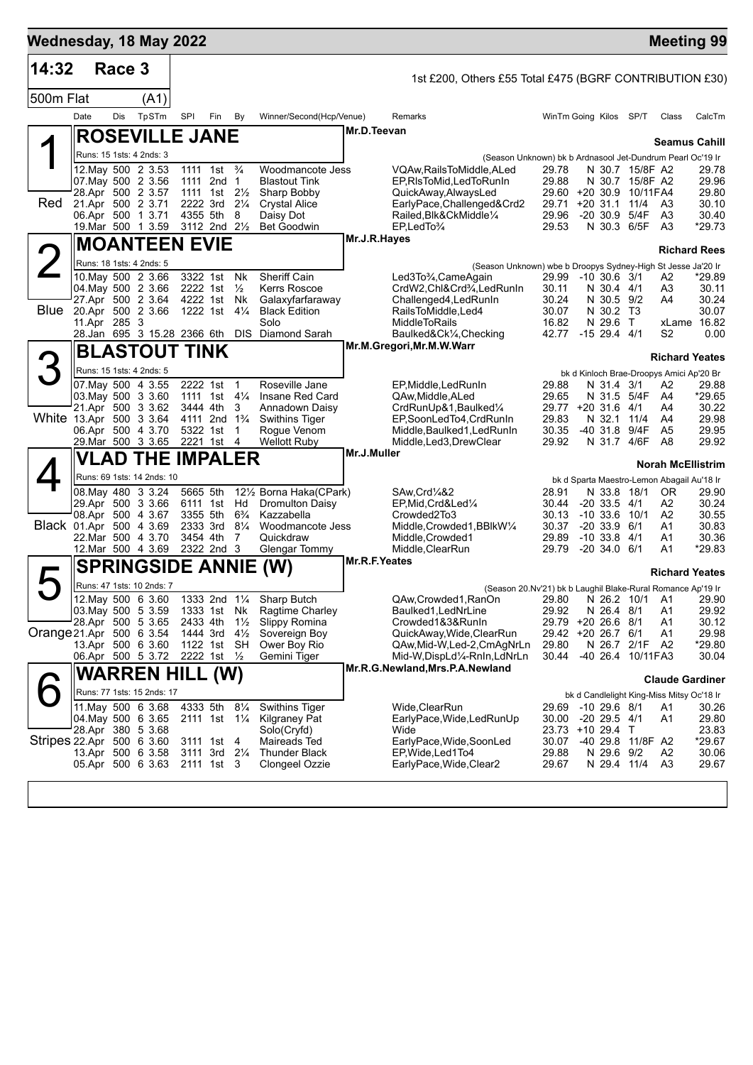# Wednesday, 18 May 2022 — Meeting 99

**14:32 Race 3** — 1st £200, Others £55 Total £475 (BGRF CONTRIBUTION £30)

**500m Flat (A1)**

| Date | Dis | TpSTm | SPI | Fin | By | Winner/Second(Hcp/Venue) | Remarks | WinTm | Going | Kilos | SP/T | Class | CalcTm |
|---|---|---|---|---|---|---|---|---|---|---|---|---|---|

## 1 — ROSEVILLE JANE (Red)
Mr.D.Teevan — **Seamus Cahill**
Runs: 15 1sts: 4 2nds: 3 — (Season Unknown) bk b Ardnasool Jet-Dundrum Pearl Oc'19 Ir

| Date | Dis | TpSTm | SPI | Fin | By | Winner/Second(Hcp/Venue) | Remarks | WinTm | Going | Kilos | SP/T | Class | CalcTm |
|---|---|---|---|---|---|---|---|---|---|---|---|---|---|
| 12.May | 500 | 2 3.53 | 1111 | 1st | ¾ | Woodmancote Jess | VQAw,RailsToMiddle,ALed | 29.78 | N | 30.7 | 15/8F | A2 | 29.78 |
| 07.May | 500 | 2 3.56 | 1111 | 2nd | 1 | Blastout Tink | EP,RlsToMid,LedToRunIn | 29.88 | N | 30.7 | 15/8F | A2 | 29.96 |
| 28.Apr | 500 | 2 3.57 | 1111 | 1st | 2½ | Sharp Bobby | QuickAway,AlwaysLed | 29.60 | +20 | 30.9 | 10/11F | A4 | 29.80 |
| 21.Apr | 500 | 2 3.71 | 2222 | 3rd | 2¼ | Crystal Alice | EarlyPace,Challenged&Crd2 | 29.71 | +20 | 31.1 | 11/4 | A3 | 30.10 |
| 06.Apr | 500 | 1 3.71 | 4355 | 5th | 8 | Daisy Dot | Railed,Blk&CkMiddle¼ | 29.96 | -20 | 30.9 | 5/4F | A3 | 30.40 |
| 19.Mar | 500 | 1 3.59 | 3112 | 2nd | 2½ | Bet Goodwin | EP,LedTo¾ | 29.53 | N | 30.3 | 6/5F | A3 | *29.73 |

## 2 — MOANTEEN EVIE (Blue)
Mr.J.R.Hayes — **Richard Rees**
Runs: 18 1sts: 4 2nds: 5 — (Season Unknown) wbe b Droopys Sydney-High St Jesse Ja'20 Ir

| Date | Dis | TpSTm | SPI | Fin | By | Winner/Second(Hcp/Venue) | Remarks | WinTm | Going | Kilos | SP/T | Class | CalcTm |
|---|---|---|---|---|---|---|---|---|---|---|---|---|---|
| 10.May | 500 | 2 3.66 | 3322 | 1st | Nk | Sheriff Cain | Led3To¾,CameAgain | 29.99 | -10 | 30.6 | 3/1 | A2 | *29.89 |
| 04.May | 500 | 2 3.66 | 2222 | 1st | ½ | Kerrs Roscoe | CrdW2,Chl&Crd¾,LedRunIn | 30.11 | N | 30.4 | 4/1 | A3 | 30.11 |
| 27.Apr | 500 | 2 3.64 | 4222 | 1st | Nk | Galaxyfarfaraway | Challenged4,LedRunIn | 30.24 | N | 30.5 | 9/2 | A4 | 30.24 |
| 20.Apr | 500 | 2 3.66 | 1222 | 1st | 4¼ | Black Edition | RailsToMiddle,Led4 | 30.07 | N | 30.2 | T3 | | 30.07 |
| 11.Apr | 285 | 3 | | | | Solo | MiddleToRails | 16.82 | N | 29.6 | T | xLame | 16.82 |
| 28.Jan | 695 | 3 15.28 | 2366 | 6th | DIS | Diamond Sarah | Baulked&Ck¼,Checking | 42.77 | -15 | 29.4 | 4/1 | S2 | 0.00 |

## 3 — BLASTOUT TINK (White)
Mr.M.Gregori,Mr.M.W.Warr — **Richard Yeates**
Runs: 15 1sts: 4 2nds: 5 — bk d Kinloch Brae-Droopys Amici Ap'20 Br

| Date | Dis | TpSTm | SPI | Fin | By | Winner/Second(Hcp/Venue) | Remarks | WinTm | Going | Kilos | SP/T | Class | CalcTm |
|---|---|---|---|---|---|---|---|---|---|---|---|---|---|
| 07.May | 500 | 4 3.55 | 2222 | 1st | 1 | Roseville Jane | EP,Middle,LedRunIn | 29.88 | N | 31.4 | 3/1 | A2 | 29.88 |
| 03.May | 500 | 3 3.60 | 1111 | 1st | 4¼ | Insane Red Card | QAw,Middle,ALed | 29.65 | N | 31.5 | 5/4F | A4 | *29.65 |
| 21.Apr | 500 | 3 3.62 | 3444 | 4th | 3 | Annadown Daisy | CrdRunUp&1,Baulked¼ | 29.77 | +20 | 31.6 | 4/1 | A4 | 30.22 |
| 13.Apr | 500 | 3 3.64 | 4111 | 2nd | 1¾ | Swithins Tiger | EP,SoonLedTo4,CrdRunIn | 29.83 | N | 32.1 | 11/4 | A4 | 29.98 |
| 06.Apr | 500 | 4 3.70 | 5322 | 1st | 1 | Rogue Venom | Middle,Baulked1,LedRunIn | 30.35 | -40 | 31.8 | 9/4F | A5 | 29.95 |
| 29.Mar | 500 | 3 3.65 | 2221 | 1st | 4 | Wellott Ruby | Middle,Led3,DrewClear | 29.92 | N | 31.7 | 4/6F | A8 | 29.92 |

## 4 — VLAD THE IMPALER (Black)
Mr.J.Muller — **Norah McEllistrim**
Runs: 69 1sts: 14 2nds: 10 — bk d Sparta Maestro-Lemon Abagail Au'18 Ir

| Date | Dis | TpSTm | SPI | Fin | By | Winner/Second(Hcp/Venue) | Remarks | WinTm | Going | Kilos | SP/T | Class | CalcTm |
|---|---|---|---|---|---|---|---|---|---|---|---|---|---|
| 08.May | 480 | 3 3.24 | 5665 | 5th | 12½ | Borna Haka(CPark) | SAw,Crd¼&2 | 28.91 | N | 33.8 | 18/1 | OR | 29.90 |
| 29.Apr | 500 | 3 3.66 | 6111 | 1st | Hd | Dromulton Daisy | EP,Mid,Crd&Led¼ | 30.44 | -20 | 33.5 | 4/1 | A2 | 30.24 |
| 08.Apr | 500 | 4 3.67 | 3355 | 5th | 6¾ | Kazzabella | Crowded2To3 | 30.13 | -10 | 33.6 | 10/1 | A2 | 30.55 |
| 01.Apr | 500 | 4 3.69 | 2333 | 3rd | 8¼ | Woodmancote Jess | Middle,Crowded1,BBlkW¼ | 30.37 | -20 | 33.9 | 6/1 | A1 | 30.83 |
| 22.Mar | 500 | 4 3.70 | 3454 | 4th | 7 | Quickdraw | Middle,Crowded1 | 29.89 | -10 | 33.8 | 4/1 | A1 | 30.36 |
| 12.Mar | 500 | 4 3.69 | 2322 | 2nd | 3 | Glengar Tommy | Middle,ClearRun | 29.79 | -20 | 34.0 | 6/1 | A1 | *29.83 |

## 5 — SPRINGSIDE ANNIE (W) (Orange)
Mr.R.F.Yeates — **Richard Yeates**
Runs: 47 1sts: 10 2nds: 7 — (Season 20.Nv'21) bk b Laughil Blake-Rural Romance Ap'19 Ir

| Date | Dis | TpSTm | SPI | Fin | By | Winner/Second(Hcp/Venue) | Remarks | WinTm | Going | Kilos | SP/T | Class | CalcTm |
|---|---|---|---|---|---|---|---|---|---|---|---|---|---|
| 12.May | 500 | 6 3.60 | 1333 | 2nd | 1¼ | Sharp Butch | QAw,Crowded1,RanOn | 29.80 | N | 26.2 | 10/1 | A1 | 29.90 |
| 03.May | 500 | 5 3.59 | 1333 | 1st | Nk | Ragtime Charley | Baulked1,LedNrLine | 29.92 | N | 26.4 | 8/1 | A1 | 29.92 |
| 28.Apr | 500 | 5 3.65 | 2433 | 4th | 1½ | Slippy Romina | Crowded1&3&RunIn | 29.79 | +20 | 26.6 | 8/1 | A1 | 30.12 |
| 21.Apr | 500 | 6 3.54 | 1444 | 3rd | 4½ | Sovereign Boy | QuickAway,Wide,ClearRun | 29.42 | +20 | 26.7 | 6/1 | A1 | 29.98 |
| 13.Apr | 500 | 6 3.60 | 1122 | 1st | SH | Ower Boy Rio | QAw,Mid-W,Led-2,CmAgNrLn | 29.80 | N | 26.7 | 2/1F | A2 | *29.80 |
| 06.Apr | 500 | 5 3.72 | 2222 | 1st | ½ | Gemini Tiger | Mid-W,DispLd¼-RnIn,LdNrLn | 30.44 | -40 | 26.4 | 10/11F | A3 | 30.04 |

## 6 — WARREN HILL (W) (Stripes)
Mr.R.G.Newland,Mrs.P.A.Newland — **Claude Gardiner**
Runs: 77 1sts: 15 2nds: 17 — bk d Candlelight King-Miss Mitsy Oc'18 Ir

| Date | Dis | TpSTm | SPI | Fin | By | Winner/Second(Hcp/Venue) | Remarks | WinTm | Going | Kilos | SP/T | Class | CalcTm |
|---|---|---|---|---|---|---|---|---|---|---|---|---|---|
| 11.May | 500 | 6 3.68 | 4333 | 5th | 8¼ | Swithins Tiger | Wide,ClearRun | 29.69 | -10 | 29.6 | 8/1 | A1 | 30.26 |
| 04.May | 500 | 6 3.65 | 2111 | 1st | 1¼ | Kilgraney Pat | EarlyPace,Wide,LedRunUp | 30.00 | -20 | 29.5 | 4/1 | A1 | 29.80 |
| 28.Apr | 380 | 5 3.68 | | | | Solo(Cryfd) | Wide | 23.73 | +10 | 29.4 | T | | 23.83 |
| 22.Apr | 500 | 6 3.60 | 3111 | 1st | 4 | Maireads Ted | EarlyPace,Wide,SoonLed | 30.07 | -40 | 29.8 | 11/8F | A2 | *29.67 |
| 13.Apr | 500 | 6 3.58 | 3111 | 3rd | 2¼ | Thunder Black | EP,Wide,Led1To4 | 29.88 | N | 29.6 | 9/2 | A2 | 30.06 |
| 05.Apr | 500 | 6 3.63 | 2111 | 1st | 3 | Clongeel Ozzie | EarlyPace,Wide,Clear2 | 29.67 | N | 29.4 | 11/4 | A3 | 29.67 |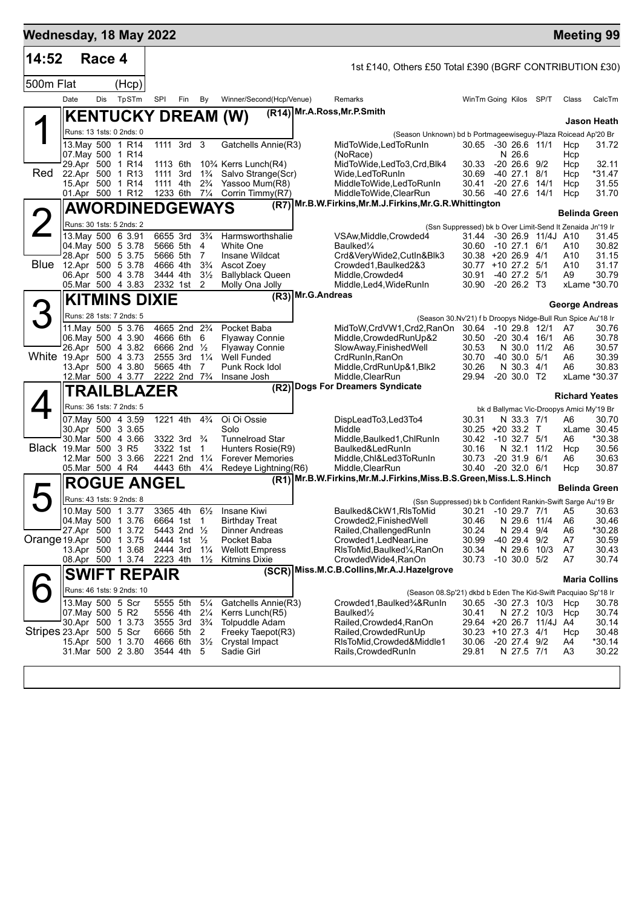## Wednesday, 18 May 2022 — Meeting 99

**14:52 Race 4** — 1st £140, Others £50 Total £390 (BGRF CONTRIBUTION £30)

**500m Flat (Hcp)**

| Date | Dis | TpSTm | SPI | Fin | By | Winner/Second(Hcp/Venue) | Remarks | WinTm | Going | Kilos | SP/T | Class | CalcTm |
|---|---|---|---|---|---|---|---|---|---|---|---|---|---|

### 1 Red — KENTUCKY DREAM (W) (R14)
Mr.A.Ross,Mr.P.Smith — **Jason Heath**
Runs: 13 1sts: 0 2nds: 0 — (Season Unknown) bd b Portmageewiseguy-Plaza Roicead Ap'20 Br

| Date | Dis | TpSTm | SPI | Fin | By | Winner/Second(Hcp/Venue) | Remarks | WinTm | Going | Kilos | SP/T | Class | CalcTm |
|---|---|---|---|---|---|---|---|---|---|---|---|---|---|
| 13.May | 500 | 1 R14 | 1111 | 3rd | 3 | Gatchells Annie(R3) | MidToWide,LedToRunIn | 30.65 | -30 | 26.6 | 11/1 | Hcp | 31.72 |
| 07.May | 500 | 1 R14 | | | | | (NoRace) | | N | 26.6 | | Hcp | |
| 29.Apr | 500 | 1 R14 | 1113 | 6th | 10¾ | Kerrs Lunch(R4) | MidToWide,LedTo3,Crd,Blk4 | 30.33 | -20 | 26.6 | 9/2 | Hcp | 32.11 |
| 22.Apr | 500 | 1 R13 | 1111 | 3rd | 1¾ | Salvo Strange(Scr) | Wide,LedToRunIn | 30.69 | -40 | 27.1 | 8/1 | Hcp | *31.47 |
| 15.Apr | 500 | 1 R14 | 1111 | 4th | 2¾ | Yassoo Mum(R8) | MiddleToWide,LedToRunIn | 30.41 | -20 | 27.6 | 14/1 | Hcp | 31.55 |
| 01.Apr | 500 | 1 R12 | 1233 | 6th | 7¼ | Corrin Timmy(R7) | MiddleToWide,ClearRun | 30.56 | -40 | 27.6 | 14/1 | Hcp | 31.70 |

### 2 Blue — AWORDINEDGEWAYS (R7)
Mr.B.W.Firkins,Mr.M.J.Firkins,Mr.G.R.Whittington — **Belinda Green**
Runs: 30 1sts: 5 2nds: 2 — (Ssn Suppressed) bk b Over Limit-Send It Zenaida Jn'19 Ir

| Date | Dis | TpSTm | SPI | Fin | By | Winner/Second(Hcp/Venue) | Remarks | WinTm | Going | Kilos | SP/T | Class | CalcTm |
|---|---|---|---|---|---|---|---|---|---|---|---|---|---|
| 13.May | 500 | 6 3.91 | 6655 | 3rd | 3¾ | Harmsworthshalie | VSAw,Middle,Crowded4 | 31.44 | -30 | 26.9 | 11/4J | A10 | 31.45 |
| 04.May | 500 | 5 3.78 | 5666 | 5th | 4 | White One | Baulked¼ | 30.60 | -10 | 27.1 | 6/1 | A10 | 30.82 |
| 28.Apr | 500 | 5 3.75 | 5666 | 5th | 7 | Insane Wildcat | Crd&VeryWide2,CutIn&Blk3 | 30.38 | +20 | 26.9 | 4/1 | A10 | 31.15 |
| 12.Apr | 500 | 5 3.78 | 4666 | 4th | 3¾ | Ascot Zoey | Crowded1,Baulked2&3 | 30.77 | +10 | 27.2 | 5/1 | A10 | 31.17 |
| 06.Apr | 500 | 4 3.78 | 3444 | 4th | 3½ | Ballyblack Queen | Middle,Crowded4 | 30.91 | -40 | 27.2 | 5/1 | A9 | 30.79 |
| 05.Mar | 500 | 4 3.83 | 2332 | 1st | 2 | Molly Ona Jolly | Middle,Led4,WideRunIn | 30.90 | -20 | 26.2 | T3 | | xLame *30.70 |

### 3 White — KITMINS DIXIE (R3)
Mr.G.Andreas — **George Andreas**
Runs: 28 1sts: 7 2nds: 5 — (Season 30.Nv'21) f b Droopys Nidge-Bull Run Spice Au'18 Ir

| Date | Dis | TpSTm | SPI | Fin | By | Winner/Second(Hcp/Venue) | Remarks | WinTm | Going | Kilos | SP/T | Class | CalcTm |
|---|---|---|---|---|---|---|---|---|---|---|---|---|---|
| 11.May | 500 | 5 3.76 | 4665 | 2nd | 2¾ | Pocket Baba | MidToW,CrdVW1,Crd2,RanOn | 30.64 | -10 | 29.8 | 12/1 | A7 | 30.76 |
| 06.May | 500 | 4 3.90 | 4666 | 6th | 6 | Flyaway Connie | Middle,CrowdedRunUp&2 | 30.50 | -20 | 30.4 | 16/1 | A6 | 30.78 |
| 26.Apr | 500 | 4 3.82 | 6666 | 2nd | ½ | Flyaway Connie | SlowAway,FinishedWell | 30.53 | N | 30.0 | 11/2 | A6 | 30.57 |
| 19.Apr | 500 | 4 3.73 | 2555 | 3rd | 1¼ | Well Funded | CrdRunIn,RanOn | 30.70 | -40 | 30.0 | 5/1 | A6 | 30.39 |
| 13.Apr | 500 | 4 3.80 | 5665 | 4th | 7 | Punk Rock Idol | Middle,CrdRunUp&1,Blk2 | 30.26 | N | 30.3 | 4/1 | A6 | 30.83 |
| 12.Mar | 500 | 4 3.77 | 2222 | 2nd | 7¾ | Insane Josh | Middle,ClearRun | 29.94 | -20 | 30.0 | T2 | | xLame *30.37 |

### 4 Black — TRAILBLAZER (R2)
Dogs For Dreamers Syndicate — **Richard Yeates**
Runs: 36 1sts: 7 2nds: 5 — bk d Ballymac Vic-Droopys Amici My'19 Br

| Date | Dis | TpSTm | SPI | Fin | By | Winner/Second(Hcp/Venue) | Remarks | WinTm | Going | Kilos | SP/T | Class | CalcTm |
|---|---|---|---|---|---|---|---|---|---|---|---|---|---|
| 07.May | 500 | 4 3.59 | 1221 | 4th | 4¾ | Oi Oi Ossie | DispLeadTo3,Led3To4 | 30.31 | N | 33.3 | 7/1 | A6 | 30.70 |
| 30.Apr | 500 | 3 3.65 | | | | Solo | Middle | 30.25 | +20 | 33.2 | T | | xLame 30.45 |
| 30.Mar | 500 | 4 3.66 | 3322 | 3rd | ¾ | Tunnelroad Star | Middle,Baulked1,ChlRunIn | 30.42 | -10 | 32.7 | 5/1 | A6 | *30.38 |
| 19.Mar | 500 | 3 R5 | 3322 | 1st | 1 | Hunters Rosie(R9) | Baulked&LedRunIn | 30.16 | N | 32.1 | 11/2 | Hcp | 30.56 |
| 12.Mar | 500 | 3 3.66 | 2221 | 2nd | 1¼ | Forever Memories | Middle,Chl&Led3ToRunIn | 30.73 | -20 | 31.9 | 6/1 | A6 | 30.63 |
| 05.Mar | 500 | 4 R4 | 4443 | 6th | 4¼ | Redeye Lightning(R6) | Middle,ClearRun | 30.40 | -20 | 32.0 | 6/1 | Hcp | 30.87 |

### 5 Orange — ROGUE ANGEL (R1)
Mr.B.W.Firkins,Mr.M.J.Firkins,Miss.B.S.Green,Miss.L.S.Hinch — **Belinda Green**
Runs: 43 1sts: 9 2nds: 8 — (Ssn Suppressed) bk b Confident Rankin-Swift Sarge Au'19 Br

| Date | Dis | TpSTm | SPI | Fin | By | Winner/Second(Hcp/Venue) | Remarks | WinTm | Going | Kilos | SP/T | Class | CalcTm |
|---|---|---|---|---|---|---|---|---|---|---|---|---|---|
| 10.May | 500 | 1 3.77 | 3365 | 4th | 6½ | Insane Kiwi | Baulked&CkW1,RlsToMid | 30.21 | -10 | 29.7 | 7/1 | A5 | 30.63 |
| 04.May | 500 | 1 3.76 | 6664 | 1st | 1 | Birthday Treat | Crowded2,FinishedWell | 30.46 | N | 29.6 | 11/4 | A6 | 30.46 |
| 27.Apr | 500 | 1 3.72 | 5443 | 2nd | ½ | Dinner Andreas | Railed,ChallengedRunIn | 30.24 | N | 29.4 | 9/4 | A6 | *30.28 |
| 19.Apr | 500 | 1 3.75 | 4444 | 1st | ½ | Pocket Baba | Crowded1,LedNearLine | 30.99 | -40 | 29.4 | 9/2 | A7 | 30.59 |
| 13.Apr | 500 | 1 3.68 | 2444 | 3rd | 1¼ | Wellott Empress | RlsToMid,Baulked¼,RanOn | 30.34 | N | 29.6 | 10/3 | A7 | 30.43 |
| 08.Apr | 500 | 1 3.74 | 2223 | 4th | 1½ | Kitmins Dixie | CrowdedWide4,RanOn | 30.73 | -10 | 30.0 | 5/2 | A7 | 30.74 |

### 6 Stripes — SWIFT REPAIR (SCR)
Miss.M.C.B.Collins,Mr.A.J.Hazelgrove — **Maria Collins**
Runs: 46 1sts: 9 2nds: 10 — (Season 08.Sp'21) dkbd b Eden The Kid-Swift Pacquiao Sp'18 Ir

| Date | Dis | TpSTm | SPI | Fin | By | Winner/Second(Hcp/Venue) | Remarks | WinTm | Going | Kilos | SP/T | Class | CalcTm |
|---|---|---|---|---|---|---|---|---|---|---|---|---|---|
| 13.May | 500 | 5 Scr | 5555 | 5th | 5¼ | Gatchells Annie(R3) | Crowded1,Baulked¾&RunIn | 30.65 | -30 | 27.3 | 10/3 | Hcp | 30.78 |
| 07.May | 500 | 5 R2 | 5556 | 4th | 2¼ | Kerrs Lunch(R5) | Baulked½ | 30.41 | N | 27.2 | 10/3 | Hcp | 30.74 |
| 30.Apr | 500 | 1 3.73 | 3555 | 3rd | 3¾ | Tolpuddle Adam | Railed,Crowded4,RanOn | 29.64 | +20 | 26.7 | 11/4J | A4 | 30.14 |
| 23.Apr | 500 | 5 Scr | 6666 | 5th | 2 | Freeky Taepot(R3) | Railed,CrowdedRunUp | 30.23 | +10 | 27.3 | 4/1 | Hcp | 30.48 |
| 15.Apr | 500 | 1 3.70 | 4666 | 6th | 3½ | Crystal Impact | RlsToMid,Crowded&Middle1 | 30.06 | -20 | 27.4 | 9/2 | A4 | *30.14 |
| 31.Mar | 500 | 2 3.80 | 3544 | 4th | 5 | Sadie Girl | Rails,CrowdedRunIn | 29.81 | N | 27.5 | 7/1 | A3 | 30.22 |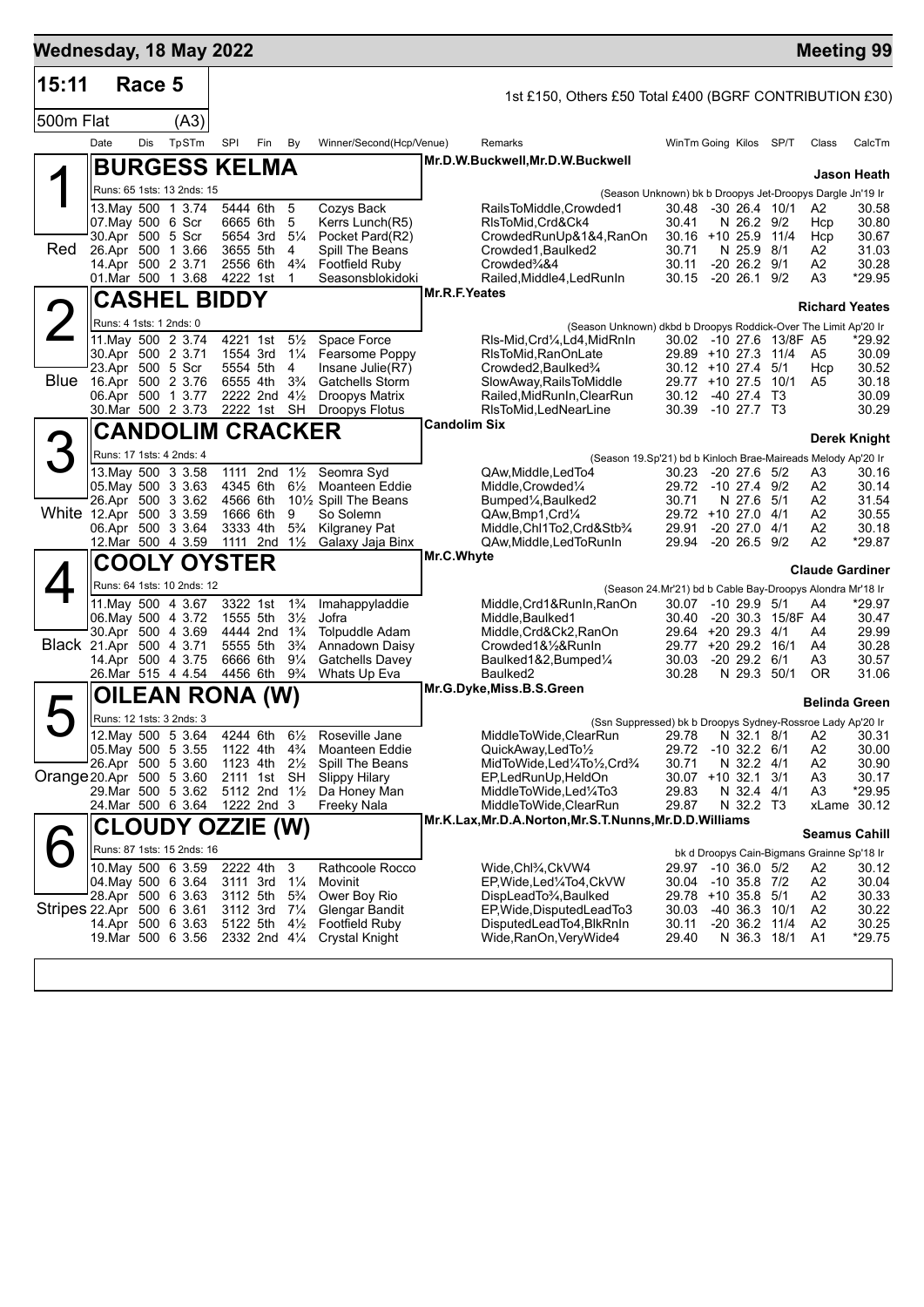# Wednesday, 18 May 2022 — Meeting 99

**15:11 Race 5** — 500m Flat (A3)

1st £150, Others £50 Total £400 (BGRF CONTRIBUTION £30)

| Date | Dis | TpSTm | SPI | Fin | By | Winner/Second(Hcp/Venue) | Remarks | WinTm | Going | Kilos | SP/T | Class | CalcTm |
|---|---|---|---|---|---|---|---|---|---|---|---|---|---|

## 1 Red — BURGESS KELMA
Mr.D.W.Buckwell,Mr.D.W.Buckwell — **Jason Heath**

Runs: 65 1sts: 13 2nds: 15 — (Season Unknown) bk b Droopys Jet-Droopys Dargle Jn'19 Ir

| Date | Dis | TpSTm | SPI | Fin | By | Winner/Second(Hcp/Venue) | Remarks | WinTm | Going | Kilos | SP/T | Class | CalcTm |
|---|---|---|---|---|---|---|---|---|---|---|---|---|---|
| 13.May | 500 | 1 3.74 | 5444 | 6th | 5 | Cozys Back | RailsToMiddle,Crowded1 | 30.48 | -30 | 26.4 | 10/1 | A2 | 30.58 |
| 07.May | 500 | 6 Scr | 6665 | 6th | 5 | Kerrs Lunch(R5) | RlsToMid,Crd&Ck4 | 30.41 | N | 26.2 | 9/2 | Hcp | 30.80 |
| 30.Apr | 500 | 5 Scr | 5654 | 3rd | 5¼ | Pocket Pard(R2) | CrowdedRunUp&1&4,RanOn | 30.16 | +10 | 25.9 | 11/4 | Hcp | 30.67 |
| 26.Apr | 500 | 1 3.66 | 3655 | 5th | 4 | Spill The Beans | Crowded1,Baulked2 | 30.71 | N | 25.9 | 8/1 | A2 | 31.03 |
| 14.Apr | 500 | 2 3.71 | 2556 | 6th | 4¾ | Footfield Ruby | Crowded¾&4 | 30.11 | -20 | 26.2 | 9/1 | A2 | 30.28 |
| 01.Mar | 500 | 1 3.68 | 4222 | 1st | 1 | Seasonsblokidoki | Railed,Middle4,LedRunIn | 30.15 | -20 | 26.1 | 9/2 | A3 | *29.95 |

## 2 Blue — CASHEL BIDDY
Mr.R.F.Yeates — **Richard Yeates**

Runs: 4 1sts: 1 2nds: 0 — (Season Unknown) dkbd b Droopys Roddick-Over The Limit Ap'20 Ir

| Date | Dis | TpSTm | SPI | Fin | By | Winner/Second(Hcp/Venue) | Remarks | WinTm | Going | Kilos | SP/T | Class | CalcTm |
|---|---|---|---|---|---|---|---|---|---|---|---|---|---|
| 11.May | 500 | 2 3.74 | 4221 | 1st | 5½ | Space Force | Rls-Mid,Crd¼,Ld4,MidRnIn | 30.02 | -10 | 27.6 | 13/8F | A5 | *29.92 |
| 30.Apr | 500 | 2 3.71 | 1554 | 3rd | 1¼ | Fearsome Poppy | RlsToMid,RanOnLate | 29.89 | +10 | 27.3 | 11/4 | A5 | 30.09 |
| 23.Apr | 500 | 5 Scr | 5554 | 5th | 4 | Insane Julie(R7) | Crowded2,Baulked¾ | 30.12 | +10 | 27.4 | 5/1 | Hcp | 30.52 |
| 16.Apr | 500 | 2 3.76 | 6555 | 4th | 3¾ | Gatchells Storm | SlowAway,RailsToMiddle | 29.77 | +10 | 27.5 | 10/1 | A5 | 30.18 |
| 06.Apr | 500 | 1 3.77 | 2222 | 2nd | 4½ | Droopys Matrix | Railed,MidRunIn,ClearRun | 30.12 | -40 | 27.4 | T3 | | 30.09 |
| 30.Mar | 500 | 2 3.73 | 2222 | 1st | SH | Droopys Flotus | RlsToMid,LedNearLine | 30.39 | -10 | 27.7 | T3 | | 30.29 |

## 3 White — CANDOLIM CRACKER
Candolim Six — **Derek Knight**

Runs: 17 1sts: 4 2nds: 4 — (Season 19.Sp'21) bd b Kinloch Brae-Maireads Melody Ap'20 Ir

| Date | Dis | TpSTm | SPI | Fin | By | Winner/Second(Hcp/Venue) | Remarks | WinTm | Going | Kilos | SP/T | Class | CalcTm |
|---|---|---|---|---|---|---|---|---|---|---|---|---|---|
| 13.May | 500 | 3 3.58 | 1111 | 2nd | 1½ | Seomra Syd | QAw,Middle,LedTo4 | 30.23 | -20 | 27.6 | 5/2 | A3 | 30.16 |
| 05.May | 500 | 3 3.63 | 4345 | 6th | 6½ | Moanteen Eddie | Middle,Crowded¼ | 29.72 | -10 | 27.4 | 9/2 | A2 | 30.14 |
| 26.Apr | 500 | 3 3.62 | 4566 | 6th | 10½ | Spill The Beans | Bumped¼,Baulked2 | 30.71 | N | 27.6 | 5/1 | A2 | 31.54 |
| 12.Apr | 500 | 3 3.59 | 1666 | 6th | 9 | So Solemn | QAw,Bmp1,Crd¼ | 29.72 | +10 | 27.0 | 4/1 | A2 | 30.55 |
| 06.Apr | 500 | 3 3.64 | 3333 | 4th | 5¾ | Kilgraney Pat | Middle,Chl1To2,Crd&Stb¾ | 29.91 | -20 | 27.0 | 4/1 | A2 | 30.18 |
| 12.Mar | 500 | 4 3.59 | 1111 | 2nd | 1½ | Galaxy Jaja Binx | QAw,Middle,LedToRunIn | 29.94 | -20 | 26.5 | 9/2 | A2 | *29.87 |

## 4 Black — COOLY OYSTER
Mr.C.Whyte — **Claude Gardiner**

Runs: 64 1sts: 10 2nds: 12 — (Season 24.Mr'21) bd b Cable Bay-Droopys Alondra Mr'18 Ir

| Date | Dis | TpSTm | SPI | Fin | By | Winner/Second(Hcp/Venue) | Remarks | WinTm | Going | Kilos | SP/T | Class | CalcTm |
|---|---|---|---|---|---|---|---|---|---|---|---|---|---|
| 11.May | 500 | 4 3.67 | 3322 | 1st | 1¾ | Imahappyladdie | Middle,Crd1&RunIn,RanOn | 30.07 | -10 | 29.9 | 5/1 | A4 | *29.97 |
| 06.May | 500 | 4 3.72 | 1555 | 5th | 3½ | Jofra | Middle,Baulked1 | 30.40 | -20 | 30.3 | 15/8F | A4 | 30.47 |
| 30.Apr | 500 | 4 3.69 | 4444 | 2nd | 1¾ | Tolpuddle Adam | Middle,Crd&Ck2,RanOn | 29.64 | +20 | 29.3 | 4/1 | A4 | 29.99 |
| 21.Apr | 500 | 4 3.71 | 5555 | 5th | 3¾ | Annadown Daisy | Crowded1&½&RunIn | 29.77 | +20 | 29.2 | 16/1 | A4 | 30.28 |
| 14.Apr | 500 | 4 3.75 | 6666 | 6th | 9¼ | Gatchells Davey | Baulked1&2,Bumped¼ | 30.03 | -20 | 29.2 | 6/1 | A3 | 30.57 |
| 26.Mar | 515 | 4 4.54 | 4456 | 6th | 9¾ | Whats Up Eva | Baulked2 | 30.28 | N | 29.3 | 50/1 | OR | 31.06 |

## 5 Orange — OILEAN RONA (W)
Mr.G.Dyke,Miss.B.S.Green — **Belinda Green**

Runs: 12 1sts: 3 2nds: 3 — (Ssn Suppressed) bk b Droopys Sydney-Rossroe Lady Ap'20 Ir

| Date | Dis | TpSTm | SPI | Fin | By | Winner/Second(Hcp/Venue) | Remarks | WinTm | Going | Kilos | SP/T | Class | CalcTm |
|---|---|---|---|---|---|---|---|---|---|---|---|---|---|
| 12.May | 500 | 5 3.64 | 4244 | 6th | 6½ | Roseville Jane | MiddleToWide,ClearRun | 29.78 | N | 32.1 | 8/1 | A2 | 30.31 |
| 05.May | 500 | 5 3.55 | 1122 | 4th | 4¾ | Moanteen Eddie | QuickAway,LedTo½ | 29.72 | -10 | 32.2 | 6/1 | A2 | 30.00 |
| 26.Apr | 500 | 5 3.60 | 1123 | 4th | 2½ | Spill The Beans | MidToWide,Led¼To½,Crd¾ | 30.71 | N | 32.2 | 4/1 | A2 | 30.90 |
| 20.Apr | 500 | 5 3.60 | 2111 | 1st | SH | Slippy Hilary | EP,LedRunUp,HeldOn | 30.07 | +10 | 32.1 | 3/1 | A3 | 30.17 |
| 29.Mar | 500 | 5 3.62 | 5112 | 2nd | 1½ | Da Honey Man | MiddleToWide,Led¼To3 | 29.83 | N | 32.4 | 4/1 | A3 | *29.95 |
| 24.Mar | 500 | 6 3.64 | 1222 | 2nd | 3 | Freeky Nala | MiddleToWide,ClearRun | 29.87 | N | 32.2 | T3 | xLame | 30.12 |

## 6 Stripes — CLOUDY OZZIE (W)
Mr.K.Lax,Mr.D.A.Norton,Mr.S.T.Nunns,Mr.D.D.Williams — **Seamus Cahill**

Runs: 87 1sts: 15 2nds: 16 — bk d Droopys Cain-Bigmans Grainne Sp'18 Ir

| Date | Dis | TpSTm | SPI | Fin | By | Winner/Second(Hcp/Venue) | Remarks | WinTm | Going | Kilos | SP/T | Class | CalcTm |
|---|---|---|---|---|---|---|---|---|---|---|---|---|---|
| 10.May | 500 | 6 3.59 | 2222 | 4th | 3 | Rathcoole Rocco | Wide,Chl¾,CkVW4 | 29.97 | -10 | 36.0 | 5/2 | A2 | 30.12 |
| 04.May | 500 | 6 3.64 | 3111 | 3rd | 1¼ | Movinit | EP,Wide,Led¼To4,CkVW | 30.04 | -10 | 35.8 | 7/2 | A2 | 30.04 |
| 28.Apr | 500 | 6 3.63 | 3112 | 5th | 5¾ | Ower Boy Rio | DispLeadTo¾,Baulked | 29.78 | +10 | 35.8 | 5/1 | A2 | 30.33 |
| 22.Apr | 500 | 6 3.61 | 3112 | 3rd | 7¼ | Glengar Bandit | EP,Wide,DisputedLeadTo3 | 30.03 | -40 | 36.3 | 10/1 | A2 | 30.22 |
| 14.Apr | 500 | 6 3.63 | 5122 | 5th | 4½ | Footfield Ruby | DisputedLeadTo4,BlkRnIn | 30.11 | -20 | 36.2 | 11/4 | A2 | 30.25 |
| 19.Mar | 500 | 6 3.56 | 2332 | 2nd | 4¼ | Crystal Knight | Wide,RanOn,VeryWide4 | 29.40 | N | 36.3 | 18/1 | A1 | *29.75 |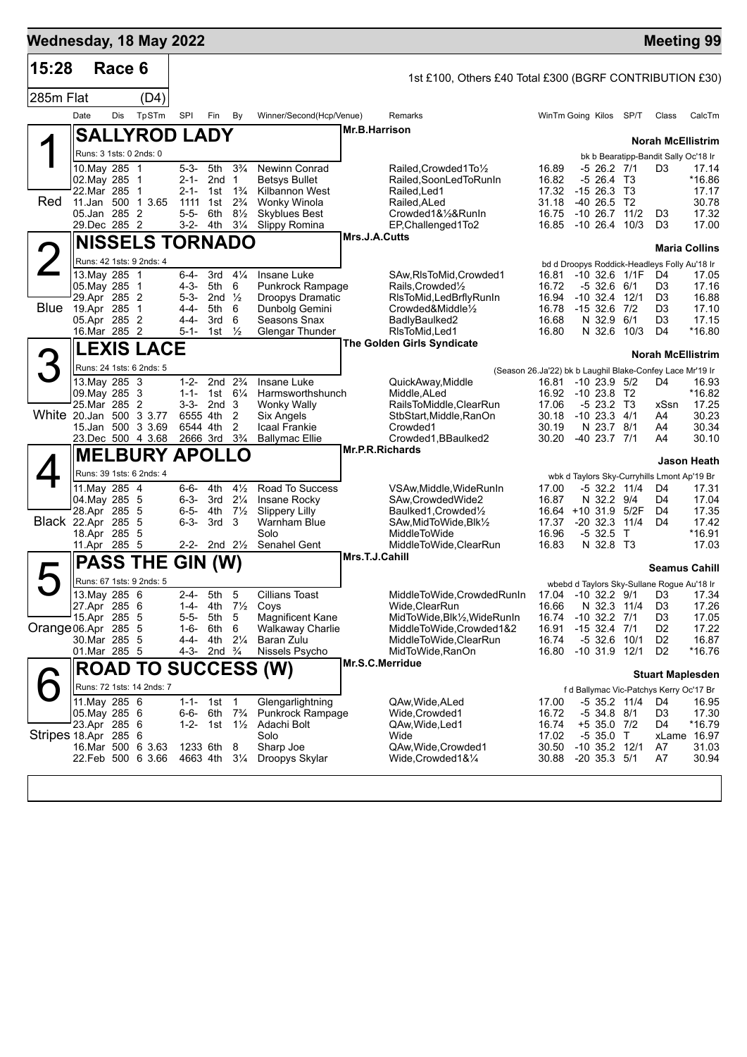# Wednesday, 18 May 2022 — Meeting 99

**15:28 Race 6** — 1st £100, Others £40 Total £300 (BGRF CONTRIBUTION £30)

**285m Flat (D4)**

| Date | Dis | TpSTm | SPI | Fin | By | Winner/Second(Hcp/Venue) | Remarks | WinTm | Going | Kilos | SP/T | Class | CalcTm |
|---|---|---|---|---|---|---|---|---|---|---|---|---|---|

## 1 SALLYROD LADY — Mr.B.Harrison — Red

Norah McEllistrim

Runs: 3 1sts: 0 2nds: 0 — bk b Bearatipp-Bandit Sally Oc'18 Ir

| Date | Dis | TpSTm | SPI | Fin | By | Winner/Second(Hcp/Venue) | Remarks | WinTm | Going | Kilos | SP/T | Class | CalcTm |
|---|---|---|---|---|---|---|---|---|---|---|---|---|---|
| 10.May | 285 | 1 | 5-3- | 5th | 3¾ | Newinn Conrad | Railed,Crowded1To½ | 16.89 | -5 | 26.2 | 7/1 | D3 | 17.14 |
| 02.May | 285 | 1 | 2-1- | 2nd | 1 | Betsys Bullet | Railed,SoonLedToRunIn | 16.82 | -5 | 26.4 | T3 | | *16.86 |
| 22.Mar | 285 | 1 | 2-1- | 1st | 1¾ | Kilbannon West | Railed,Led1 | 17.32 | -15 | 26.3 | T3 | | 17.17 |
| 11.Jan | 500 | 1 3.65 | 1111 | 1st | 2¾ | Wonky Winola | Railed,ALed | 31.18 | -40 | 26.5 | T2 | | 30.78 |
| 05.Jan | 285 | 2 | 5-5- | 6th | 8½ | Skyblues Best | Crowded1&½&RunIn | 16.75 | -10 | 26.7 | 11/2 | D3 | 17.32 |
| 29.Dec | 285 | 2 | 3-2- | 4th | 3¼ | Slippy Romina | EP,Challenged1To2 | 16.85 | -10 | 26.4 | 10/3 | D3 | 17.00 |

## 2 NISSELS TORNADO — Mrs.J.A.Cutts — Blue

Maria Collins

Runs: 42 1sts: 9 2nds: 4 — bd d Droopys Roddick-Headleys Folly Au'18 Ir

| Date | Dis | TpSTm | SPI | Fin | By | Winner/Second(Hcp/Venue) | Remarks | WinTm | Going | Kilos | SP/T | Class | CalcTm |
|---|---|---|---|---|---|---|---|---|---|---|---|---|---|
| 13.May | 285 | 1 | 6-4- | 3rd | 4¼ | Insane Luke | SAw,RlsToMid,Crowded1 | 16.81 | -10 | 32.6 | 1/1F | D4 | 17.05 |
| 05.May | 285 | 1 | 4-3- | 5th | 6 | Punkrock Rampage | Rails,Crowded½ | 16.72 | -5 | 32.6 | 6/1 | D3 | 17.16 |
| 29.Apr | 285 | 2 | 5-3- | 2nd | ½ | Droopys Dramatic | RlsToMid,LedBrflyRunIn | 16.94 | -10 | 32.4 | 12/1 | D3 | 16.88 |
| 19.Apr | 285 | 1 | 4-4- | 5th | 6 | Dunbolg Gemini | Crowded&Middle½ | 16.78 | -15 | 32.6 | 7/2 | D3 | 17.10 |
| 05.Apr | 285 | 2 | 4-4- | 3rd | 6 | Seasons Snax | BadlyBaulked2 | 16.68 | N | 32.9 | 6/1 | D3 | 17.15 |
| 16.Mar | 285 | 2 | 5-1- | 1st | ½ | Glengar Thunder | RlsToMid,Led1 | 16.80 | N | 32.6 | 10/3 | D4 | *16.80 |

## 3 LEXIS LACE — The Golden Girls Syndicate — White

Norah McEllistrim

Runs: 24 1sts: 6 2nds: 5 — (Season 26.Ja'22) bk b Laughil Blake-Confey Lace Mr'19 Ir

| Date | Dis | TpSTm | SPI | Fin | By | Winner/Second(Hcp/Venue) | Remarks | WinTm | Going | Kilos | SP/T | Class | CalcTm |
|---|---|---|---|---|---|---|---|---|---|---|---|---|---|
| 13.May | 285 | 3 | 1-2- | 2nd | 2¾ | Insane Luke | QuickAway,Middle | 16.81 | -10 | 23.9 | 5/2 | D4 | 16.93 |
| 09.May | 285 | 3 | 1-1- | 1st | 6¼ | Harmsworthshunch | Middle,ALed | 16.92 | -10 | 23.8 | T2 | | *16.82 |
| 25.Mar | 285 | 2 | 3-3- | 2nd | 3 | Wonky Wally | RailsToMiddle,ClearRun | 17.06 | -5 | 23.2 | T3 | xSsn | 17.25 |
| 20.Jan | 500 | 3 3.77 | 6555 | 4th | 2 | Six Angels | StbStart,Middle,RanOn | 30.18 | -10 | 23.3 | 4/1 | A4 | 30.23 |
| 15.Jan | 500 | 3 3.69 | 6544 | 4th | 2 | Icaal Frankie | Crowded1 | 30.19 | N | 23.7 | 8/1 | A4 | 30.34 |
| 23.Dec | 500 | 4 3.68 | 2666 | 3rd | 3¾ | Ballymac Ellie | Crowded1,BBaulked2 | 30.20 | -40 | 23.7 | 7/1 | A4 | 30.10 |

## 4 MELBURY APOLLO — Mr.P.R.Richards — Black

Jason Heath

Runs: 39 1sts: 6 2nds: 4 — wbk d Taylors Sky-Curryhills Lmont Ap'19 Br

| Date | Dis | TpSTm | SPI | Fin | By | Winner/Second(Hcp/Venue) | Remarks | WinTm | Going | Kilos | SP/T | Class | CalcTm |
|---|---|---|---|---|---|---|---|---|---|---|---|---|---|
| 11.May | 285 | 4 | 6-6- | 4th | 4½ | Road To Success | VSAw,Middle,WideRunIn | 17.00 | -5 | 32.2 | 11/4 | D4 | 17.31 |
| 04.May | 285 | 5 | 6-3- | 3rd | 2¼ | Insane Rocky | SAw,CrowdedWide2 | 16.87 | N | 32.2 | 9/4 | D4 | 17.04 |
| 28.Apr | 285 | 5 | 6-5- | 4th | 7½ | Slippery Lilly | Baulked1,Crowded½ | 16.64 | +10 | 31.9 | 5/2F | D4 | 17.35 |
| 22.Apr | 285 | 5 | 6-3- | 3rd | 3 | Warnham Blue | SAw,MidToWide,Blk½ | 17.37 | -20 | 32.3 | 11/4 | D4 | 17.42 |
| 18.Apr | 285 | 5 | | | | Solo | MiddleToWide | 16.96 | -5 | 32.5 | T | | *16.91 |
| 11.Apr | 285 | 5 | 2-2- | 2nd | 2½ | Senahel Gent | MiddleToWide,ClearRun | 16.83 | N | 32.8 | T3 | | 17.03 |

## 5 PASS THE GIN (W) — Mrs.T.J.Cahill — Orange

Seamus Cahill

Runs: 67 1sts: 9 2nds: 5 — wbebd d Taylors Sky-Sullane Rogue Au'18 Ir

| Date | Dis | TpSTm | SPI | Fin | By | Winner/Second(Hcp/Venue) | Remarks | WinTm | Going | Kilos | SP/T | Class | CalcTm |
|---|---|---|---|---|---|---|---|---|---|---|---|---|---|
| 13.May | 285 | 6 | 2-4- | 5th | 5 | Cillians Toast | MiddleToWide,CrowdedRunIn | 17.04 | -10 | 32.2 | 9/1 | D3 | 17.34 |
| 27.Apr | 285 | 6 | 1-4- | 4th | 7½ | Coys | Wide,ClearRun | 16.66 | N | 32.3 | 11/4 | D3 | 17.26 |
| 15.Apr | 285 | 5 | 5-5- | 5th | 5 | Magnificent Kane | MidToWide,Blk½,WideRunIn | 16.74 | -10 | 32.2 | 7/1 | D3 | 17.05 |
| 06.Apr | 285 | 5 | 1-6- | 6th | 6 | Walkaway Charlie | MiddleToWide,Crowded1&2 | 16.91 | -15 | 32.4 | 7/1 | D2 | 17.22 |
| 30.Mar | 285 | 5 | 4-4- | 4th | 2¼ | Baran Zulu | MiddleToWide,ClearRun | 16.74 | -5 | 32.6 | 10/1 | D2 | 16.87 |
| 01.Mar | 285 | 5 | 4-3- | 2nd | ¾ | Nissels Psycho | MidToWide,RanOn | 16.80 | -10 | 31.9 | 12/1 | D2 | *16.76 |

## 6 ROAD TO SUCCESS (W) — Mr.S.C.Merridue — Stripes

Stuart Maplesden

Runs: 72 1sts: 14 2nds: 7 — f d Ballymac Vic-Patchys Kerry Oc'17 Br

| Date | Dis | TpSTm | SPI | Fin | By | Winner/Second(Hcp/Venue) | Remarks | WinTm | Going | Kilos | SP/T | Class | CalcTm |
|---|---|---|---|---|---|---|---|---|---|---|---|---|---|
| 11.May | 285 | 6 | 1-1- | 1st | 1 | Glengarlightning | QAw,Wide,ALed | 17.00 | -5 | 35.2 | 11/4 | D4 | 16.95 |
| 05.May | 285 | 6 | 6-6- | 6th | 7¾ | Punkrock Rampage | Wide,Crowded1 | 16.72 | -5 | 34.8 | 8/1 | D3 | 17.30 |
| 23.Apr | 285 | 6 | 1-2- | 1st | 1½ | Adachi Bolt | QAw,Wide,Led1 | 16.74 | +5 | 35.0 | 7/2 | D4 | *16.79 |
| 18.Apr | 285 | 6 | | | | Solo | Wide | 17.02 | -5 | 35.0 | T | xLame | 16.97 |
| 16.Mar | 500 | 6 3.63 | 1233 | 6th | 8 | Sharp Joe | QAw,Wide,Crowded1 | 30.50 | -10 | 35.2 | 12/1 | A7 | 31.03 |
| 22.Feb | 500 | 6 3.66 | 4663 | 4th | 3¼ | Droopys Skylar | Wide,Crowded1&¼ | 30.88 | -20 | 35.3 | 5/1 | A7 | 30.94 |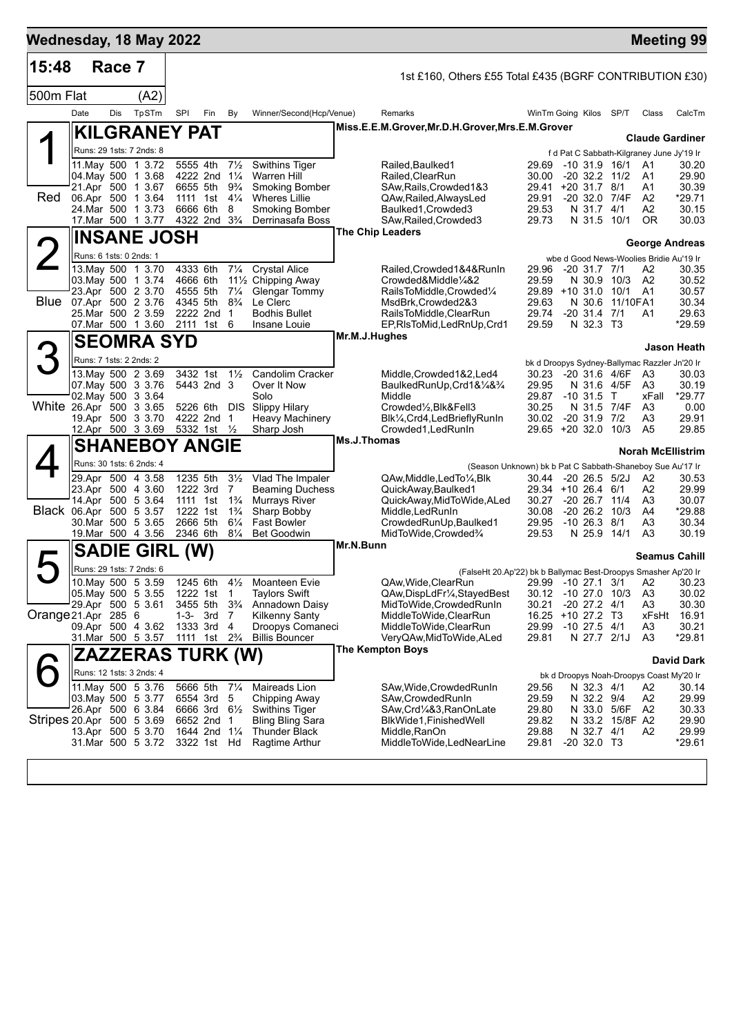# Wednesday, 18 May 2022 — Meeting 99

**15:48 Race 7** — 1st £160, Others £55 Total £435 (BGRF CONTRIBUTION £30)

**500m Flat (A2)**

| Date | Dis | TpSTm | SPI | Fin | By | Winner/Second(Hcp/Venue) | Remarks | WinTm | Going | Kilos | SP/T | Class | CalcTm |
|---|---|---|---|---|---|---|---|---|---|---|---|---|---|

## 1 KILGRANEY PAT — Red

Miss.E.E.M.Grover,Mr.D.H.Grover,Mrs.E.M.Grover — **Claude Gardiner**

Runs: 29 1sts: 7 2nds: 8 — f d Pat C Sabbath-Kilgraney June Jy'19 Ir

| Date | Dis | TpSTm | SPI | Fin | By | Winner/Second | Remarks | WinTm | Going | Kilos | SP/T | Class | CalcTm |
|---|---|---|---|---|---|---|---|---|---|---|---|---|---|
| 11.May | 500 | 1 3.72 | 5555 | 4th | 7½ | Swithins Tiger | Railed,Baulked1 | 29.69 | -10 | 31.9 | 16/1 | A1 | 30.20 |
| 04.May | 500 | 1 3.68 | 4222 | 2nd | 1¼ | Warren Hill | Railed,ClearRun | 30.00 | -20 | 32.2 | 11/2 | A1 | 29.90 |
| 21.Apr | 500 | 1 3.67 | 6655 | 5th | 9¾ | Smoking Bomber | SAw,Rails,Crowded1&3 | 29.41 | +20 | 31.7 | 8/1 | A1 | 30.39 |
| 06.Apr | 500 | 1 3.64 | 1111 | 1st | 4¼ | Wheres Lillie | QAw,Railed,AlwaysLed | 29.91 | -20 | 32.0 | 7/4F | A2 | *29.71 |
| 24.Mar | 500 | 1 3.73 | 6666 | 6th | 8 | Smoking Bomber | Baulked1,Crowded3 | 29.53 | N | 31.7 | 4/1 | A2 | 30.15 |
| 17.Mar | 500 | 1 3.77 | 4322 | 2nd | 3¾ | Derrinasafa Boss | SAw,Railed,Crowded3 | 29.73 | N | 31.5 | 10/1 | OR | 30.03 |

## 2 INSANE JOSH — Blue

The Chip Leaders — **George Andreas**

Runs: 6 1sts: 0 2nds: 1 — wbe d Good News-Woolies Bridie Au'19 Ir

| Date | Dis | TpSTm | SPI | Fin | By | Winner/Second | Remarks | WinTm | Going | Kilos | SP/T | Class | CalcTm |
|---|---|---|---|---|---|---|---|---|---|---|---|---|---|
| 13.May | 500 | 1 3.70 | 4333 | 6th | 7¼ | Crystal Alice | Railed,Crowded1&4&RunIn | 29.96 | -20 | 31.7 | 7/1 | A2 | 30.35 |
| 03.May | 500 | 1 3.74 | 4666 | 6th | 11½ | Chipping Away | Crowded&Middle¼&2 | 29.59 | N | 30.9 | 10/3 | A2 | 30.52 |
| 23.Apr | 500 | 2 3.70 | 4555 | 5th | 7¼ | Glengar Tommy | RailsToMiddle,Crowded¼ | 29.89 | +10 | 31.0 | 10/1 | A1 | 30.57 |
| 07.Apr | 500 | 2 3.76 | 4345 | 5th | 8¾ | Le Clerc | MsdBrk,Crowded2&3 | 29.63 | N | 30.6 | 11/10F | A1 | 30.34 |
| 25.Mar | 500 | 2 3.59 | 2222 | 2nd | 1 | Bodhis Bullet | RailsToMiddle,ClearRun | 29.74 | -20 | 31.4 | 7/1 | A1 | 29.63 |
| 07.Mar | 500 | 1 3.60 | 2111 | 1st | 6 | Insane Louie | EP,RlsToMid,LedRnUp,Crd1 | 29.59 | N | 32.3 | T3 | | *29.59 |

## 3 SEOMRA SYD — White

Mr.M.J.Hughes — **Jason Heath**

Runs: 7 1sts: 2 2nds: 2 — bk d Droopys Sydney-Ballymac Razzler Jn'20 Ir

| Date | Dis | TpSTm | SPI | Fin | By | Winner/Second | Remarks | WinTm | Going | Kilos | SP/T | Class | CalcTm |
|---|---|---|---|---|---|---|---|---|---|---|---|---|---|
| 13.May | 500 | 2 3.69 | 3432 | 1st | 1½ | Candolim Cracker | Middle,Crowded1&2,Led4 | 30.23 | -20 | 31.6 | 4/6F | A3 | 30.03 |
| 07.May | 500 | 3 3.76 | 5443 | 2nd | 3 | Over It Now | BaulkedRunUp,Crd1&¼&¾ | 29.95 | N | 31.6 | 4/5F | A3 | 30.19 |
| 02.May | 500 | 3 3.64 | | | | Solo | Middle | 29.87 | -10 | 31.5 | T | xFall | *29.77 |
| 26.Apr | 500 | 3 3.65 | 5226 | 6th | DIS | Slippy Hilary | Crowded½,Blk&Fell3 | 30.25 | N | 31.5 | 7/4F | A3 | 0.00 |
| 19.Apr | 500 | 3 3.70 | 4222 | 2nd | 1 | Heavy Machinery | Blk¼,Crd4,LedBrieflyRunIn | 30.02 | -20 | 31.9 | 7/2 | A3 | 29.91 |
| 12.Apr | 500 | 3 3.69 | 5332 | 1st | ½ | Sharp Josh | Crowded1,LedRunIn | 29.65 | +20 | 32.0 | 10/3 | A5 | 29.85 |

## 4 SHANEBOY ANGIE — Black

Ms.J.Thomas — **Norah McEllistrim**

Runs: 30 1sts: 6 2nds: 4 — (Season Unknown) bk b Pat C Sabbath-Shaneboy Sue Au'17 Ir

| Date | Dis | TpSTm | SPI | Fin | By | Winner/Second | Remarks | WinTm | Going | Kilos | SP/T | Class | CalcTm |
|---|---|---|---|---|---|---|---|---|---|---|---|---|---|
| 29.Apr | 500 | 4 3.58 | 1235 | 5th | 3½ | Vlad The Impaler | QAw,Middle,LedTo¼,Blk | 30.44 | -20 | 26.5 | 5/2J | A2 | 30.53 |
| 23.Apr | 500 | 4 3.60 | 1222 | 3rd | 7 | Beaming Duchess | QuickAway,Baulked1 | 29.34 | +10 | 26.4 | 6/1 | A2 | 29.99 |
| 14.Apr | 500 | 5 3.64 | 1111 | 1st | 1¾ | Murrays River | QuickAway,MidToWide,ALed | 30.27 | -20 | 26.7 | 11/4 | A3 | 30.07 |
| 06.Apr | 500 | 5 3.57 | 1222 | 1st | 1¾ | Sharp Bobby | Middle,LedRunIn | 30.08 | -20 | 26.2 | 10/3 | A4 | *29.88 |
| 30.Mar | 500 | 5 3.65 | 2666 | 5th | 6¼ | Fast Bowler | CrowdedRunUp,Baulked1 | 29.95 | -10 | 26.3 | 8/1 | A3 | 30.34 |
| 19.Mar | 500 | 4 3.56 | 2346 | 6th | 8¼ | Bet Goodwin | MidToWide,Crowded¾ | 29.53 | N | 25.9 | 14/1 | A3 | 30.19 |

## 5 SADIE GIRL (W) — Orange

Mr.N.Bunn — **Seamus Cahill**

Runs: 29 1sts: 7 2nds: 6 — (FalseHt 20.Ap'22) bk b Ballymac Best-Droopys Smasher Ap'20 Ir

| Date | Dis | TpSTm | SPI | Fin | By | Winner/Second | Remarks | WinTm | Going | Kilos | SP/T | Class | CalcTm |
|---|---|---|---|---|---|---|---|---|---|---|---|---|---|
| 10.May | 500 | 5 3.59 | 1245 | 6th | 4½ | Moanteen Evie | QAw,Wide,ClearRun | 29.99 | -10 | 27.1 | 3/1 | A2 | 30.23 |
| 05.May | 500 | 5 3.55 | 1222 | 1st | 1 | Taylors Swift | QAw,DispLdFr¼,StayedBest | 30.12 | -10 | 27.0 | 10/3 | A3 | 30.02 |
| 29.Apr | 500 | 5 3.61 | 3455 | 5th | 3¾ | Annadown Daisy | MidToWide,CrowdedRunIn | 30.21 | -20 | 27.2 | 4/1 | A3 | 30.30 |
| 21.Apr | 285 | 6 | 1-3- | 3rd | 7 | Kilkenny Santy | MiddleToWide,ClearRun | 16.25 | +10 | 27.2 | T3 | xFsHt | 16.91 |
| 09.Apr | 500 | 4 3.62 | 1333 | 3rd | 4 | Droopys Comaneci | MiddleToWide,ClearRun | 29.99 | -10 | 27.5 | 4/1 | A3 | 30.21 |
| 31.Mar | 500 | 5 3.57 | 1111 | 1st | 2¾ | Billis Bouncer | VeryQAw,MidToWide,ALed | 29.81 | N | 27.7 | 2/1J | A3 | *29.81 |

## 6 ZAZZERAS TURK (W) — Stripes

The Kempton Boys — **David Dark**

Runs: 12 1sts: 3 2nds: 4 — bk d Droopys Noah-Droopys Coast My'20 Ir

| Date | Dis | TpSTm | SPI | Fin | By | Winner/Second | Remarks | WinTm | Going | Kilos | SP/T | Class | CalcTm |
|---|---|---|---|---|---|---|---|---|---|---|---|---|---|
| 11.May | 500 | 5 3.76 | 5666 | 5th | 7¼ | Maireads Lion | SAw,Wide,CrowdedRunIn | 29.56 | N | 32.3 | 4/1 | A2 | 30.14 |
| 03.May | 500 | 5 3.77 | 6554 | 3rd | 5 | Chipping Away | SAw,CrowdedRunIn | 29.59 | N | 32.2 | 9/4 | A2 | 29.99 |
| 26.Apr | 500 | 6 3.84 | 6666 | 3rd | 6½ | Swithins Tiger | SAw,Crd¼&3,RanOnLate | 29.80 | N | 33.0 | 5/6F | A2 | 30.33 |
| 20.Apr | 500 | 5 3.69 | 6652 | 2nd | 1 | Bling Bling Sara | BlkWide1,FinishedWell | 29.82 | N | 33.2 | 15/8F | A2 | 29.90 |
| 13.Apr | 500 | 5 3.70 | 1644 | 2nd | 1¼ | Thunder Black | Middle,RanOn | 29.88 | N | 32.7 | 4/1 | A2 | 29.99 |
| 31.Mar | 500 | 5 3.72 | 3322 | 1st | Hd | Ragtime Arthur | MiddleToWide,LedNearLine | 29.81 | -20 | 32.0 | T3 | | *29.61 |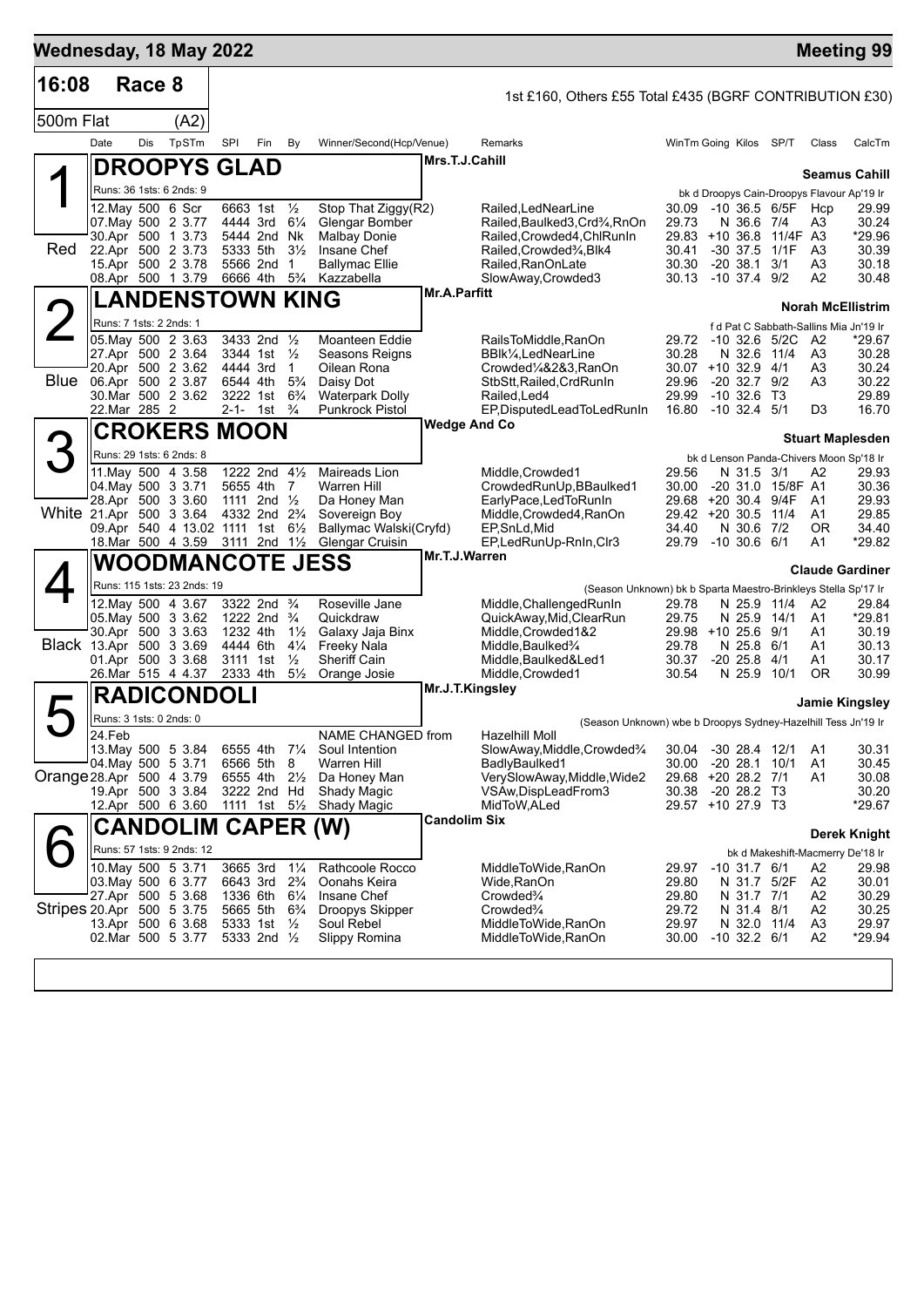## Wednesday, 18 May 2022 — Meeting 99

**16:08 Race 8** — 1st £160, Others £55 Total £435 (BGRF CONTRIBUTION £30)

**500m Flat (A2)**

| Date | Dis | TpSTm | SPl | Fin | By | Winner/Second(Hcp/Venue) | Remarks | WinTm | Going | Kilos | SP/T | Class | CalcTm |
|---|---|---|---|---|---|---|---|---|---|---|---|---|---|

### 1 (Red) DROOPYS GLAD — Mrs.T.J.Cahill — Seamus Cahill
Runs: 36 1sts: 6 2nds: 9 — bk d Droopys Cain-Droopys Flavour Ap'19 Ir

| Date | Dis | TpSTm | SPl | Fin | By | Winner/Second(Hcp/Venue) | Remarks | WinTm | Going | Kilos | SP/T | Class | CalcTm |
|---|---|---|---|---|---|---|---|---|---|---|---|---|---|
| 12.May | 500 | 6 Scr | 6663 | 1st | ½ | Stop That Ziggy(R2) | Railed,LedNearLine | 30.09 | -10 | 36.5 | 6/5F | Hcp | 29.99 |
| 07.May | 500 | 2 3.77 | 4444 | 3rd | 6¼ | Glengar Bomber | Railed,Baulked3,Crd¾,RnOn | 29.73 | N | 36.6 | 7/4 | A3 | 30.24 |
| 30.Apr | 500 | 1 3.73 | 5444 | 2nd | Nk | Malbay Donie | Railed,Crowded4,ChlRunIn | 29.83 | +10 | 36.8 | 11/4F | A3 | *29.96 |
| 22.Apr | 500 | 2 3.73 | 5333 | 5th | 3½ | Insane Chef | Railed,Crowded¾,Blk4 | 30.41 | -30 | 37.5 | 1/1F | A3 | 30.39 |
| 15.Apr | 500 | 2 3.78 | 5566 | 2nd | 1 | Ballymac Ellie | Railed,RanOnLate | 30.30 | -20 | 38.1 | 3/1 | A3 | 30.18 |
| 08.Apr | 500 | 1 3.79 | 6666 | 4th | 5¾ | Kazzabella | SlowAway,Crowded3 | 30.13 | -10 | 37.4 | 9/2 | A2 | 30.48 |

### 2 (Blue) LANDENSTOWN KING — Mr.A.Parfitt — Norah McEllistrim
Runs: 7 1sts: 2 2nds: 1 — f d Pat C Sabbath-Sallins Mia Jn'19 Ir

| Date | Dis | TpSTm | SPl | Fin | By | Winner/Second(Hcp/Venue) | Remarks | WinTm | Going | Kilos | SP/T | Class | CalcTm |
|---|---|---|---|---|---|---|---|---|---|---|---|---|---|
| 05.May | 500 | 2 3.63 | 3433 | 2nd | ½ | Moanteen Eddie | RailsToMiddle,RanOn | 29.72 | -10 | 32.6 | 5/2C | A2 | *29.67 |
| 27.Apr | 500 | 2 3.64 | 3344 | 1st | ½ | Seasons Reigns | BBlk¼,LedNearLine | 30.28 | N | 32.6 | 11/4 | A3 | 30.28 |
| 20.Apr | 500 | 2 3.62 | 4444 | 3rd | 1 | Oilean Rona | Crowded¼&2&3,RanOn | 30.07 | +10 | 32.9 | 4/1 | A3 | 30.24 |
| 06.Apr | 500 | 2 3.87 | 6544 | 4th | 5¾ | Daisy Dot | StbStt,Railed,CrdRunIn | 29.96 | -20 | 32.7 | 9/2 | A3 | 30.22 |
| 30.Mar | 500 | 2 3.62 | 3222 | 1st | 6¾ | Waterpark Dolly | Railed,Led4 | 29.99 | -10 | 32.6 | T3 | | 29.89 |
| 22.Mar | 285 | 2 | 2-1- | 1st | ¾ | Punkrock Pistol | EP,DisputedLeadToLedRunIn | 16.80 | -10 | 32.4 | 5/1 | D3 | 16.70 |

### 3 (White) CROKERS MOON — Wedge And Co — Stuart Maplesden
Runs: 29 1sts: 6 2nds: 8 — bk d Lenson Panda-Chivers Moon Sp'18 Ir

| Date | Dis | TpSTm | SPl | Fin | By | Winner/Second(Hcp/Venue) | Remarks | WinTm | Going | Kilos | SP/T | Class | CalcTm |
|---|---|---|---|---|---|---|---|---|---|---|---|---|---|
| 11.May | 500 | 4 3.58 | 1222 | 2nd | 4½ | Maireads Lion | Middle,Crowded1 | 29.56 | N | 31.5 | 3/1 | A2 | 29.93 |
| 04.May | 500 | 3 3.71 | 5655 | 4th | 7 | Warren Hill | CrowdedRunUp,BBaulked1 | 30.00 | -20 | 31.0 | 15/8F | A1 | 30.36 |
| 28.Apr | 500 | 3 3.60 | 1111 | 2nd | ½ | Da Honey Man | EarlyPace,LedToRunIn | 29.68 | +20 | 30.4 | 9/4F | A1 | 29.93 |
| 21.Apr | 500 | 3 3.64 | 4332 | 2nd | 2¾ | Sovereign Boy | Middle,Crowded4,RanOn | 29.42 | +20 | 30.5 | 11/4 | A1 | 29.85 |
| 09.Apr | 540 | 4 13.02 | 1111 | 1st | 6½ | Ballymac Walski(Cryfd) | EP,SnLd,Mid | 34.40 | N | 30.6 | 7/2 | OR | 34.40 |
| 18.Mar | 500 | 4 3.59 | 3111 | 2nd | 1½ | Glengar Cruisin | EP,LedRunUp-RnIn,Clr3 | 29.79 | -10 | 30.6 | 6/1 | A1 | *29.82 |

### 4 (Black) WOODMANCOTE JESS — Mr.T.J.Warren — Claude Gardiner
Runs: 115 1sts: 23 2nds: 19 — (Season Unknown) bk b Sparta Maestro-Brinkleys Stella Sp'17 Ir

| Date | Dis | TpSTm | SPl | Fin | By | Winner/Second(Hcp/Venue) | Remarks | WinTm | Going | Kilos | SP/T | Class | CalcTm |
|---|---|---|---|---|---|---|---|---|---|---|---|---|---|
| 12.May | 500 | 4 3.67 | 3322 | 2nd | ¾ | Roseville Jane | Middle,ChallengedRunIn | 29.78 | N | 25.9 | 11/4 | A2 | 29.84 |
| 05.May | 500 | 3 3.62 | 1222 | 2nd | ¾ | Quickdraw | QuickAway,Mid,ClearRun | 29.75 | N | 25.9 | 14/1 | A1 | *29.81 |
| 30.Apr | 500 | 3 3.63 | 1232 | 4th | 1½ | Galaxy Jaja Binx | Middle,Crowded1&2 | 29.98 | +10 | 25.6 | 9/1 | A1 | 30.19 |
| 13.Apr | 500 | 3 3.69 | 4444 | 6th | 4¼ | Freeky Nala | Middle,Baulked¾ | 29.78 | N | 25.8 | 6/1 | A1 | 30.13 |
| 01.Apr | 500 | 3 3.68 | 3111 | 1st | ½ | Sheriff Cain | Middle,Baulked&Led1 | 30.37 | -20 | 25.8 | 4/1 | A1 | 30.17 |
| 26.Mar | 515 | 4 4.37 | 2333 | 4th | 5½ | Orange Josie | Middle,Crowded1 | 30.54 | N | 25.9 | 10/1 | OR | 30.99 |

### 5 (Orange) RADICONDOLI — Mr.J.T.Kingsley — Jamie Kingsley
Runs: 3 1sts: 0 2nds: 0 — (Season Unknown) wbe b Droopys Sydney-Hazelhill Tess Jn'19 Ir

| Date | Dis | TpSTm | SPl | Fin | By | Winner/Second(Hcp/Venue) | Remarks | WinTm | Going | Kilos | SP/T | Class | CalcTm |
|---|---|---|---|---|---|---|---|---|---|---|---|---|---|
| 24.Feb | | | | | | NAME CHANGED from | Hazelhill Moll | | | | | | |
| 13.May | 500 | 5 3.84 | 6555 | 4th | 7¼ | Soul Intention | SlowAway,Middle,Crowded¾ | 30.04 | -30 | 28.4 | 12/1 | A1 | 30.31 |
| 04.May | 500 | 5 3.71 | 6566 | 5th | 8 | Warren Hill | BadlyBaulked1 | 30.00 | -20 | 28.1 | 10/1 | A1 | 30.45 |
| 28.Apr | 500 | 4 3.79 | 6555 | 4th | 2½ | Da Honey Man | VerySlowAway,Middle,Wide2 | 29.68 | +20 | 28.2 | 7/1 | A1 | 30.08 |
| 19.Apr | 500 | 3 3.84 | 3222 | 2nd | Hd | Shady Magic | VSAw,DispLeadFrom3 | 30.38 | -20 | 28.2 | T3 | | 30.20 |
| 12.Apr | 500 | 6 3.60 | 1111 | 1st | 5½ | Shady Magic | MidToW,ALed | 29.57 | +10 | 27.9 | T3 | | *29.67 |

### 6 (Stripes) CANDOLIM CAPER (W) — Candolim Six — Derek Knight
Runs: 57 1sts: 9 2nds: 12 — bk d Makeshift-Macmerry De'18 Ir

| Date | Dis | TpSTm | SPl | Fin | By | Winner/Second(Hcp/Venue) | Remarks | WinTm | Going | Kilos | SP/T | Class | CalcTm |
|---|---|---|---|---|---|---|---|---|---|---|---|---|---|
| 10.May | 500 | 5 3.71 | 3665 | 3rd | 1¼ | Rathcoole Rocco | MiddleToWide,RanOn | 29.97 | -10 | 31.7 | 6/1 | A2 | 29.98 |
| 03.May | 500 | 6 3.77 | 6643 | 3rd | 2¾ | Oonahs Keira | Wide,RanOn | 29.80 | N | 31.7 | 5/2F | A2 | 30.01 |
| 27.Apr | 500 | 5 3.68 | 1336 | 6th | 6¼ | Insane Chef | Crowded¾ | 29.80 | N | 31.7 | 7/1 | A2 | 30.29 |
| 20.Apr | 500 | 5 3.75 | 5665 | 5th | 6¾ | Droopys Skipper | Crowded¾ | 29.72 | N | 31.4 | 8/1 | A2 | 30.25 |
| 13.Apr | 500 | 6 3.68 | 5333 | 1st | ½ | Soul Rebel | MiddleToWide,RanOn | 29.97 | N | 32.0 | 11/4 | A3 | 29.97 |
| 02.Mar | 500 | 5 3.77 | 5333 | 2nd | ½ | Slippy Romina | MiddleToWide,RanOn | 30.00 | -10 | 32.2 | 6/1 | A2 | *29.94 |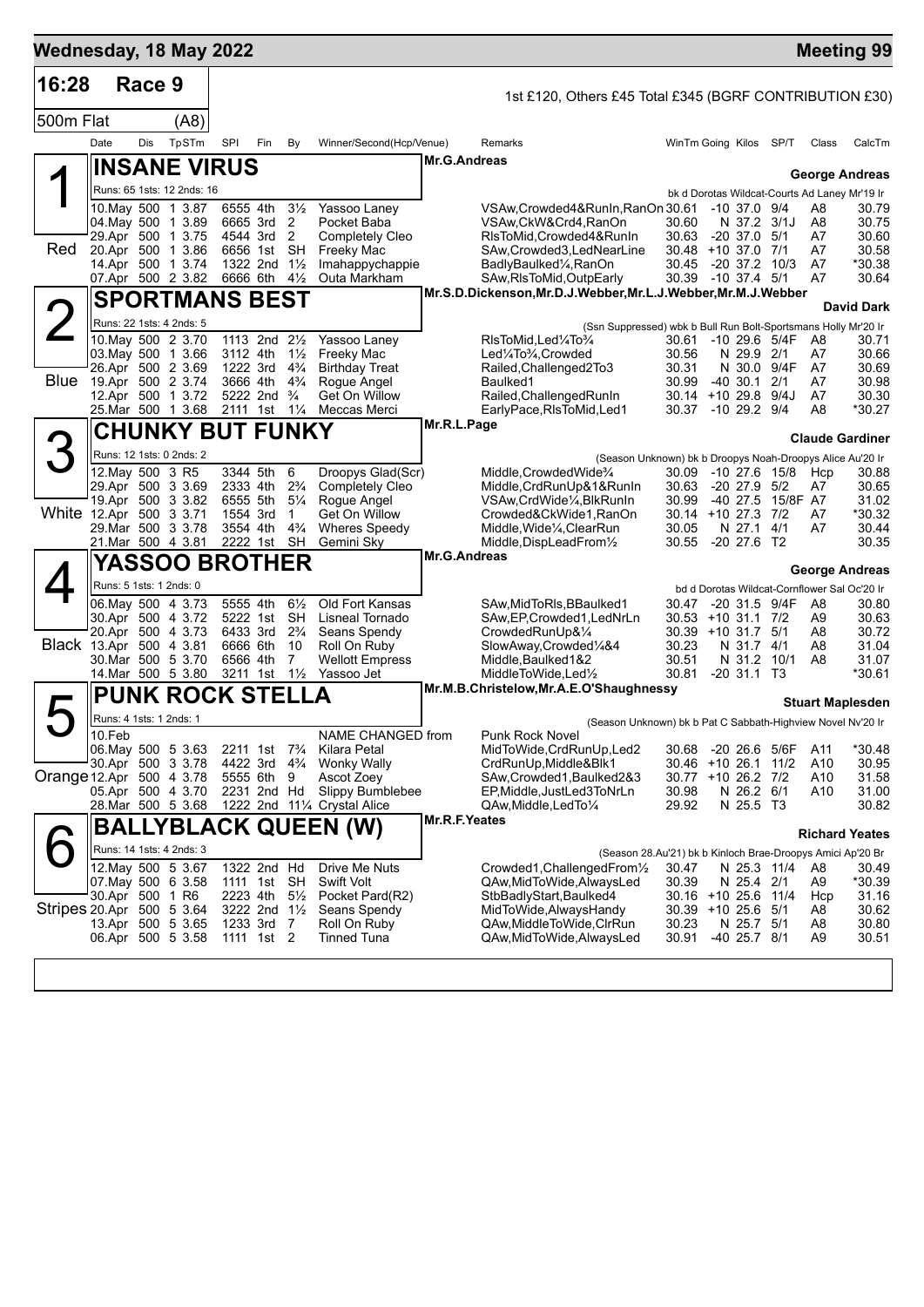# Wednesday, 18 May 2022 — Meeting 99

**16:28 Race 9** — 1st £120, Others £45 Total £345 (BGRF CONTRIBUTION £30)

**500m Flat (A8)**

| Date | Dis | TpSTm | SPI | Fin | By | Winner/Second(Hcp/Venue) | Remarks | WinTm | Going | Kilos | SP/T | Class | CalcTm |
|---|---|---|---|---|---|---|---|---|---|---|---|---|---|

## 1 — INSANE VIRUS (Red)
Mr.G.Andreas — **George Andreas**

Runs: 65 1sts: 12 2nds: 16 — bk d Dorotas Wildcat-Courts Ad Laney Mr'19 Ir

| Date | Dis | TpSTm | SPI | Fin | By | Winner/Second(Hcp/Venue) | Remarks | WinTm | Going | Kilos | SP/T | Class | CalcTm |
|---|---|---|---|---|---|---|---|---|---|---|---|---|---|
| 10.May | 500 | 1 3.87 | 6555 | 4th | 3½ | Yassoo Laney | VSAw,Crowded4&RunIn,RanOn | 30.61 | -10 | 37.0 | 9/4 | A8 | 30.79 |
| 04.May | 500 | 1 3.89 | 6665 | 3rd | 2 | Pocket Baba | VSAw,CkW&Crd4,RanOn | 30.60 | N | 37.2 | 3/1J | A8 | 30.75 |
| 29.Apr | 500 | 1 3.75 | 4544 | 3rd | 2 | Completely Cleo | RlsToMid,Crowded4&RunIn | 30.63 | -20 | 37.0 | 5/1 | A7 | 30.60 |
| 20.Apr | 500 | 1 3.86 | 6656 | 1st | SH | Freeky Mac | SAw,Crowded3,LedNearLine | 30.48 | +10 | 37.0 | 7/1 | A7 | 30.58 |
| 14.Apr | 500 | 1 3.74 | 1322 | 2nd | 1½ | Imahappychappie | BadlyBaulked¼,RanOn | 30.45 | -20 | 37.2 | 10/3 | A7 | *30.38 |
| 07.Apr | 500 | 2 3.82 | 6666 | 6th | 4½ | Outa Markham | SAw,RlsToMid,OutpEarly | 30.39 | -10 | 37.4 | 5/1 | A7 | 30.64 |

## 2 — SPORTMANS BEST (Blue)
Mr.S.D.Dickenson,Mr.D.J.Webber,Mr.L.J.Webber,Mr.M.J.Webber — **David Dark**

Runs: 22 1sts: 4 2nds: 5 — (Ssn Suppressed) wbk b Bull Run Bolt-Sportsmans Holly Mr'20 Ir

| Date | Dis | TpSTm | SPI | Fin | By | Winner/Second(Hcp/Venue) | Remarks | WinTm | Going | Kilos | SP/T | Class | CalcTm |
|---|---|---|---|---|---|---|---|---|---|---|---|---|---|
| 10.May | 500 | 2 3.70 | 1113 | 2nd | 2½ | Yassoo Laney | RlsToMid,Led¼To¾ | 30.61 | -10 | 29.6 | 5/4F | A8 | 30.71 |
| 03.May | 500 | 1 3.66 | 3112 | 4th | 1½ | Freeky Mac | Led¼To¾,Crowded | 30.56 | N | 29.9 | 2/1 | A7 | 30.66 |
| 26.Apr | 500 | 2 3.69 | 1222 | 3rd | 4¾ | Birthday Treat | Railed,Challenged2To3 | 30.31 | N | 30.0 | 9/4F | A7 | 30.69 |
| 19.Apr | 500 | 2 3.74 | 3666 | 4th | 4¾ | Rogue Angel | Baulked1 | 30.99 | -40 | 30.1 | 2/1 | A7 | 30.98 |
| 12.Apr | 500 | 1 3.72 | 5222 | 2nd | ¾ | Get On Willow | Railed,ChallengedRunIn | 30.14 | +10 | 29.8 | 9/4J | A7 | 30.30 |
| 25.Mar | 500 | 1 3.68 | 2111 | 1st | 1¼ | Meccas Merci | EarlyPace,RlsToMid,Led1 | 30.37 | -10 | 29.2 | 9/4 | A8 | *30.27 |

## 3 — CHUNKY BUT FUNKY (White)
Mr.R.L.Page — **Claude Gardiner**

Runs: 12 1sts: 0 2nds: 2 — (Season Unknown) bk b Droopys Noah-Droopys Alice Au'20 Ir

| Date | Dis | TpSTm | SPI | Fin | By | Winner/Second(Hcp/Venue) | Remarks | WinTm | Going | Kilos | SP/T | Class | CalcTm |
|---|---|---|---|---|---|---|---|---|---|---|---|---|---|
| 12.May | 500 | 3 R5 | 3344 | 5th | 6 | Droopys Glad(Scr) | Middle,CrowdedWide¾ | 30.09 | -10 | 27.6 | 15/8 | Hcp | 30.88 |
| 29.Apr | 500 | 3 3.69 | 2333 | 4th | 2¾ | Completely Cleo | Middle,CrdRunUp&1&RunIn | 30.63 | -20 | 27.9 | 5/2 | A7 | 30.65 |
| 19.Apr | 500 | 3 3.82 | 6555 | 5th | 5¼ | Rogue Angel | VSAw,CrdWide¼,BlkRunIn | 30.99 | -40 | 27.5 | 15/8F | A7 | 31.02 |
| 12.Apr | 500 | 3 3.71 | 1554 | 3rd | 1 | Get On Willow | Crowded&CkWide1,RanOn | 30.14 | +10 | 27.3 | 7/2 | A7 | *30.32 |
| 29.Mar | 500 | 3 3.78 | 3554 | 4th | 4¾ | Wheres Speedy | Middle,Wide¼,ClearRun | 30.05 | N | 27.1 | 4/1 | A7 | 30.44 |
| 21.Mar | 500 | 4 3.81 | 2222 | 1st | SH | Gemini Sky | Middle,DispLeadFrom½ | 30.55 | -20 | 27.6 | T2 | | 30.35 |

## 4 — YASSOO BROTHER (Black)
Mr.G.Andreas — **George Andreas**

Runs: 5 1sts: 1 2nds: 0 — bd d Dorotas Wildcat-Cornflower Sal Oc'20 Ir

| Date | Dis | TpSTm | SPI | Fin | By | Winner/Second(Hcp/Venue) | Remarks | WinTm | Going | Kilos | SP/T | Class | CalcTm |
|---|---|---|---|---|---|---|---|---|---|---|---|---|---|
| 06.May | 500 | 4 3.73 | 5555 | 4th | 6½ | Old Fort Kansas | SAw,MidToRls,BBaulked1 | 30.47 | -20 | 31.5 | 9/4F | A8 | 30.80 |
| 30.Apr | 500 | 4 3.72 | 5222 | 1st | SH | Lisneal Tornado | SAw,EP,Crowded1,LedNrLn | 30.53 | +10 | 31.1 | 7/2 | A9 | 30.63 |
| 20.Apr | 500 | 4 3.73 | 6433 | 3rd | 2¾ | Seans Spendy | CrowdedRunUp&¼ | 30.39 | +10 | 31.7 | 5/1 | A8 | 30.72 |
| 13.Apr | 500 | 4 3.81 | 6666 | 6th | 10 | Roll On Ruby | SlowAway,Crowded¼&4 | 30.23 | N | 31.7 | 4/1 | A8 | 31.04 |
| 30.Mar | 500 | 5 3.70 | 6566 | 4th | 7 | Wellott Empress | Middle,Baulked1&2 | 30.51 | N | 31.2 | 10/1 | A8 | 31.07 |
| 14.Mar | 500 | 5 3.80 | 3211 | 1st | 1½ | Yassoo Jet | MiddleToWide,Led½ | 30.81 | -20 | 31.1 | T3 | | *30.61 |

## 5 — PUNK ROCK STELLA (Orange)
Mr.M.B.Christelow,Mr.A.E.O'Shaughnessy — **Stuart Maplesden**

Runs: 4 1sts: 1 2nds: 1 — (Season Unknown) bk b Pat C Sabbath-Highview Novel Nv'20 Ir

| Date | Dis | TpSTm | SPI | Fin | By | Winner/Second(Hcp/Venue) | Remarks | WinTm | Going | Kilos | SP/T | Class | CalcTm |
|---|---|---|---|---|---|---|---|---|---|---|---|---|---|
| 10.Feb | | | | | | NAME CHANGED from | Punk Rock Novel | | | | | | |
| 06.May | 500 | 5 3.63 | 2211 | 1st | 7¾ | Kilara Petal | MidToWide,CrdRunUp,Led2 | 30.68 | -20 | 26.6 | 5/6F | A11 | *30.48 |
| 30.Apr | 500 | 3 3.78 | 4422 | 3rd | 4¾ | Wonky Wally | CrdRunUp,Middle&Blk1 | 30.46 | +10 | 26.1 | 11/2 | A10 | 30.95 |
| 12.Apr | 500 | 4 3.78 | 5555 | 6th | 9 | Ascot Zoey | SAw,Crowded1,Baulked2&3 | 30.77 | +10 | 26.2 | 7/2 | A10 | 31.58 |
| 05.Apr | 500 | 4 3.70 | 2231 | 2nd | Hd | Slippy Bumblebee | EP,Middle,JustLed3ToNrLn | 30.98 | N | 26.2 | 6/1 | A10 | 31.00 |
| 28.Mar | 500 | 5 3.68 | 1222 | 2nd | 11¼ | Crystal Alice | QAw,Middle,LedTo¼ | 29.92 | N | 25.5 | T3 | | 30.82 |

## 6 — BALLYBLACK QUEEN (W) (Stripes)
Mr.R.F.Yeates — **Richard Yeates**

Runs: 14 1sts: 4 2nds: 3 — (Season 28.Au'21) bk b Kinloch Brae-Droopys Amici Ap'20 Br

| Date | Dis | TpSTm | SPI | Fin | By | Winner/Second(Hcp/Venue) | Remarks | WinTm | Going | Kilos | SP/T | Class | CalcTm |
|---|---|---|---|---|---|---|---|---|---|---|---|---|---|
| 12.May | 500 | 5 3.67 | 1322 | 2nd | Hd | Drive Me Nuts | Crowded1,ChallengedFrom½ | 30.47 | N | 25.3 | 11/4 | A8 | 30.49 |
| 07.May | 500 | 6 3.58 | 1111 | 1st | SH | Swift Volt | QAw,MidToWide,AlwaysLed | 30.39 | N | 25.4 | 2/1 | A9 | *30.39 |
| 30.Apr | 500 | 1 R6 | 2223 | 4th | 5½ | Pocket Pard(R2) | StbBadlyStart,Baulked4 | 30.16 | +10 | 25.6 | 11/4 | Hcp | 31.16 |
| 20.Apr | 500 | 5 3.64 | 3222 | 2nd | 1½ | Seans Spendy | MidToWide,AlwaysHandy | 30.39 | +10 | 25.6 | 5/1 | A8 | 30.62 |
| 13.Apr | 500 | 5 3.65 | 1233 | 3rd | 7 | Roll On Ruby | QAw,MiddleToWide,ClrRun | 30.23 | N | 25.7 | 5/1 | A8 | 30.80 |
| 06.Apr | 500 | 5 3.58 | 1111 | 1st | 2 | Tinned Tuna | QAw,MidToWide,AlwaysLed | 30.91 | -40 | 25.7 | 8/1 | A9 | 30.51 |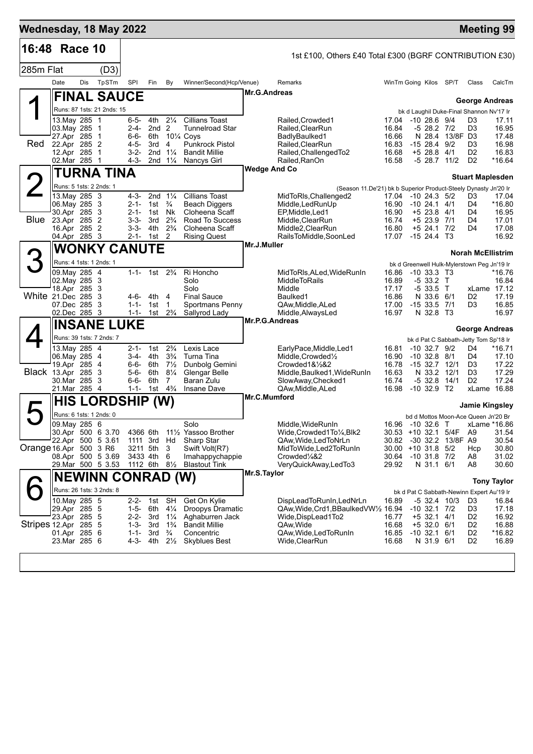## Wednesday, 18 May 2022 — Meeting 99

**16:48 Race 10** — 1st £100, Others £40 Total £300 (BGRF CONTRIBUTION £30)

**285m Flat (D3)**

| Date | Dis | TpSTm | SPI | Fin | By | Winner/Second(Hcp/Venue) | Remarks | WinTm | Going | Kilos | SP/T | Class | CalcTm |
|---|---|---|---|---|---|---|---|---|---|---|---|---|---|

### 1 — FINAL SAUCE (Red)
Mr.G.Andreas — Trainer: George Andreas
Runs: 87 1sts: 21 2nds: 15 — bk d Laughil Duke-Final Shannon Nv'17 Ir

| Date | Dis | TpSTm | SPI | Fin | By | Winner/Second(Hcp/Venue) | Remarks | WinTm | Going | Kilos | SP/T | Class | CalcTm |
|---|---|---|---|---|---|---|---|---|---|---|---|---|---|
| 13.May | 285 | 1 | 6-5- | 4th | 2¼ | Cillians Toast | Railed,Crowded1 | 17.04 | -10 | 28.6 | 9/4 | D3 | 17.11 |
| 03.May | 285 | 1 | 2-4- | 2nd | 2 | Tunnelroad Star | Railed,ClearRun | 16.84 | -5 | 28.2 | 7/2 | D3 | 16.95 |
| 27.Apr | 285 | 1 | 6-6- | 6th | 10¼ | Coys | BadlyBaulked1 | 16.66 | N | 28.4 | 13/8F | D3 | 17.48 |
| 22.Apr | 285 | 2 | 4-5- | 3rd | 4 | Punkrock Pistol | Railed,ClearRun | 16.83 | -15 | 28.4 | 9/2 | D3 | 16.98 |
| 12.Apr | 285 | 1 | 3-2- | 2nd | 1¼ | Bandit Millie | Railed,ChallengedTo2 | 16.68 | +5 | 28.8 | 4/1 | D2 | 16.83 |
| 02.Mar | 285 | 1 | 4-3- | 2nd | 1¼ | Nancys Girl | Railed,RanOn | 16.58 | -5 | 28.7 | 11/2 | D2 | *16.64 |

### 2 — TURNA TINA (Blue)
Wedge And Co — Trainer: Stuart Maplesden
Runs: 5 1sts: 2 2nds: 1 — (Season 11.De'21) bk b Superior Product-Steely Dynasty Jn'20 Ir

| Date | Dis | TpSTm | SPI | Fin | By | Winner/Second(Hcp/Venue) | Remarks | WinTm | Going | Kilos | SP/T | Class | CalcTm |
|---|---|---|---|---|---|---|---|---|---|---|---|---|---|
| 13.May | 285 | 3 | 4-3- | 2nd | 1¼ | Cillians Toast | MidToRls,Challenged2 | 17.04 | -10 | 24.3 | 5/2 | D3 | 17.04 |
| 06.May | 285 | 3 | 2-1- | 1st | ¾ | Beach Diggers | Middle,LedRunUp | 16.90 | -10 | 24.1 | 4/1 | D4 | *16.80 |
| 30.Apr | 285 | 3 | 2-1- | 1st | Nk | Cloheena Scaff | EP,Middle,Led1 | 16.90 | +5 | 23.8 | 4/1 | D4 | 16.95 |
| 23.Apr | 285 | 2 | 3-3- | 3rd | 2¾ | Road To Success | Middle,ClearRun | 16.74 | +5 | 23.9 | 7/1 | D4 | 17.01 |
| 16.Apr | 285 | 2 | 3-3- | 4th | 2¾ | Cloheena Scaff | Middle2,ClearRun | 16.80 | +5 | 24.1 | 7/2 | D4 | 17.08 |
| 04.Apr | 285 | 3 | 2-1- | 1st | 2 | Rising Quest | RailsToMiddle,SoonLed | 17.07 | -15 | 24.4 | T3 | | 16.92 |

### 3 — WONKY CANUTE (White)
Mr.J.Muller — Trainer: Norah McEllistrim
Runs: 4 1sts: 1 2nds: 1 — bk d Greenwell Hulk-Mylerstown Peg Jn'19 Ir

| Date | Dis | TpSTm | SPI | Fin | By | Winner/Second(Hcp/Venue) | Remarks | WinTm | Going | Kilos | SP/T | Class | CalcTm |
|---|---|---|---|---|---|---|---|---|---|---|---|---|---|
| 09.May | 285 | 4 | 1-1- | 1st | 2¾ | Ri Honcho | MidToRls,ALed,WideRunIn | 16.86 | -10 | 33.3 | T3 | | *16.76 |
| 02.May | 285 | 3 | | | | Solo | MiddleToRails | 16.89 | -5 | 33.2 | T | | 16.84 |
| 18.Apr | 285 | 3 | | | | Solo | Middle | 17.17 | -5 | 33.5 | T | xLame | 17.12 |
| 21.Dec | 285 | 3 | 4-6- | 4th | 4 | Final Sauce | Baulked1 | 16.86 | N | 33.6 | 6/1 | D2 | 17.19 |
| 07.Dec | 285 | 3 | 1-1- | 1st | 1 | Sportmans Penny | QAw,Middle,ALed | 17.00 | -15 | 33.5 | 7/1 | D3 | 16.85 |
| 02.Dec | 285 | 3 | 1-1- | 1st | 2¾ | Sallyrod Lady | Middle,AlwaysLed | 16.97 | N | 32.8 | T3 | | 16.97 |

### 4 — INSANE LUKE (Black)
Mr.P.G.Andreas — Trainer: George Andreas
Runs: 39 1sts: 7 2nds: 7 — bk d Pat C Sabbath-Jetty Tom Sp'18 Ir

| Date | Dis | TpSTm | SPI | Fin | By | Winner/Second(Hcp/Venue) | Remarks | WinTm | Going | Kilos | SP/T | Class | CalcTm |
|---|---|---|---|---|---|---|---|---|---|---|---|---|---|
| 13.May | 285 | 4 | 2-1- | 1st | 2¾ | Lexis Lace | EarlyPace,Middle,Led1 | 16.81 | -10 | 32.7 | 9/2 | D4 | *16.71 |
| 06.May | 285 | 4 | 3-4- | 4th | 3¾ | Turna Tina | Middle,Crowded½ | 16.90 | -10 | 32.8 | 8/1 | D4 | 17.10 |
| 19.Apr | 285 | 4 | 6-6- | 6th | 7½ | Dunbolg Gemini | Crowded1&½&2 | 16.78 | -15 | 32.7 | 12/1 | D3 | 17.22 |
| 13.Apr | 285 | 3 | 5-6- | 6th | 8¼ | Glengar Belle | Middle,Baulked1,WideRunIn | 16.63 | N | 33.2 | 12/1 | D3 | 17.29 |
| 30.Mar | 285 | 3 | 6-6- | 6th | 7 | Baran Zulu | SlowAway,Checked1 | 16.74 | -5 | 32.8 | 14/1 | D2 | 17.24 |
| 21.Mar | 285 | 4 | 1-1- | 1st | 4¾ | Insane Dave | QAw,Middle,ALed | 16.98 | -10 | 32.9 | T2 | xLame | 16.88 |

### 5 — HIS LORDSHIP (W) (Orange)
Mr.C.Mumford — Trainer: Jamie Kingsley
Runs: 6 1sts: 1 2nds: 0 — bd d Mottos Moon-Ace Queen Jn'20 Br

| Date | Dis | TpSTm | SPI | Fin | By | Winner/Second(Hcp/Venue) | Remarks | WinTm | Going | Kilos | SP/T | Class | CalcTm |
|---|---|---|---|---|---|---|---|---|---|---|---|---|---|
| 09.May | 285 | 6 | | | | Solo | Middle,WideRunIn | 16.96 | -10 | 32.6 | T | xLame | *16.86 |
| 30.Apr | 500 | 6 3.70 | 4366 | 6th | 11½ | Yassoo Brother | Wide,Crowded1To¼,Blk2 | 30.53 | +10 | 32.1 | 5/4F | A9 | 31.54 |
| 22.Apr | 500 | 5 3.61 | 1111 | 3rd | Hd | Sharp Star | QAw,Wide,LedToNrLn | 30.82 | -30 | 32.2 | 13/8F | A9 | 30.54 |
| 16.Apr | 500 | 3 R6 | 3211 | 5th | 3 | Swift Volt(R7) | MidToWide,Led2ToRunIn | 30.00 | +10 | 31.8 | 5/2 | Hcp | 30.80 |
| 08.Apr | 500 | 5 3.69 | 3433 | 4th | 6 | Imahappychappie | Crowded¼&2 | 30.64 | -10 | 31.8 | 7/2 | A8 | 31.02 |
| 29.Mar | 500 | 5 3.53 | 1112 | 6th | 8½ | Blastout Tink | VeryQuickAway,LedTo3 | 29.92 | N | 31.1 | 6/1 | A8 | 30.60 |

### 6 — NEWINN CONRAD (W) (Stripes)
Mr.S.Taylor — Trainer: Tony Taylor
Runs: 26 1sts: 3 2nds: 8 — bk d Pat C Sabbath-Newinn Expert Au'19 Ir

| Date | Dis | TpSTm | SPI | Fin | By | Winner/Second(Hcp/Venue) | Remarks | WinTm | Going | Kilos | SP/T | Class | CalcTm |
|---|---|---|---|---|---|---|---|---|---|---|---|---|---|
| 10.May | 285 | 5 | 2-2- | 1st | SH | Get On Kylie | DispLeadToRunIn,LedNrLn | 16.89 | -5 | 32.4 | 10/3 | D3 | 16.84 |
| 29.Apr | 285 | 5 | 1-5- | 6th | 4¼ | Droopys Dramatic | QAw,Wide,Crd1,BBaulkedVW½ | 16.94 | -10 | 32.1 | 7/2 | D3 | 17.18 |
| 23.Apr | 285 | 5 | 2-2- | 3rd | 1¼ | Aghaburren Jack | Wide,DispLead1To2 | 16.77 | +5 | 32.1 | 4/1 | D2 | 16.92 |
| 12.Apr | 285 | 5 | 1-3- | 3rd | 1¾ | Bandit Millie | QAw,Wide | 16.68 | +5 | 32.0 | 6/1 | D2 | 16.88 |
| 01.Apr | 285 | 6 | 1-1- | 3rd | ¾ | Concentric | QAw,Wide,LedToRunIn | 16.85 | -10 | 32.1 | 6/1 | D2 | *16.82 |
| 23.Mar | 285 | 6 | 4-3- | 4th | 2½ | Skyblues Best | Wide,ClearRun | 16.68 | N | 31.9 | 6/1 | D2 | 16.89 |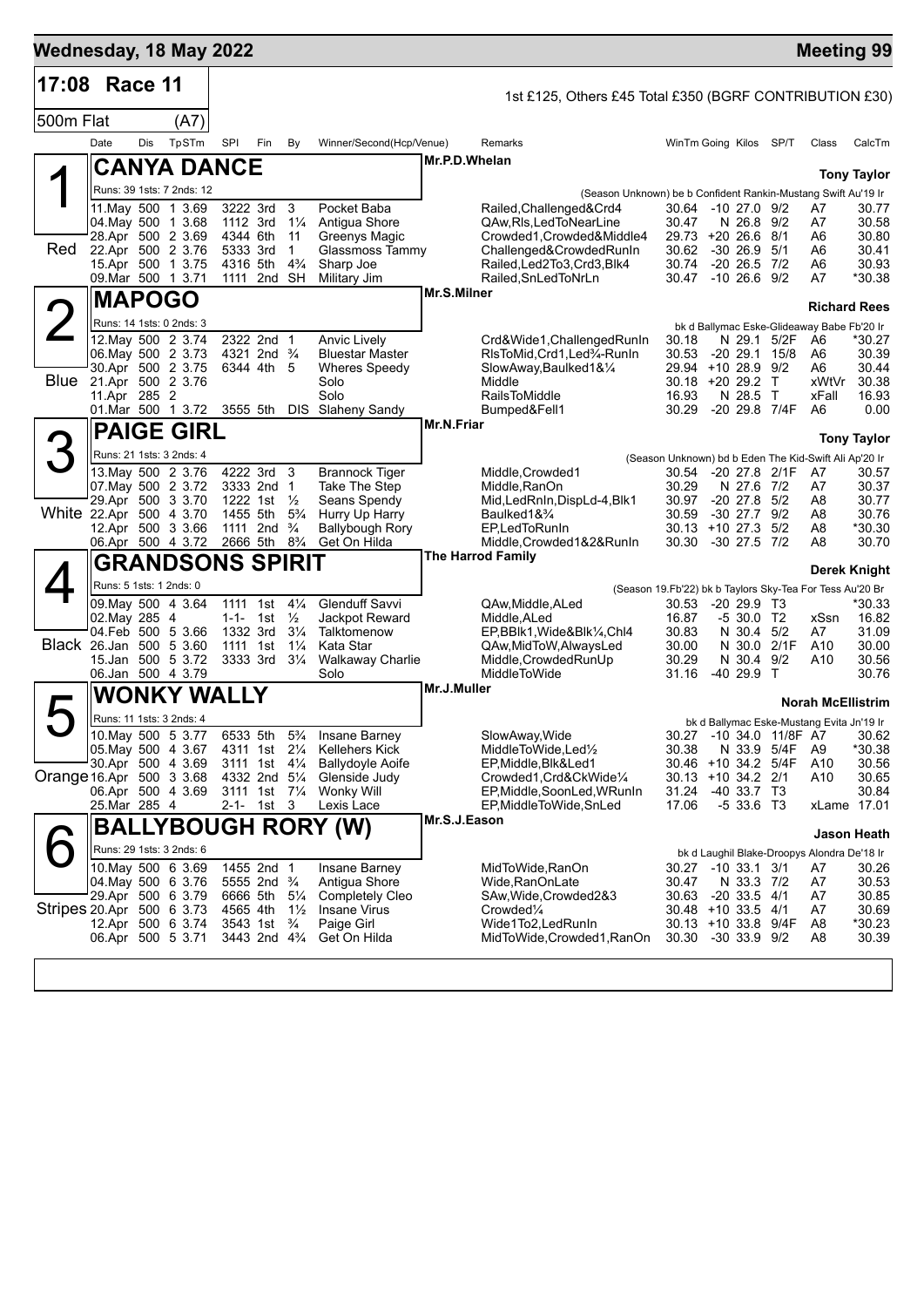# Wednesday, 18 May 2022 — Meeting 99

## 17:08 Race 11

1st £125, Others £45 Total £350 (BGRF CONTRIBUTION £30)

500m Flat (A7)

| Date | Dis | TpSTm | SPI | Fin | By | Winner/Second(Hcp/Venue) | Remarks | WinTm | Going | Kilos | SP/T | Class | CalcTm |
|---|---|---|---|---|---|---|---|---|---|---|---|---|---|

### 1 (Red) CANYA DANCE — Mr.P.D.Whelan — Tony Taylor

Runs: 39 1sts: 7 2nds: 12 — (Season Unknown) be b Confident Rankin-Mustang Swift Au'19 Ir

| Date | Dis | TpSTm | SPI | Fin | By | Winner/Second(Hcp/Venue) | Remarks | WinTm | Going | Kilos | SP/T | Class | CalcTm |
|---|---|---|---|---|---|---|---|---|---|---|---|---|---|
| 11.May | 500 | 1 3.69 | 3222 | 3rd | 3 | Pocket Baba | Railed,Challenged&Crd4 | 30.64 | -10 | 27.0 | 9/2 | A7 | 30.77 |
| 04.May | 500 | 1 3.68 | 1112 | 3rd | 1¼ | Antigua Shore | QAw,Rls,LedToNearLine | 30.47 | N | 26.8 | 9/2 | A7 | 30.58 |
| 28.Apr | 500 | 2 3.69 | 4344 | 6th | 11 | Greenys Magic | Crowded1,Crowded&Middle4 | 29.73 | +20 | 26.6 | 8/1 | A6 | 30.80 |
| 22.Apr | 500 | 2 3.76 | 5333 | 3rd | 1 | Glassmoss Tammy | Challenged&CrowdedRunIn | 30.62 | -30 | 26.9 | 5/1 | A6 | 30.41 |
| 15.Apr | 500 | 1 3.75 | 4316 | 5th | 4¾ | Sharp Joe | Railed,Led2To3,Crd3,Blk4 | 30.74 | -20 | 26.5 | 7/2 | A6 | 30.93 |
| 09.Mar | 500 | 1 3.71 | 1111 | 2nd | SH | Military Jim | Railed,SnLedToNrLn | 30.47 | -10 | 26.6 | 9/2 | A7 | *30.38 |

### 2 (Blue) MAPOGO — Mr.S.Milner — Richard Rees

Runs: 14 1sts: 0 2nds: 3 — bk d Ballymac Eske-Glideaway Babe Fb'20 Ir

| Date | Dis | TpSTm | SPI | Fin | By | Winner/Second(Hcp/Venue) | Remarks | WinTm | Going | Kilos | SP/T | Class | CalcTm |
|---|---|---|---|---|---|---|---|---|---|---|---|---|---|
| 12.May | 500 | 2 3.74 | 2322 | 2nd | 1 | Anvic Lively | Crd&Wide1,ChallengedRunIn | 30.18 | N | 29.1 | 5/2F | A6 | *30.27 |
| 06.May | 500 | 2 3.73 | 4321 | 2nd | ¾ | Bluestar Master | RlsToMid,Crd1,Led¾-RunIn | 30.53 | -20 | 29.1 | 15/8 | A6 | 30.39 |
| 30.Apr | 500 | 2 3.75 | 6344 | 4th | 5 | Wheres Speedy | SlowAway,Baulked1&¼ | 29.94 | +10 | 28.9 | 9/2 | A6 | 30.44 |
| 21.Apr | 500 | 2 3.76 | | | | Solo | Middle | 30.18 | +20 | 29.2 | T | xWtVr | 30.38 |
| 11.Apr | 285 | 2 | | | | Solo | RailsToMiddle | 16.93 | N | 28.5 | T | xFall | 16.93 |
| 01.Mar | 500 | 1 3.72 | 3555 | 5th | DIS | Slaheny Sandy | Bumped&Fell1 | 30.29 | -20 | 29.8 | 7/4F | A6 | 0.00 |

### 3 (White) PAIGE GIRL — Mr.N.Friar — Tony Taylor

Runs: 21 1sts: 3 2nds: 4 — (Season Unknown) bd b Eden The Kid-Swift Ali Ap'20 Ir

| Date | Dis | TpSTm | SPI | Fin | By | Winner/Second(Hcp/Venue) | Remarks | WinTm | Going | Kilos | SP/T | Class | CalcTm |
|---|---|---|---|---|---|---|---|---|---|---|---|---|---|
| 13.May | 500 | 2 3.76 | 4222 | 3rd | 3 | Brannock Tiger | Middle,Crowded1 | 30.54 | -20 | 27.8 | 2/1F | A7 | 30.57 |
| 07.May | 500 | 2 3.72 | 3333 | 2nd | 1 | Take The Step | Middle,RanOn | 30.29 | N | 27.6 | 7/2 | A7 | 30.37 |
| 29.Apr | 500 | 3 3.70 | 1222 | 1st | ½ | Seans Spendy | Mid,LedRnIn,DispLd-4,Blk1 | 30.97 | -20 | 27.8 | 5/2 | A8 | 30.77 |
| 22.Apr | 500 | 4 3.70 | 1455 | 5th | 5¾ | Hurry Up Harry | Baulked1&¾ | 30.59 | -30 | 27.7 | 9/2 | A8 | 30.76 |
| 12.Apr | 500 | 3 3.66 | 1111 | 2nd | ¾ | Ballybough Rory | EP,LedToRunIn | 30.13 | +10 | 27.3 | 5/2 | A8 | *30.30 |
| 06.Apr | 500 | 4 3.72 | 2666 | 5th | 8¾ | Get On Hilda | Middle,Crowded1&2&RunIn | 30.30 | -30 | 27.5 | 7/2 | A8 | 30.70 |

### 4 (Black) GRANDSONS SPIRIT — The Harrod Family — Derek Knight

Runs: 5 1sts: 1 2nds: 0 — (Season 19.Fb'22) bk b Taylors Sky-Tea For Tess Au'20 Br

| Date | Dis | TpSTm | SPI | Fin | By | Winner/Second(Hcp/Venue) | Remarks | WinTm | Going | Kilos | SP/T | Class | CalcTm |
|---|---|---|---|---|---|---|---|---|---|---|---|---|---|
| 09.May | 500 | 4 3.64 | 1111 | 1st | 4¼ | Glenduff Savvi | QAw,Middle,ALed | 30.53 | -20 | 29.9 | T3 | | *30.33 |
| 02.May | 285 | 4 | 1-1- | 1st | ½ | Jackpot Reward | Middle,ALed | 16.87 | -5 | 30.0 | T2 | xSsn | 16.82 |
| 04.Feb | 500 | 5 3.66 | 1332 | 3rd | 3¼ | Talktomenow | EP,BBlk1,Wide&Blk¼,Chl4 | 30.83 | N | 30.4 | 5/2 | A7 | 31.09 |
| 26.Jan | 500 | 5 3.60 | 1111 | 1st | 1¼ | Kata Star | QAw,MidToW,AlwaysLed | 30.00 | N | 30.0 | 2/1F | A10 | 30.00 |
| 15.Jan | 500 | 5 3.72 | 3333 | 3rd | 3¼ | Walkaway Charlie | Middle,CrowdedRunUp | 30.29 | N | 30.4 | 9/2 | A10 | 30.56 |
| 06.Jan | 500 | 4 3.79 | | | | Solo | MiddleToWide | 31.16 | -40 | 29.9 | T | | 30.76 |

### 5 (Orange) WONKY WALLY — Mr.J.Muller — Norah McEllistrim

Runs: 11 1sts: 3 2nds: 4 — bk d Ballymac Eske-Mustang Evita Jn'19 Ir

| Date | Dis | TpSTm | SPI | Fin | By | Winner/Second(Hcp/Venue) | Remarks | WinTm | Going | Kilos | SP/T | Class | CalcTm |
|---|---|---|---|---|---|---|---|---|---|---|---|---|---|
| 10.May | 500 | 5 3.77 | 6533 | 5th | 5¾ | Insane Barney | SlowAway,Wide | 30.27 | -10 | 34.0 | 11/8F | A7 | 30.62 |
| 05.May | 500 | 4 3.67 | 4311 | 1st | 2¼ | Kellehers Kick | MiddleToWide,Led½ | 30.38 | N | 33.9 | 5/4F | A9 | *30.38 |
| 30.Apr | 500 | 4 3.69 | 3111 | 1st | 4¼ | Ballydoyle Aoife | EP,Middle,Blk&Led1 | 30.46 | +10 | 34.2 | 5/4F | A10 | 30.56 |
| 16.Apr | 500 | 3 3.68 | 4332 | 2nd | 5¼ | Glenside Judy | Crowded1,Crd&CkWide¼ | 30.13 | +10 | 34.2 | 2/1 | A10 | 30.65 |
| 06.Apr | 500 | 4 3.69 | 3111 | 1st | 7¼ | Wonky Will | EP,Middle,SoonLed,WRunIn | 31.24 | -40 | 33.7 | T3 | | 30.84 |
| 25.Mar | 285 | 4 | 2-1- | 1st | 3 | Lexis Lace | EP,MiddleToWide,SnLed | 17.06 | -5 | 33.6 | T3 | xLame | 17.01 |

### 6 (Stripes) BALLYBOUGH RORY (W) — Mr.S.J.Eason — Jason Heath

Runs: 29 1sts: 3 2nds: 6 — bk d Laughil Blake-Droopys Alondra De'18 Ir

| Date | Dis | TpSTm | SPI | Fin | By | Winner/Second(Hcp/Venue) | Remarks | WinTm | Going | Kilos | SP/T | Class | CalcTm |
|---|---|---|---|---|---|---|---|---|---|---|---|---|---|
| 10.May | 500 | 6 3.69 | 1455 | 2nd | 1 | Insane Barney | MidToWide,RanOn | 30.27 | -10 | 33.1 | 3/1 | A7 | 30.26 |
| 04.May | 500 | 6 3.76 | 5555 | 2nd | ¾ | Antigua Shore | Wide,RanOnLate | 30.47 | N | 33.3 | 7/2 | A7 | 30.53 |
| 29.Apr | 500 | 6 3.79 | 6666 | 5th | 5¼ | Completely Cleo | SAw,Wide,Crowded2&3 | 30.63 | -20 | 33.5 | 4/1 | A7 | 30.85 |
| 20.Apr | 500 | 6 3.73 | 4565 | 4th | 1½ | Insane Virus | Crowded¼ | 30.48 | +10 | 33.5 | 4/1 | A7 | 30.69 |
| 12.Apr | 500 | 6 3.74 | 3543 | 1st | ¾ | Paige Girl | Wide1To2,LedRunIn | 30.13 | +10 | 33.8 | 9/4F | A8 | *30.23 |
| 06.Apr | 500 | 5 3.71 | 3443 | 2nd | 4¾ | Get On Hilda | MidToWide,Crowded1,RanOn | 30.30 | -30 | 33.9 | 9/2 | A8 | 30.39 |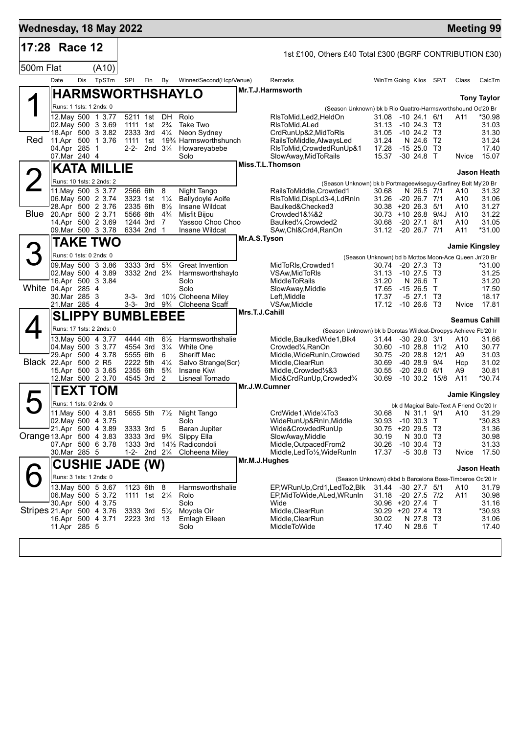# Wednesday, 18 May 2022 — Meeting 99

**17:28 Race 12** — 1st £100, Others £40 Total £300 (BGRF CONTRIBUTION £30)

**500m Flat (A10)**

| Date | Dis | TpSTm | SPI | Fin | By | Winner/Second(Hcp/Venue) | Remarks | WinTm | Going | Kilos | SP/T | Class | CalcTm |
|---|---|---|---|---|---|---|---|---|---|---|---|---|---|

## 1 — HARMSWORTHSHAYLO (Red)

Mr.T.J.Harmsworth — Tony Taylor

Runs: 1 1sts: 1 2nds: 0 — (Season Unknown) bk b Rio Quattro-Harmsworthshound Oc'20 Br

| Date | Dis | TpSTm | SPI | Fin | By | Winner/Second(Hcp/Venue) | Remarks | WinTm | Going | Kilos | SP/T | Class | CalcTm |
|---|---|---|---|---|---|---|---|---|---|---|---|---|---|
| 12.May | 500 | 1 3.77 | 5211 | 1st | DH | Rolo | RlsToMid,Led2,HeldOn | 31.08 | -10 | 24.1 | 6/1 | A11 | *30.98 |
| 02.May | 500 | 3 3.69 | 1111 | 1st | 2¾ | Take Two | RlsToMid,ALed | 31.13 | -10 | 24.3 | T3 | | 31.03 |
| 18.Apr | 500 | 3 3.82 | 2333 | 3rd | 4¼ | Neon Sydney | CrdRunUp&2,MidToRls | 31.05 | -10 | 24.2 | T3 | | 31.30 |
| 11.Apr | 500 | 1 3.76 | 1111 | 1st | 19¾ | Harmsworthshunch | RailsToMiddle,AlwaysLed | 31.24 | N | 24.6 | T2 | | 31.24 |
| 04.Apr | 285 | 1 | 2-2- | 2nd | 3¼ | Howareyabebe | RlsToMid,CrowdedRunUp&1 | 17.28 | -15 | 25.0 | T3 | | 17.40 |
| 07.Mar | 240 | 4 | | | | Solo | SlowAway,MidToRails | 15.37 | -30 | 24.8 | T | Nvice | 15.07 |

## 2 — KATA MILLIE (Blue)

Miss.T.L.Thomson — Jason Heath

Runs: 10 1sts: 2 2nds: 2 — (Season Unknown) bk b Portmageewiseguy-Garfiney Bolt My'20 Br

| Date | Dis | TpSTm | SPI | Fin | By | Winner/Second(Hcp/Venue) | Remarks | WinTm | Going | Kilos | SP/T | Class | CalcTm |
|---|---|---|---|---|---|---|---|---|---|---|---|---|---|
| 11.May | 500 | 3 3.77 | 2566 | 6th | 8 | Night Tango | RailsToMiddle,Crowded1 | 30.68 | N | 26.5 | 7/1 | A10 | 31.32 |
| 06.May | 500 | 2 3.74 | 3323 | 1st | 1¼ | Ballydoyle Aoife | RlsToMid,DispLd3-4,LdRnIn | 31.26 | -20 | 26.7 | 7/1 | A10 | 31.06 |
| 28.Apr | 500 | 2 3.76 | 2335 | 6th | 8½ | Insane Wildcat | Baulked&Checked3 | 30.38 | +20 | 26.3 | 5/1 | A10 | 31.27 |
| 20.Apr | 500 | 2 3.71 | 5566 | 6th | 4¾ | Misfit Bijou | Crowded1&¼&2 | 30.73 | +10 | 26.8 | 9/4J | A10 | 31.22 |
| 14.Apr | 500 | 2 3.69 | 1244 | 3rd | 7 | Yassoo Choo Choo | Baulked¼,Crowded2 | 30.68 | -20 | 27.1 | 8/1 | A10 | 31.05 |
| 09.Mar | 500 | 3 3.78 | 6334 | 2nd | 1 | Insane Wildcat | SAw,Chl&Crd4,RanOn | 31.12 | -20 | 26.7 | 7/1 | A11 | *31.00 |

## 3 — TAKE TWO (White)

Mr.A.S.Tyson — Jamie Kingsley

Runs: 0 1sts: 0 2nds: 0 — (Season Unknown) bd b Mottos Moon-Ace Queen Jn'20 Br

| Date | Dis | TpSTm | SPI | Fin | By | Winner/Second(Hcp/Venue) | Remarks | WinTm | Going | Kilos | SP/T | Class | CalcTm |
|---|---|---|---|---|---|---|---|---|---|---|---|---|---|
| 09.May | 500 | 3 3.86 | 3333 | 3rd | 5¾ | Great Invention | MidToRls,Crowded1 | 30.74 | -20 | 27.3 | T3 | | *31.00 |
| 02.May | 500 | 4 3.89 | 3332 | 2nd | 2¾ | Harmsworthshaylo | VSAw,MidToRls | 31.13 | -10 | 27.5 | T3 | | 31.25 |
| 16.Apr | 500 | 3 3.84 | | | | Solo | MiddleToRails | 31.20 | N | 26.6 | T | | 31.20 |
| 04.Apr | 285 | 4 | | | | Solo | SlowAway,Middle | 17.65 | -15 | 26.5 | T | | 17.50 |
| 30.Mar | 285 | 3 | 3-3- | 3rd | 10½ | Cloheena Miley | Left,Middle | 17.37 | -5 | 27.1 | T3 | | 18.17 |
| 21.Mar | 285 | 4 | 3-3- | 3rd | 9¾ | Cloheena Scaff | VSAw,Middle | 17.12 | -10 | 26.6 | T3 | Nvice | 17.81 |

## 4 — SLIPPY BUMBLEBEE (Black)

Mrs.T.J.Cahill — Seamus Cahill

Runs: 17 1sts: 2 2nds: 0 — (Season Unknown) bk b Dorotas Wildcat-Droopys Achieve Fb'20 Ir

| Date | Dis | TpSTm | SPI | Fin | By | Winner/Second(Hcp/Venue) | Remarks | WinTm | Going | Kilos | SP/T | Class | CalcTm |
|---|---|---|---|---|---|---|---|---|---|---|---|---|---|
| 13.May | 500 | 4 3.77 | 4444 | 4th | 6½ | Harmsworthshalie | Middle,BaulkedWide1,Blk4 | 31.44 | -30 | 29.0 | 3/1 | A10 | 31.66 |
| 04.May | 500 | 3 3.77 | 4554 | 3rd | 3¼ | White One | Crowded¼,RanOn | 30.60 | -10 | 28.8 | 11/2 | A10 | 30.77 |
| 29.Apr | 500 | 4 3.78 | 5555 | 6th | 6 | Sheriff Mac | Middle,WideRunIn,Crowded | 30.75 | -20 | 28.8 | 12/1 | A9 | 31.03 |
| 22.Apr | 500 | 2 R5 | 2222 | 5th | 4¼ | Salvo Strange(Scr) | Middle,ClearRun | 30.69 | -40 | 28.9 | 9/4 | Hcp | 31.02 |
| 15.Apr | 500 | 3 3.65 | 2355 | 6th | 5¾ | Insane Kiwi | Middle,Crowded½&3 | 30.55 | -20 | 29.0 | 6/1 | A9 | 30.81 |
| 12.Mar | 500 | 2 3.70 | 4545 | 3rd | 2 | Lisneal Tornado | Mid&CrdRunUp,Crowded¾ | 30.69 | -10 | 30.2 | 15/8 | A11 | *30.74 |

## 5 — TEXT TOM (Orange)

Mr.J.W.Cumner — Jamie Kingsley

Runs: 1 1sts: 0 2nds: 0 — bk d Magical Bale-Text A Friend Oc'20 Ir

| Date | Dis | TpSTm | SPI | Fin | By | Winner/Second(Hcp/Venue) | Remarks | WinTm | Going | Kilos | SP/T | Class | CalcTm |
|---|---|---|---|---|---|---|---|---|---|---|---|---|---|
| 11.May | 500 | 4 3.81 | 5655 | 5th | 7½ | Night Tango | CrdWide1,Wide¼To3 | 30.68 | N | 31.1 | 9/1 | A10 | 31.29 |
| 02.May | 500 | 4 3.75 | | | | Solo | WideRunUp&RnIn,Middle | 30.93 | -10 | 30.3 | T | | *30.83 |
| 21.Apr | 500 | 4 3.89 | 3333 | 3rd | 5 | Baran Jupiter | Wide&CrowdedRunUp | 30.75 | +20 | 29.5 | T3 | | 31.36 |
| 13.Apr | 500 | 4 3.83 | 3333 | 3rd | 9¾ | Slippy Ella | SlowAway,Middle | 30.19 | N | 30.0 | T3 | | 30.98 |
| 07.Apr | 500 | 6 3.78 | 1333 | 3rd | 14½ | Radicondoli | Middle,OutpacedFrom2 | 30.26 | -10 | 30.4 | T3 | | 31.33 |
| 30.Mar | 285 | 5 | 1-2- | 2nd | 2¼ | Cloheena Miley | Middle,LedTo½,WideRunIn | 17.37 | -5 | 30.8 | T3 | Nvice | 17.50 |

## 6 — CUSHIE JADE (W) (Stripes)

Mr.M.J.Hughes — Jason Heath

Runs: 3 1sts: 1 2nds: 0 — (Season Unknown) dkbd b Barcelona Boss-Timberoe Oc'20 Ir

| Date | Dis | TpSTm | SPI | Fin | By | Winner/Second(Hcp/Venue) | Remarks | WinTm | Going | Kilos | SP/T | Class | CalcTm |
|---|---|---|---|---|---|---|---|---|---|---|---|---|---|
| 13.May | 500 | 5 3.67 | 1123 | 6th | 8 | Harmsworthshalie | EP,WRunUp,Crd1,LedTo2,Blk | 31.44 | -30 | 27.7 | 5/1 | A10 | 31.79 |
| 06.May | 500 | 5 3.72 | 1111 | 1st | 2¼ | Rolo | EP,MidToWide,ALed,WRunIn | 31.18 | -20 | 27.5 | 7/2 | A11 | 30.98 |
| 30.Apr | 500 | 4 3.75 | | | | Solo | Wide | 30.96 | +20 | 27.4 | T | | 31.16 |
| 21.Apr | 500 | 4 3.76 | 3333 | 3rd | 5½ | Moyola Oir | Middle,ClearRun | 30.29 | +20 | 27.4 | T3 | | *30.93 |
| 16.Apr | 500 | 4 3.71 | 2223 | 3rd | 13 | Emlagh Eileen | Middle,ClearRun | 30.02 | N | 27.8 | T3 | | 31.06 |
| 11.Apr | 285 | 5 | | | | Solo | MiddleToWide | 17.40 | N | 28.6 | T | | 17.40 |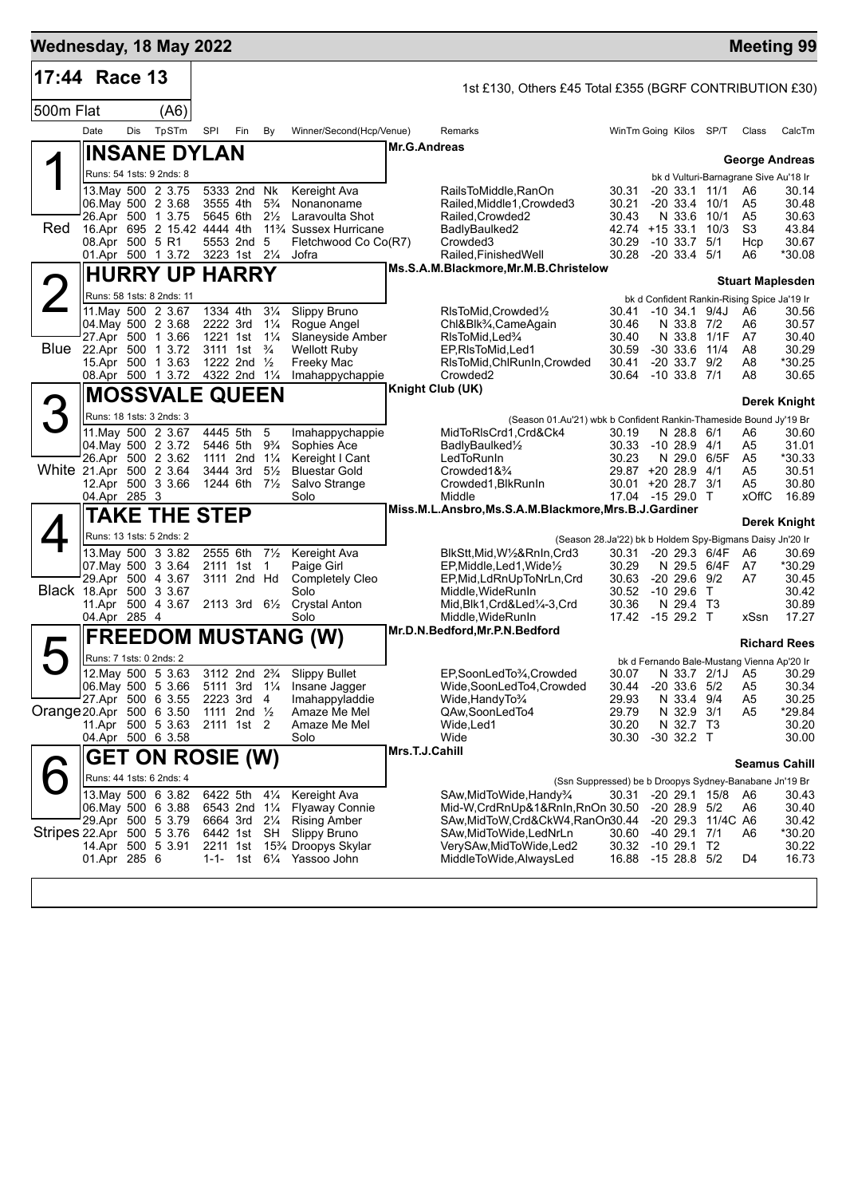## Wednesday, 18 May 2022 — Meeting 99

**17:44 Race 13** — 1st £130, Others £45 Total £355 (BGRF CONTRIBUTION £30)

**500m Flat (A6)**

| Date | Dis | TpSTm | SPI | Fin | By | Winner/Second(Hcp/Venue) | Remarks | WinTm | Going | Kilos | SP/T | Class | CalcTm |
|---|---|---|---|---|---|---|---|---|---|---|---|---|---|

### 1 Red — INSANE DYLAN
Mr.G.Andreas — **George Andreas**
Runs: 54 1sts: 9 2nds: 8 — bk d Vulturi-Barnagrane Sive Au'18 Ir

| Date | Dis | TpSTm | SPI | Fin | By | Winner/Second(Hcp/Venue) | Remarks | WinTm | Going | Kilos | SP/T | Class | CalcTm |
|---|---|---|---|---|---|---|---|---|---|---|---|---|---|
| 13.May | 500 | 2 3.75 | 5333 | 2nd | Nk | Kereight Ava | RailsToMiddle,RanOn | 30.31 | -20 | 33.1 | 11/1 | A6 | 30.14 |
| 06.May | 500 | 2 3.68 | 3555 | 4th | 5¾ | Nonanoname | Railed,Middle1,Crowded3 | 30.21 | -20 | 33.4 | 10/1 | A5 | 30.48 |
| 26.Apr | 500 | 1 3.75 | 5645 | 6th | 2½ | Laravoulta Shot | Railed,Crowded2 | 30.43 | N | 33.6 | 10/1 | A5 | 30.63 |
| 16.Apr | 695 | 2 15.42 | 4444 | 4th | 11¾ | Sussex Hurricane | BadlyBaulked2 | 42.74 | +15 | 33.1 | 10/3 | S3 | 43.84 |
| 08.Apr | 500 | 5 R1 | 5553 | 2nd | 5 | Fletchwood Co Co(R7) | Crowded3 | 30.29 | -10 | 33.7 | 5/1 | Hcp | 30.67 |
| 01.Apr | 500 | 1 3.72 | 3223 | 1st | 2¼ | Jofra | Railed,FinishedWell | 30.28 | -20 | 33.4 | 5/1 | A6 | *30.08 |

### 2 Blue — HURRY UP HARRY
Ms.S.A.M.Blackmore,Mr.M.B.Christelow — **Stuart Maplesden**
Runs: 58 1sts: 8 2nds: 11 — bk d Confident Rankin-Rising Spice Ja'19 Ir

| Date | Dis | TpSTm | SPI | Fin | By | Winner/Second(Hcp/Venue) | Remarks | WinTm | Going | Kilos | SP/T | Class | CalcTm |
|---|---|---|---|---|---|---|---|---|---|---|---|---|---|
| 11.May | 500 | 2 3.67 | 1334 | 4th | 3¼ | Slippy Bruno | RlsToMid,Crowded½ | 30.41 | -10 | 34.1 | 9/4J | A6 | 30.56 |
| 04.May | 500 | 2 3.68 | 2222 | 3rd | 1¼ | Rogue Angel | Chl&Blk¾,CameAgain | 30.46 | N | 33.8 | 7/2 | A6 | 30.57 |
| 27.Apr | 500 | 1 3.66 | 1221 | 1st | 1¼ | Slaneyside Amber | RlsToMid,Led¾ | 30.40 | N | 33.8 | 1/1F | A7 | 30.40 |
| 22.Apr | 500 | 1 3.72 | 3111 | 1st | ¾ | Wellott Ruby | EP,RlsToMid,Led1 | 30.59 | -30 | 33.6 | 11/4 | A8 | 30.29 |
| 15.Apr | 500 | 1 3.63 | 1222 | 2nd | ½ | Freeky Mac | RlsToMid,ChlRunIn,Crowded | 30.41 | -20 | 33.7 | 9/2 | A8 | *30.25 |
| 08.Apr | 500 | 1 3.72 | 4322 | 2nd | 1¼ | Imahappychappie | Crowded2 | 30.64 | -10 | 33.8 | 7/1 | A8 | 30.65 |

### 3 White — MOSSVALE QUEEN
Knight Club (UK) — **Derek Knight**
Runs: 18 1sts: 3 2nds: 3 — (Season 01.Au'21) wbk b Confident Rankin-Thameside Bound Jy'19 Br

| Date | Dis | TpSTm | SPI | Fin | By | Winner/Second(Hcp/Venue) | Remarks | WinTm | Going | Kilos | SP/T | Class | CalcTm |
|---|---|---|---|---|---|---|---|---|---|---|---|---|---|
| 11.May | 500 | 2 3.67 | 4445 | 5th | 5 | Imahappychappie | MidToRlsCrd1,Crd&Ck4 | 30.19 | N | 28.8 | 6/1 | A6 | 30.60 |
| 04.May | 500 | 2 3.72 | 5446 | 5th | 9¾ | Sophies Ace | BadlyBaulked½ | 30.33 | -10 | 28.9 | 4/1 | A5 | 31.01 |
| 26.Apr | 500 | 2 3.62 | 1111 | 2nd | 1¼ | Kereight I Cant | LedToRunIn | 30.23 | N | 29.0 | 6/5F | A5 | *30.33 |
| 21.Apr | 500 | 2 3.64 | 3444 | 3rd | 5½ | Bluestar Gold | Crowded1&¾ | 29.87 | +20 | 28.9 | 4/1 | A5 | 30.51 |
| 12.Apr | 500 | 3 3.66 | 1244 | 6th | 7½ | Salvo Strange | Crowded1,BlkRunIn | 30.01 | +20 | 28.7 | 3/1 | A5 | 30.80 |
| 04.Apr | 285 | 3 | | | | Solo | Middle | 17.04 | -15 | 29.0 | T | xOffC | 16.89 |

### 4 Black — TAKE THE STEP
Miss.M.L.Ansbro,Ms.S.A.M.Blackmore,Mrs.B.J.Gardiner — **Derek Knight**
Runs: 13 1sts: 5 2nds: 2 — (Season 28.Ja'22) bk b Holdem Spy-Bigmans Daisy Jn'20 Ir

| Date | Dis | TpSTm | SPI | Fin | By | Winner/Second(Hcp/Venue) | Remarks | WinTm | Going | Kilos | SP/T | Class | CalcTm |
|---|---|---|---|---|---|---|---|---|---|---|---|---|---|
| 13.May | 500 | 3 3.82 | 2555 | 6th | 7½ | Kereight Ava | BlkStt,Mid,W½&RnIn,Crd3 | 30.31 | -20 | 29.3 | 6/4F | A6 | 30.69 |
| 07.May | 500 | 3 3.64 | 2111 | 1st | 1 | Paige Girl | EP,Middle,Led1,Wide½ | 30.29 | N | 29.5 | 6/4F | A7 | *30.29 |
| 29.Apr | 500 | 4 3.67 | 3111 | 2nd | Hd | Completely Cleo | EP,Mid,LdRnUpToNrLn,Crd | 30.63 | -20 | 29.6 | 9/2 | A7 | 30.45 |
| 18.Apr | 500 | 3 3.67 | | | | Solo | Middle,WideRunIn | 30.52 | -10 | 29.6 | T | | 30.42 |
| 11.Apr | 500 | 4 3.67 | 2113 | 3rd | 6½ | Crystal Anton | Mid,Blk1,Crd&Led¼-3,Crd | 30.36 | N | 29.4 | T3 | | 30.89 |
| 04.Apr | 285 | 4 | | | | Solo | Middle,WideRunIn | 17.42 | -15 | 29.2 | T | xSsn | 17.27 |

### 5 Orange — FREEDOM MUSTANG (W)
Mr.D.N.Bedford,Mr.P.N.Bedford — **Richard Rees**
Runs: 7 1sts: 0 2nds: 2 — bk d Fernando Bale-Mustang Vienna Ap'20 Ir

| Date | Dis | TpSTm | SPI | Fin | By | Winner/Second(Hcp/Venue) | Remarks | WinTm | Going | Kilos | SP/T | Class | CalcTm |
|---|---|---|---|---|---|---|---|---|---|---|---|---|---|
| 12.May | 500 | 5 3.63 | 3112 | 2nd | 2¾ | Slippy Bullet | EP,SoonLedTo¾,Crowded | 30.07 | N | 33.7 | 2/1J | A5 | 30.29 |
| 06.May | 500 | 5 3.66 | 5111 | 3rd | 1¼ | Insane Jagger | Wide,SoonLedTo4,Crowded | 30.44 | -20 | 33.6 | 5/2 | A5 | 30.34 |
| 27.Apr | 500 | 6 3.55 | 2223 | 3rd | 4 | Imahappyladdie | Wide,HandyTo¾ | 29.93 | N | 33.4 | 9/4 | A5 | 30.25 |
| 20.Apr | 500 | 6 3.50 | 1111 | 2nd | ½ | Amaze Me Mel | QAw,SoonLedTo4 | 29.79 | N | 32.9 | 3/1 | A5 | *29.84 |
| 11.Apr | 500 | 5 3.63 | 2111 | 1st | 2 | Amaze Me Mel | Wide,Led1 | 30.20 | N | 32.7 | T3 | | 30.20 |
| 04.Apr | 500 | 6 3.58 | | | | Solo | Wide | 30.30 | -30 | 32.2 | T | | 30.00 |

### 6 Stripes — GET ON ROSIE (W)
Mrs.T.J.Cahill — **Seamus Cahill**
Runs: 44 1sts: 6 2nds: 4 — (Ssn Suppressed) be b Droopys Sydney-Banabane Jn'19 Br

| Date | Dis | TpSTm | SPI | Fin | By | Winner/Second(Hcp/Venue) | Remarks | WinTm | Going | Kilos | SP/T | Class | CalcTm |
|---|---|---|---|---|---|---|---|---|---|---|---|---|---|
| 13.May | 500 | 6 3.82 | 6422 | 5th | 4¼ | Kereight Ava | SAw,MidToWide,Handy¾ | 30.31 | -20 | 29.1 | 15/8 | A6 | 30.43 |
| 06.May | 500 | 6 3.88 | 6543 | 2nd | 1¼ | Flyaway Connie | Mid-W,CrdRnUp&1&RnIn,RnOn | 30.50 | -20 | 28.9 | 5/2 | A6 | 30.40 |
| 29.Apr | 500 | 5 3.79 | 6664 | 3rd | 2¼ | Rising Amber | SAw,MidToW,Crd&CkW4,RanOn | 30.44 | -20 | 29.3 | 11/4C | A6 | 30.42 |
| 22.Apr | 500 | 5 3.76 | 6442 | 1st | SH | Slippy Bruno | SAw,MidToWide,LedNrLn | 30.60 | -40 | 29.1 | 7/1 | A6 | *30.20 |
| 14.Apr | 500 | 5 3.91 | 2211 | 1st | 15¾ | Droopys Skylar | VerySAw,MidToWide,Led2 | 30.32 | -10 | 29.1 | T2 | | 30.22 |
| 01.Apr | 285 | 6 | 1-1- | 1st | 6¼ | Yassoo John | MiddleToWide,AlwaysLed | 16.88 | -15 | 28.8 | 5/2 | D4 | 16.73 |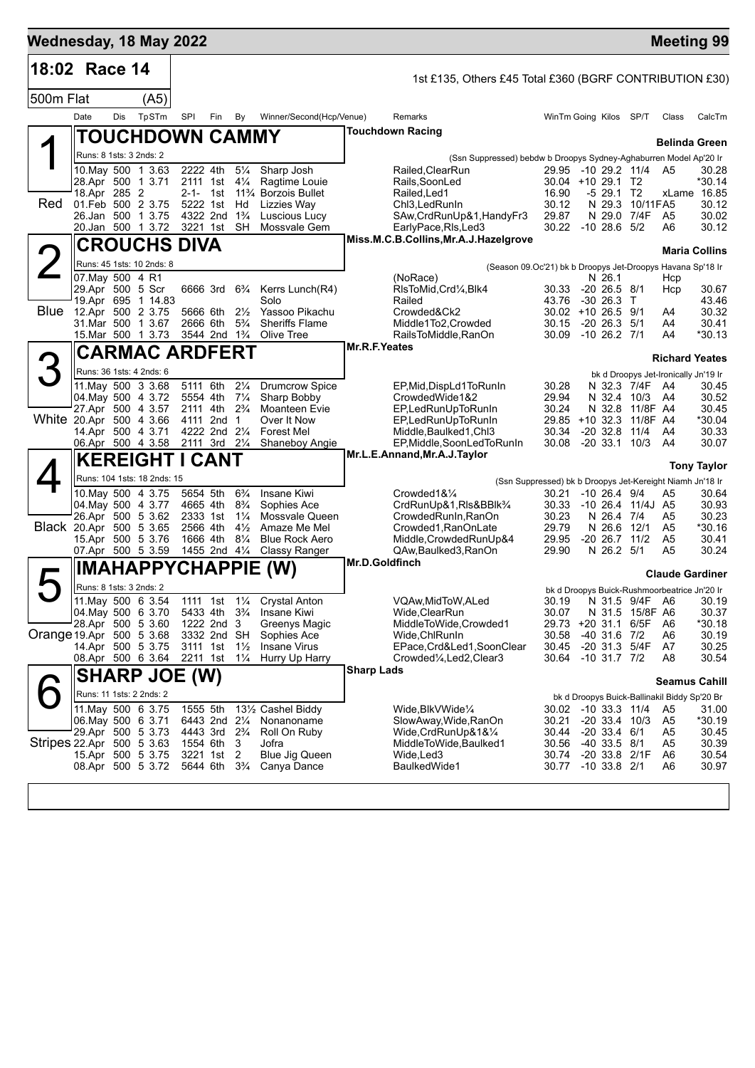# Wednesday, 18 May 2022 — Meeting 99

## 18:02 Race 14

1st £135, Others £45 Total £360 (BGRF CONTRIBUTION £30)

500m Flat (A5)

| Date | Dis | TpSTm | SPI | Fin | By | Winner/Second(Hcp/Venue) | Remarks | WinTm | Going | Kilos | SP/T | Class | CalcTm |
|---|---|---|---|---|---|---|---|---|---|---|---|---|---|

### 1 — TOUCHDOWN CAMMY (Red)

Touchdown Racing — Trainer: Belinda Green

Runs: 8 1sts: 3 2nds: 2 — (Ssn Suppressed) bebdw b Droopys Sydney-Aghaburren Model Ap'20 Ir

| Date | Dis | TpSTm | SPI | Fin | By | Winner/Second(Hcp/Venue) | Remarks | WinTm | Going | Kilos | SP/T | Class | CalcTm |
|---|---|---|---|---|---|---|---|---|---|---|---|---|---|
| 10.May | 500 | 1 3.63 | 2222 | 4th | 5¼ | Sharp Josh | Railed,ClearRun | 29.95 | -10 | 29.2 | 11/4 | A5 | 30.28 |
| 28.Apr | 500 | 1 3.71 | 2111 | 1st | 4¼ | Ragtime Louie | Rails,SoonLed | 30.04 | +10 | 29.1 | T2 | | *30.14 |
| 18.Apr | 285 | 2 | 2-1- | 1st | 11¾ | Borzois Bullet | Railed,Led1 | 16.90 | -5 | 29.1 | T2 | xLame | 16.85 |
| 01.Feb | 500 | 2 3.75 | 5222 | 1st | Hd | Lizzies Way | Chl3,LedRunIn | 30.12 | N | 29.3 | 10/11F | A5 | 30.12 |
| 26.Jan | 500 | 1 3.75 | 4322 | 2nd | 1¾ | Luscious Lucy | SAw,CrdRunUp&1,HandyFr3 | 29.87 | N | 29.0 | 7/4F | A5 | 30.02 |
| 20.Jan | 500 | 1 3.72 | 3221 | 1st | SH | Mossvale Gem | EarlyPace,Rls,Led3 | 30.22 | -10 | 28.6 | 5/2 | A6 | 30.12 |

### 2 — CROUCHS DIVA (Blue)

Miss.M.C.B.Collins,Mr.A.J.Hazelgrove — Trainer: Maria Collins

Runs: 45 1sts: 10 2nds: 8 — (Season 09.Oc'21) bk b Droopys Jet-Droopys Havana Sp'18 Ir

| Date | Dis | TpSTm | SPI | Fin | By | Winner/Second(Hcp/Venue) | Remarks | WinTm | Going | Kilos | SP/T | Class | CalcTm |
|---|---|---|---|---|---|---|---|---|---|---|---|---|---|
| 07.May | 500 | 4 R1 | | | | | (NoRace) | | N | 26.1 | | Hcp | |
| 29.Apr | 500 | 5 Scr | 6666 | 3rd | 6¾ | Kerrs Lunch(R4) | RlsToMid,Crd¼,Blk4 | 30.33 | -20 | 26.5 | 8/1 | Hcp | 30.67 |
| 19.Apr | 695 | 1 14.83 | | | | Solo | Railed | 43.76 | -30 | 26.3 | T | | 43.46 |
| 12.Apr | 500 | 2 3.75 | 5666 | 6th | 2½ | Yassoo Pikachu | Crowded&Ck2 | 30.02 | +10 | 26.5 | 9/1 | A4 | 30.32 |
| 31.Mar | 500 | 1 3.67 | 2666 | 6th | 5¾ | Sheriffs Flame | Middle1To2,Crowded | 30.15 | -20 | 26.3 | 5/1 | A4 | 30.41 |
| 15.Mar | 500 | 1 3.73 | 3544 | 2nd | 1¾ | Olive Tree | RailsToMiddle,RanOn | 30.09 | -10 | 26.2 | 7/1 | A4 | *30.13 |

### 3 — CARMAC ARDFERT (White)

Mr.R.F.Yeates — Trainer: Richard Yeates

Runs: 36 1sts: 4 2nds: 6 — bk d Droopys Jet-Ironically Jn'19 Ir

| Date | Dis | TpSTm | SPI | Fin | By | Winner/Second(Hcp/Venue) | Remarks | WinTm | Going | Kilos | SP/T | Class | CalcTm |
|---|---|---|---|---|---|---|---|---|---|---|---|---|---|
| 11.May | 500 | 3 3.68 | 5111 | 6th | 2¼ | Drumcrow Spice | EP,Mid,DispLd1ToRunIn | 30.28 | N | 32.3 | 7/4F | A4 | 30.45 |
| 04.May | 500 | 4 3.72 | 5554 | 4th | 7¼ | Sharp Bobby | CrowdedWide1&2 | 29.94 | N | 32.4 | 10/3 | A4 | 30.52 |
| 27.Apr | 500 | 4 3.57 | 2111 | 4th | 2¾ | Moanteen Evie | EP,LedRunUpToRunIn | 30.24 | N | 32.8 | 11/8F | A4 | 30.45 |
| 20.Apr | 500 | 4 3.66 | 4111 | 2nd | 1 | Over It Now | EP,LedRunUpToRunIn | 29.85 | +10 | 32.3 | 11/8F | A4 | *30.04 |
| 14.Apr | 500 | 4 3.71 | 4222 | 2nd | 2¼ | Forest Mel | Middle,Baulked1,Chl3 | 30.34 | -20 | 32.8 | 11/4 | A4 | 30.33 |
| 06.Apr | 500 | 4 3.58 | 2111 | 3rd | 2¼ | Shaneboy Angie | EP,Middle,SoonLedToRunIn | 30.08 | -20 | 33.1 | 10/3 | A4 | 30.07 |

### 4 — KEREIGHT I CANT (Black)

Mr.L.E.Annand,Mr.A.J.Taylor — Trainer: Tony Taylor

Runs: 104 1sts: 18 2nds: 15 — (Ssn Suppressed) bk b Droopys Jet-Kereight Niamh Jn'18 Ir

| Date | Dis | TpSTm | SPI | Fin | By | Winner/Second(Hcp/Venue) | Remarks | WinTm | Going | Kilos | SP/T | Class | CalcTm |
|---|---|---|---|---|---|---|---|---|---|---|---|---|---|
| 10.May | 500 | 4 3.75 | 5654 | 5th | 6¾ | Insane Kiwi | Crowded1&¼ | 30.21 | -10 | 26.4 | 9/4 | A5 | 30.64 |
| 04.May | 500 | 4 3.77 | 4665 | 4th | 8¾ | Sophies Ace | CrdRunUp&1,Rls&BBlk¾ | 30.33 | -10 | 26.4 | 11/4J | A5 | 30.93 |
| 26.Apr | 500 | 5 3.62 | 2333 | 1st | 1¼ | Mossvale Queen | CrowdedRunIn,RanOn | 30.23 | N | 26.4 | 7/4 | A5 | 30.23 |
| 20.Apr | 500 | 5 3.65 | 2566 | 4th | 4½ | Amaze Me Mel | Crowded1,RanOnLate | 29.79 | N | 26.6 | 12/1 | A5 | *30.16 |
| 15.Apr | 500 | 5 3.76 | 1666 | 4th | 8¼ | Blue Rock Aero | Middle,CrowdedRunUp&4 | 29.95 | -20 | 26.7 | 11/2 | A5 | 30.41 |
| 07.Apr | 500 | 5 3.59 | 1455 | 2nd | 4¼ | Classy Ranger | QAw,Baulked3,RanOn | 29.90 | N | 26.2 | 5/1 | A5 | 30.24 |

### 5 — IMAHAPPYCHAPPIE (W) (Orange)

Mr.D.Goldfinch — Trainer: Claude Gardiner

Runs: 8 1sts: 3 2nds: 2 — bk d Droopys Buick-Rushmoorbeatrice Jn'20 Ir

| Date | Dis | TpSTm | SPI | Fin | By | Winner/Second(Hcp/Venue) | Remarks | WinTm | Going | Kilos | SP/T | Class | CalcTm |
|---|---|---|---|---|---|---|---|---|---|---|---|---|---|
| 11.May | 500 | 6 3.54 | 1111 | 1st | 1¼ | Crystal Anton | VQAw,MidToW,ALed | 30.19 | N | 31.5 | 9/4F | A6 | 30.19 |
| 04.May | 500 | 6 3.70 | 5433 | 4th | 3¾ | Insane Kiwi | Wide,ClearRun | 30.07 | N | 31.5 | 15/8F | A6 | 30.37 |
| 28.Apr | 500 | 5 3.60 | 1222 | 2nd | 3 | Greenys Magic | MiddleToWide,Crowded1 | 29.73 | +20 | 31.1 | 6/5F | A6 | *30.18 |
| 19.Apr | 500 | 5 3.68 | 3332 | 2nd | SH | Sophies Ace | Wide,ChlRunIn | 30.58 | -40 | 31.6 | 7/2 | A6 | 30.19 |
| 14.Apr | 500 | 5 3.75 | 3111 | 1st | 1½ | Insane Virus | EPace,Crd&Led1,SoonClear | 30.45 | -20 | 31.3 | 5/4F | A7 | 30.25 |
| 08.Apr | 500 | 6 3.64 | 2211 | 1st | 1¼ | Hurry Up Harry | Crowded¼,Led2,Clear3 | 30.64 | -10 | 31.7 | 7/2 | A8 | 30.54 |

### 6 — SHARP JOE (W) (Stripes)

Sharp Lads — Trainer: Seamus Cahill

Runs: 11 1sts: 2 2nds: 2 — bk d Droopys Buick-Ballinakil Biddy Sp'20 Br

| Date | Dis | TpSTm | SPI | Fin | By | Winner/Second(Hcp/Venue) | Remarks | WinTm | Going | Kilos | SP/T | Class | CalcTm |
|---|---|---|---|---|---|---|---|---|---|---|---|---|---|
| 11.May | 500 | 6 3.75 | 1555 | 5th | 13½ | Cashel Biddy | Wide,BlkVWide¼ | 30.02 | -10 | 33.3 | 11/4 | A5 | 31.00 |
| 06.May | 500 | 6 3.71 | 6443 | 2nd | 2¼ | Nonanoname | SlowAway,Wide,RanOn | 30.21 | -20 | 33.4 | 10/3 | A5 | *30.19 |
| 29.Apr | 500 | 5 3.73 | 4443 | 3rd | 2¾ | Roll On Ruby | Wide,CrdRunUp&1&¼ | 30.44 | -20 | 33.4 | 6/1 | A5 | 30.45 |
| 22.Apr | 500 | 5 3.63 | 1554 | 6th | 3 | Jofra | MiddleToWide,Baulked1 | 30.56 | -40 | 33.5 | 8/1 | A5 | 30.39 |
| 15.Apr | 500 | 5 3.75 | 3221 | 1st | 2 | Blue Jig Queen | Wide,Led3 | 30.74 | -20 | 33.8 | 2/1F | A6 | 30.54 |
| 08.Apr | 500 | 5 3.72 | 5644 | 6th | 3¾ | Canya Dance | BaulkedWide1 | 30.77 | -10 | 33.8 | 2/1 | A6 | 30.97 |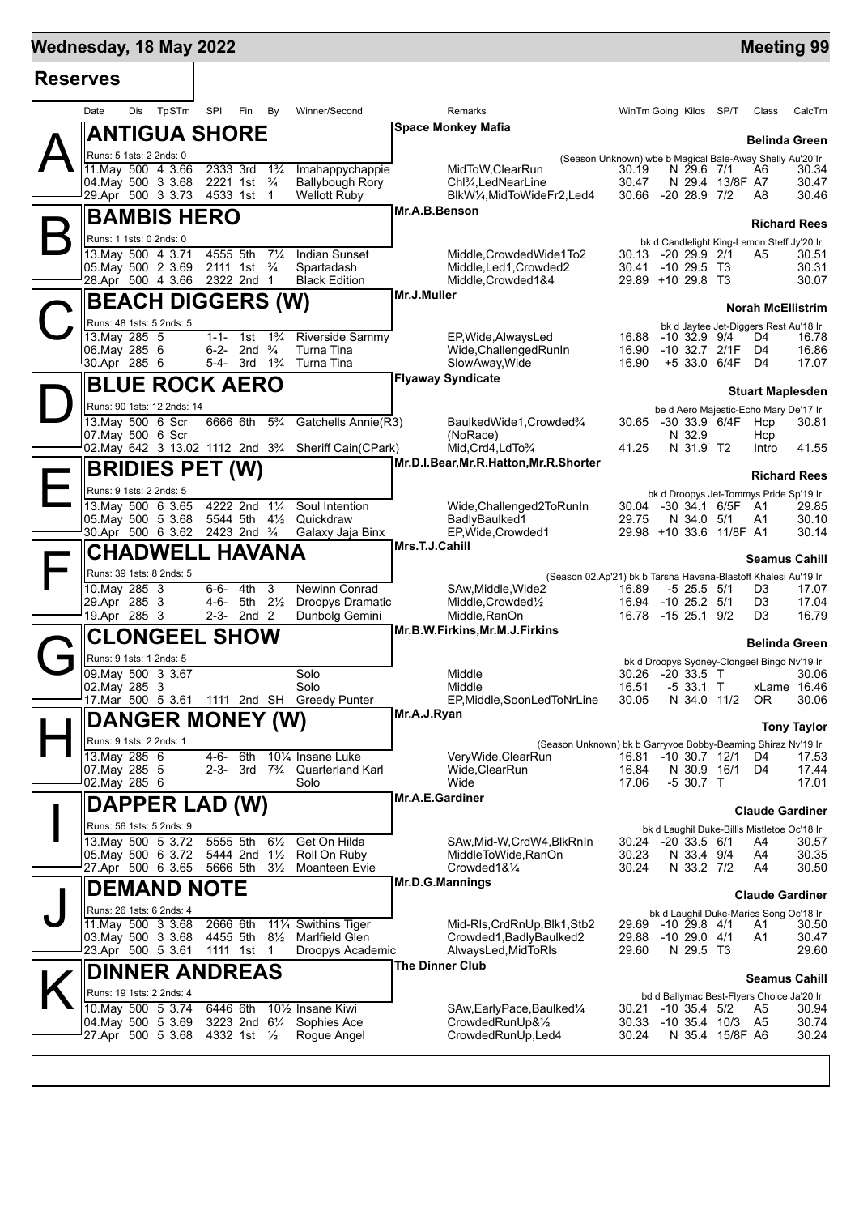## Wednesday, 18 May 2022 — Meeting 99

## Reserves

### A — ANTIGUA SHORE
Space Monkey Mafia — Belinda Green

Runs: 5 1sts: 2 2nds: 0 — (Season Unknown) wbe b Magical Bale-Away Shelly Au'20 Ir

| Date | Dis | TpSTm | SPl | Fin | By | Winner/Second | Remarks | WinTm | Going | Kilos | SP/T | Class | CalcTm |
|---|---|---|---|---|---|---|---|---|---|---|---|---|---|
| 11.May | 500 | 4 3.66 | 2333 | 3rd | 1¾ | Imahappychappie | MidToW,ClearRun | 30.19 | N | 29.6 | 7/1 | A6 | 30.34 |
| 04.May | 500 | 3 3.68 | 2221 | 1st | ¾ | Ballybough Rory | Chl¾,LedNearLine | 30.47 | N | 29.4 | 13/8F | A7 | 30.47 |
| 29.Apr | 500 | 3 3.73 | 4533 | 1st | 1 | Wellott Ruby | BlkW¼,MidToWideFr2,Led4 | 30.66 | -20 | 28.9 | 7/2 | A8 | 30.46 |

### B — BAMBIS HERO
Mr.A.B.Benson — Richard Rees

Runs: 1 1sts: 0 2nds: 0 — bk d Candlelight King-Lemon Steff Jy'20 Ir

| Date | Dis | TpSTm | SPl | Fin | By | Winner/Second | Remarks | WinTm | Going | Kilos | SP/T | Class | CalcTm |
|---|---|---|---|---|---|---|---|---|---|---|---|---|---|
| 13.May | 500 | 4 3.71 | 4555 | 5th | 7¼ | Indian Sunset | Middle,CrowdedWide1To2 | 30.13 | -20 | 29.9 | 2/1 | A5 | 30.51 |
| 05.May | 500 | 2 3.69 | 2111 | 1st | ¾ | Spartadash | Middle,Led1,Crowded2 | 30.41 | -10 | 29.5 | T3 | | 30.31 |
| 28.Apr | 500 | 4 3.66 | 2322 | 2nd | 1 | Black Edition | Middle,Crowded1&4 | 29.89 | +10 | 29.8 | T3 | | 30.07 |

### C — BEACH DIGGERS (W)
Mr.J.Muller — Norah McEllistrim

Runs: 48 1sts: 5 2nds: 5 — bk d Jaytee Jet-Diggers Rest Au'18 Ir

| Date | Dis | TpSTm | SPl | Fin | By | Winner/Second | Remarks | WinTm | Going | Kilos | SP/T | Class | CalcTm |
|---|---|---|---|---|---|---|---|---|---|---|---|---|---|
| 13.May | 285 | 5 | 1-1- | 1st | 1¾ | Riverside Sammy | EP,Wide,AlwaysLed | 16.88 | -10 | 32.9 | 9/4 | D4 | 16.78 |
| 06.May | 285 | 6 | 6-2- | 2nd | ¾ | Turna Tina | Wide,ChallengedRunIn | 16.90 | -10 | 32.7 | 2/1F | D4 | 16.86 |
| 30.Apr | 285 | 6 | 5-4- | 3rd | 1¾ | Turna Tina | SlowAway,Wide | 16.90 | +5 | 33.0 | 6/4F | D4 | 17.07 |

### D — BLUE ROCK AERO
Flyaway Syndicate — Stuart Maplesden

Runs: 90 1sts: 12 2nds: 14 — be d Aero Majestic-Echo Mary De'17 Ir

| Date | Dis | TpSTm | SPl | Fin | By | Winner/Second | Remarks | WinTm | Going | Kilos | SP/T | Class | CalcTm |
|---|---|---|---|---|---|---|---|---|---|---|---|---|---|
| 13.May | 500 | 6 Scr | 6666 | 6th | 5¾ | Gatchells Annie(R3) | BaulkedWide1,Crowded¾ | 30.65 | -30 | 33.9 | 6/4F | Hcp | 30.81 |
| 07.May | 500 | 6 Scr | | | | | (NoRace) | | N | 32.9 | | Hcp | |
| 02.May | 642 | 3 13.02 | 1112 | 2nd | 3¾ | Sheriff Cain(CPark) | Mid,Crd4,LdTo¾ | 41.25 | N | 31.9 | T2 | Intro | 41.55 |

### E — BRIDIES PET (W)
Mr.D.I.Bear,Mr.R.Hatton,Mr.R.Shorter — Richard Rees

Runs: 9 1sts: 2 2nds: 5 — bk d Droopys Jet-Tommys Pride Sp'19 Ir

| Date | Dis | TpSTm | SPl | Fin | By | Winner/Second | Remarks | WinTm | Going | Kilos | SP/T | Class | CalcTm |
|---|---|---|---|---|---|---|---|---|---|---|---|---|---|
| 13.May | 500 | 6 3.65 | 4222 | 2nd | 1¼ | Soul Intention | Wide,Challenged2ToRunIn | 30.04 | -30 | 34.1 | 6/5F | A1 | 29.85 |
| 05.May | 500 | 5 3.68 | 5544 | 5th | 4½ | Quickdraw | BadlyBaulked1 | 29.75 | N | 34.0 | 5/1 | A1 | 30.10 |
| 30.Apr | 500 | 6 3.62 | 2423 | 2nd | ¾ | Galaxy Jaja Binx | EP,Wide,Crowded1 | 29.98 | +10 | 33.6 | 11/8F | A1 | 30.14 |

### F — CHADWELL HAVANA
Mrs.T.J.Cahill — Seamus Cahill

Runs: 39 1sts: 8 2nds: 5 — (Season 02.Ap'21) bk b Tarsna Havana-Blastoff Khalesi Au'19 Ir

| Date | Dis | TpSTm | SPl | Fin | By | Winner/Second | Remarks | WinTm | Going | Kilos | SP/T | Class | CalcTm |
|---|---|---|---|---|---|---|---|---|---|---|---|---|---|
| 10.May | 285 | 3 | 6-6- | 4th | 3 | Newinn Conrad | SAw,Middle,Wide2 | 16.89 | -5 | 25.5 | 5/1 | D3 | 17.07 |
| 29.Apr | 285 | 3 | 4-6- | 5th | 2½ | Droopys Dramatic | Middle,Crowded½ | 16.94 | -10 | 25.2 | 5/1 | D3 | 17.04 |
| 19.Apr | 285 | 3 | 2-3- | 2nd | 2 | Dunbolg Gemini | Middle,RanOn | 16.78 | -15 | 25.1 | 9/2 | D3 | 16.79 |

### G — CLONGEEL SHOW
Mr.B.W.Firkins,Mr.M.J.Firkins — Belinda Green

Runs: 9 1sts: 1 2nds: 5 — bk d Droopys Sydney-Clongeel Bingo Nv'19 Ir

| Date | Dis | TpSTm | SPl | Fin | By | Winner/Second | Remarks | WinTm | Going | Kilos | SP/T | Class | CalcTm |
|---|---|---|---|---|---|---|---|---|---|---|---|---|---|
| 09.May | 500 | 3 3.67 | | | | Solo | Middle | 30.26 | -20 | 33.5 | T | | 30.06 |
| 02.May | 285 | 3 | | | | Solo | Middle | 16.51 | -5 | 33.1 | T | xLame | 16.46 |
| 17.Mar | 500 | 5 3.61 | 1111 | 2nd | SH | Greedy Punter | EP,Middle,SoonLedToNrLine | 30.05 | N | 34.0 | 11/2 | OR | 30.06 |

### H — DANGER MONEY (W)
Mr.A.J.Ryan — Tony Taylor

Runs: 9 1sts: 2 2nds: 1 — (Season Unknown) bk b Garryvoe Bobby-Beaming Shiraz Nv'19 Ir

| Date | Dis | TpSTm | SPl | Fin | By | Winner/Second | Remarks | WinTm | Going | Kilos | SP/T | Class | CalcTm |
|---|---|---|---|---|---|---|---|---|---|---|---|---|---|
| 13.May | 285 | 6 | 4-6- | 6th | 10¼ | Insane Luke | VeryWide,ClearRun | 16.81 | -10 | 30.7 | 12/1 | D4 | 17.53 |
| 07.May | 285 | 5 | 2-3- | 3rd | 7¾ | Quarterland Karl | Wide,ClearRun | 16.84 | N | 30.9 | 16/1 | D4 | 17.44 |
| 02.May | 285 | 6 | | | | Solo | Wide | 17.06 | -5 | 30.7 | T | | 17.01 |

### I — DAPPER LAD (W)
Mr.A.E.Gardiner — Claude Gardiner

Runs: 56 1sts: 5 2nds: 9 — bk d Laughil Duke-Billis Mistletoe Oc'18 Ir

| Date | Dis | TpSTm | SPl | Fin | By | Winner/Second | Remarks | WinTm | Going | Kilos | SP/T | Class | CalcTm |
|---|---|---|---|---|---|---|---|---|---|---|---|---|---|
| 13.May | 500 | 5 3.72 | 5555 | 5th | 6½ | Get On Hilda | SAw,Mid-W,CrdW4,BlkRnIn | 30.24 | -20 | 33.5 | 6/1 | A4 | 30.57 |
| 05.May | 500 | 6 3.72 | 5444 | 2nd | 1½ | Roll On Ruby | MiddleToWide,RanOn | 30.23 | N | 33.4 | 9/4 | A4 | 30.35 |
| 27.Apr | 500 | 6 3.65 | 5666 | 5th | 3½ | Moanteen Evie | Crowded1&¼ | 30.24 | N | 33.2 | 7/2 | A4 | 30.50 |

### J — DEMAND NOTE
Mr.D.G.Mannings — Claude Gardiner

Runs: 26 1sts: 6 2nds: 4 — bk d Laughil Duke-Maries Song Oc'18 Ir

| Date | Dis | TpSTm | SPl | Fin | By | Winner/Second | Remarks | WinTm | Going | Kilos | SP/T | Class | CalcTm |
|---|---|---|---|---|---|---|---|---|---|---|---|---|---|
| 11.May | 500 | 3 3.68 | 2666 | 6th | 11¼ | Swithins Tiger | Mid-Rls,CrdRnUp,Blk1,Stb2 | 29.69 | -10 | 29.8 | 4/1 | A1 | 30.50 |
| 03.May | 500 | 3 3.68 | 4455 | 5th | 8½ | Marlfield Glen | Crowded1,BadlyBaulked2 | 29.88 | -10 | 29.0 | 4/1 | A1 | 30.47 |
| 23.Apr | 500 | 5 3.61 | 1111 | 1st | 1 | Droopys Academic | AlwaysLed,MidToRls | 29.60 | N | 29.5 | T3 | | 29.60 |

### K — DINNER ANDREAS
The Dinner Club — Seamus Cahill

Runs: 19 1sts: 2 2nds: 4 — bd d Ballymac Best-Flyers Choice Ja'20 Ir

| Date | Dis | TpSTm | SPl | Fin | By | Winner/Second | Remarks | WinTm | Going | Kilos | SP/T | Class | CalcTm |
|---|---|---|---|---|---|---|---|---|---|---|---|---|---|
| 10.May | 500 | 5 3.74 | 6446 | 6th | 10½ | Insane Kiwi | SAw,EarlyPace,Baulked¼ | 30.21 | -10 | 35.4 | 5/2 | A5 | 30.94 |
| 04.May | 500 | 5 3.69 | 3223 | 2nd | 6¼ | Sophies Ace | CrowdedRunUp&½ | 30.33 | -10 | 35.4 | 10/3 | A5 | 30.74 |
| 27.Apr | 500 | 5 3.68 | 4332 | 1st | ½ | Rogue Angel | CrowdedRunUp,Led4 | 30.24 | N | 35.4 | 15/8F | A6 | 30.24 |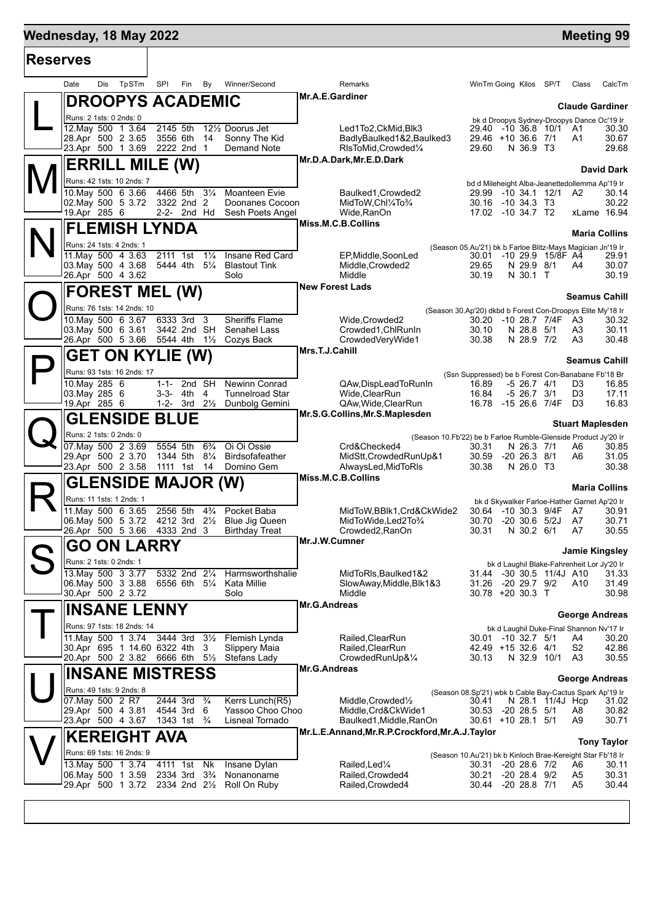# Wednesday, 18 May 2022 — Meeting 99

## Reserves

| | Date | Dis | TpSTm | SPI | Fin | By | Winner/Second | Remarks | WinTm | Going | Kilos | SP/T | Class | CalcTm |
|---|---|---|---|---|---|---|---|---|---|---|---|---|---|---|
| **L** | **DROOPYS ACADEMIC** | | | | | | | Mr.A.E.Gardiner | | | | | | Claude Gardiner |
| | Runs: 2 1sts: 0 2nds: 0 | | | | | | | | bk d Droopys Sydney-Droopys Dance Oc'19 Ir | | | | | |
| | 12.May | 500 | 1 3.64 | 2145 | 5th | 12½ | Doorus Jet | Led1To2,CkMid,Blk3 | 29.40 | -10 | 36.8 | 10/1 | A1 | 30.30 |
| | 28.Apr | 500 | 2 3.65 | 3556 | 6th | 14 | Sonny The Kid | BadlyBaulked1&2,Baulked3 | 29.46 | +10 | 36.6 | 7/1 | A1 | 30.67 |
| | 23.Apr | 500 | 1 3.69 | 2222 | 2nd | 1 | Demand Note | RlsToMid,Crowded¼ | 29.60 | N | 36.9 | T3 | | 29.68 |
| **M** | **ERRILL MILE (W)** | | | | | | | Mr.D.A.Dark,Mr.E.D.Dark | | | | | | David Dark |
| | Runs: 42 1sts: 10 2nds: 7 | | | | | | | | bd d Mileheight Alba-Jeanettedollemma Ap'19 Ir | | | | | |
| | 10.May | 500 | 6 3.66 | 4466 | 5th | 3¼ | Moanteen Evie | Baulked1,Crowded2 | 29.99 | -10 | 34.1 | 12/1 | A2 | 30.14 |
| | 02.May | 500 | 5 3.72 | 3322 | 2nd | 2 | Doonanes Cocoon | MidToW,Chl¼To¾ | 30.16 | -10 | 34.3 | T3 | | 30.22 |
| | 19.Apr | 285 | 6 | 2-2- | 2nd | Hd | Sesh Poets Angel | Wide,RanOn | 17.02 | -10 | 34.7 | T2 | xLame | 16.94 |
| **N** | **FLEMISH LYNDA** | | | | | | | Miss.M.C.B.Collins | | | | | | Maria Collins |
| | Runs: 24 1sts: 4 2nds: 1 | | | | | | | | (Season 05.Au'21) bk b Farloe Blitz-Mays Magician Jn'19 Ir | | | | | |
| | 11.May | 500 | 4 3.63 | 2111 | 1st | 1¼ | Insane Red Card | EP,Middle,SoonLed | 30.01 | -10 | 29.9 | 15/8F | A4 | 29.91 |
| | 03.May | 500 | 4 3.68 | 5444 | 4th | 5¼ | Blastout Tink | Middle,Crowded2 | 29.65 | N | 29.9 | 8/1 | A4 | 30.07 |
| | 26.Apr | 500 | 4 3.62 | | | | Solo | Middle | 30.19 | N | 30.1 | T | | 30.19 |
| **O** | **FOREST MEL (W)** | | | | | | | New Forest Lads | | | | | | Seamus Cahill |
| | Runs: 76 1sts: 14 2nds: 10 | | | | | | | | (Season 30.Ap'20) dkbd b Forest Con-Droopys Elite My'18 Ir | | | | | |
| | 10.May | 500 | 6 3.67 | 6333 | 3rd | 3 | Sheriffs Flame | Wide,Crowded2 | 30.20 | -10 | 28.7 | 7/4F | A3 | 30.32 |
| | 03.May | 500 | 6 3.61 | 3442 | 2nd | SH | Senahel Lass | Crowded1,ChlRunIn | 30.10 | N | 28.8 | 5/1 | A3 | 30.11 |
| | 26.Apr | 500 | 5 3.66 | 5544 | 4th | 1½ | Cozys Back | CrowdedVeryWide1 | 30.38 | N | 28.9 | 7/2 | A3 | 30.48 |
| **P** | **GET ON KYLIE (W)** | | | | | | | Mrs.T.J.Cahill | | | | | | Seamus Cahill |
| | Runs: 93 1sts: 16 2nds: 17 | | | | | | | | (Ssn Suppressed) be b Forest Con-Banabane Fb'18 Br | | | | | |
| | 10.May | 285 | 6 | 1-1- | 2nd | SH | Newinn Conrad | QAw,DispLeadToRunIn | 16.89 | -5 | 26.7 | 4/1 | D3 | 16.85 |
| | 03.May | 285 | 6 | 3-3- | 4th | 4 | Tunnelroad Star | Wide,ClearRun | 16.84 | -5 | 26.7 | 3/1 | D3 | 17.11 |
| | 19.Apr | 285 | 6 | 1-2- | 3rd | 2½ | Dunbolg Gemini | QAw,Wide,ClearRun | 16.78 | -15 | 26.6 | 7/4F | D3 | 16.83 |
| **Q** | **GLENSIDE BLUE** | | | | | | | Mr.S.G.Collins,Mr.S.Maplesden | | | | | | Stuart Maplesden |
| | Runs: 2 1sts: 0 2nds: 0 | | | | | | | | (Season 10.Fb'22) be b Farloe Rumble-Glenside Product Jy'20 Ir | | | | | |
| | 07.May | 500 | 2 3.69 | 5554 | 5th | 6¾ | Oi Oi Ossie | Crd&Checked4 | 30.31 | N | 26.3 | 7/1 | A6 | 30.85 |
| | 29.Apr | 500 | 2 3.70 | 1344 | 5th | 8¼ | Birdsofafeather | MidStt,CrowdedRunUp&1 | 30.59 | -20 | 26.3 | 8/1 | A6 | 31.05 |
| | 23.Apr | 500 | 2 3.58 | 1111 | 1st | 14 | Domino Gem | AlwaysLed,MidToRls | 30.38 | N | 26.0 | T3 | | 30.38 |
| **R** | **GLENSIDE MAJOR (W)** | | | | | | | Miss.M.C.B.Collins | | | | | | Maria Collins |
| | Runs: 11 1sts: 1 2nds: 1 | | | | | | | | bk d Skywalker Farloe-Hather Garnet Ap'20 Ir | | | | | |
| | 11.May | 500 | 6 3.65 | 2556 | 5th | 4¾ | Pocket Baba | MidToW,BBlk1,Crd&CkWide2 | 30.64 | -10 | 30.3 | 9/4F | A7 | 30.91 |
| | 06.May | 500 | 5 3.72 | 4212 | 3rd | 2½ | Blue Jig Queen | MidToWide,Led2To¾ | 30.70 | -20 | 30.6 | 5/2J | A7 | 30.71 |
| | 26.Apr | 500 | 5 3.66 | 4333 | 2nd | 3 | Birthday Treat | Crowded2,RanOn | 30.31 | N | 30.2 | 6/1 | A7 | 30.55 |
| **S** | **GO ON LARRY** | | | | | | | Mr.J.W.Cumner | | | | | | Jamie Kingsley |
| | Runs: 2 1sts: 0 2nds: 1 | | | | | | | | bk d Laughil Blake-Fahrenheit Lor Jy'20 Ir | | | | | |
| | 13.May | 500 | 3 3.77 | 5332 | 2nd | 2¼ | Harmsworthshalie | MidToRls,Baulked1&2 | 31.44 | -30 | 30.5 | 11/4J | A10 | 31.33 |
| | 06.May | 500 | 3 3.88 | 6556 | 6th | 5¼ | Kata Millie | SlowAway,Middle,Blk1&3 | 31.26 | -20 | 29.7 | 9/2 | A10 | 31.49 |
| | 30.Apr | 500 | 2 3.72 | | | | Solo | Middle | 30.78 | +20 | 30.3 | T | | 30.98 |
| **T** | **INSANE LENNY** | | | | | | | Mr.G.Andreas | | | | | | George Andreas |
| | Runs: 97 1sts: 18 2nds: 14 | | | | | | | | bk d Laughil Duke-Final Shannon Nv'17 Ir | | | | | |
| | 11.May | 500 | 1 3.74 | 3444 | 3rd | 3½ | Flemish Lynda | Railed,ClearRun | 30.01 | -10 | 32.7 | 5/1 | A4 | 30.20 |
| | 30.Apr | 695 | 1 14.60 | 6322 | 4th | 3 | Slippery Maia | Railed,ClearRun | 42.49 | +15 | 32.6 | 4/1 | S2 | 42.86 |
| | 20.Apr | 500 | 2 3.82 | 6666 | 6th | 5½ | Stefans Lady | CrowdedRunUp&¼ | 30.13 | N | 32.9 | 10/1 | A3 | 30.55 |
| **U** | **INSANE MISTRESS** | | | | | | | Mr.G.Andreas | | | | | | George Andreas |
| | Runs: 49 1sts: 9 2nds: 8 | | | | | | | | (Season 08.Sp'21) wbk b Cable Bay-Cactus Spark Ap'19 Ir | | | | | |
| | 07.May | 500 | 2 R7 | 2444 | 3rd | ¾ | Kerrs Lunch(R5) | Middle,Crowded½ | 30.41 | N | 28.1 | 11/4J | Hcp | 31.02 |
| | 29.Apr | 500 | 4 3.81 | 4544 | 3rd | 6 | Yassoo Choo Choo | Middle,Crd&CkWide1 | 30.53 | -20 | 28.5 | 5/1 | A8 | 30.82 |
| | 23.Apr | 500 | 4 3.67 | 1343 | 1st | ¾ | Lisneal Tornado | Baulked1,Middle,RanOn | 30.61 | +10 | 28.1 | 5/1 | A9 | 30.71 |
| **V** | **KEREIGHT AVA** | | | | | | | Mr.L.E.Annand,Mr.R.P.Crockford,Mr.A.J.Taylor | | | | | | Tony Taylor |
| | Runs: 69 1sts: 16 2nds: 9 | | | | | | | | (Season 10.Au'21) bk b Kinloch Brae-Kereight Star Fb'18 Ir | | | | | |
| | 13.May | 500 | 1 3.74 | 4111 | 1st | Nk | Insane Dylan | Railed,Led¼ | 30.31 | -20 | 28.6 | 7/2 | A6 | 30.11 |
| | 06.May | 500 | 1 3.59 | 2334 | 3rd | 3¾ | Nonanoname | Railed,Crowded4 | 30.21 | -20 | 28.4 | 9/2 | A5 | 30.31 |
| | 29.Apr | 500 | 1 3.72 | 2334 | 2nd | 2½ | Roll On Ruby | Railed,Crowded4 | 30.44 | -20 | 28.8 | 7/1 | A5 | 30.44 |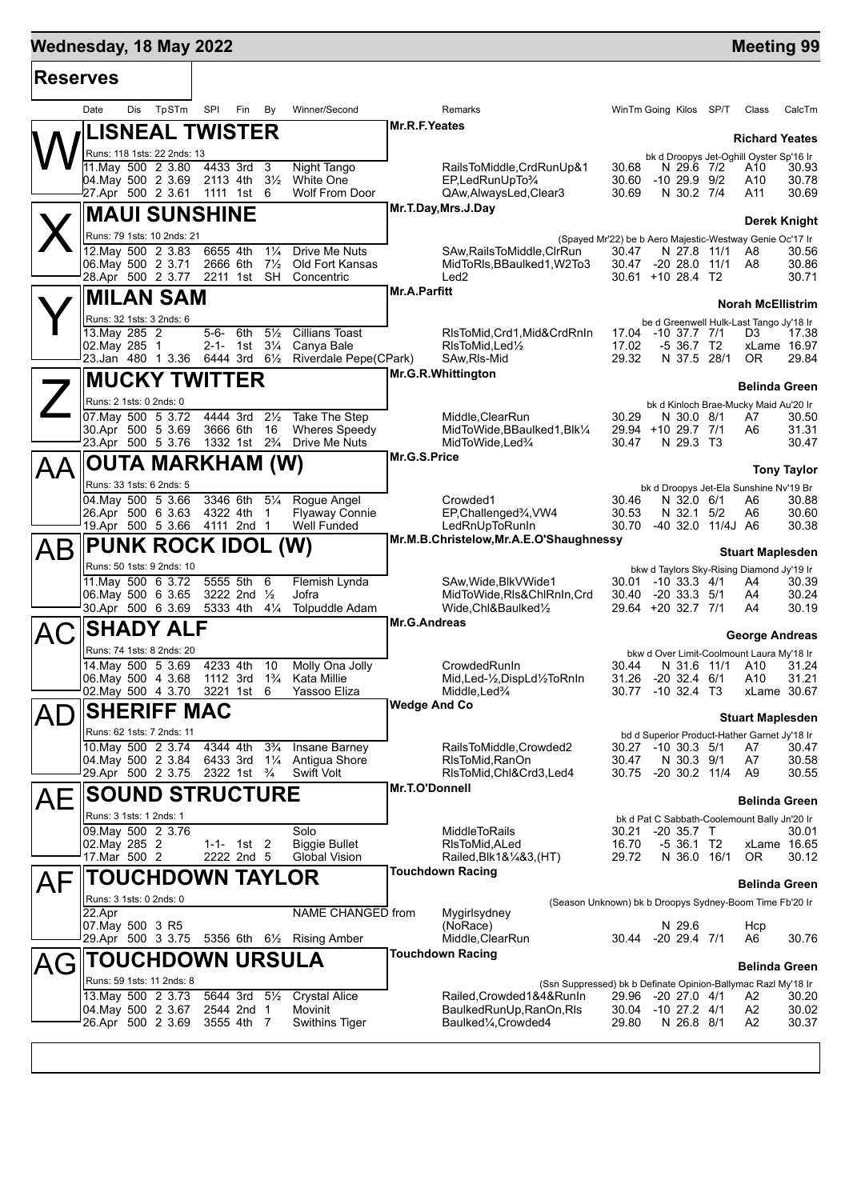# Wednesday, 18 May 2022 — Meeting 99

## Reserves

| Date | Dis | TpSTm | SPI | Fin | By | Winner/Second | Remarks | WinTm | Going | Kilos | SP/T | Class | CalcTm |
|---|---|---|---|---|---|---|---|---|---|---|---|---|---|

### W — LISNEAL TWISTER
Mr.R.F.Yeates — **Richard Yeates**
Runs: 118 1sts: 22 2nds: 13 — bk d Droopys Jet-Oghill Oyster Sp'16 Ir

| Date | Dis | TpSTm | SPI | Fin | By | Winner/Second | Remarks | WinTm | Going | Kilos | SP/T | Class | CalcTm |
|---|---|---|---|---|---|---|---|---|---|---|---|---|---|
| 11.May | 500 | 2 3.80 | 4433 | 3rd | 3 | Night Tango | RailsToMiddle,CrdRunUp&1 | 30.68 | N | 29.6 | 7/2 | A10 | 30.93 |
| 04.May | 500 | 2 3.69 | 2113 | 4th | 3½ | White One | EP,LedRunUpTo¾ | 30.60 | -10 | 29.9 | 9/2 | A10 | 30.78 |
| 27.Apr | 500 | 2 3.61 | 1111 | 1st | 6 | Wolf From Door | QAw,AlwaysLed,Clear3 | 30.69 | N | 30.2 | 7/4 | A11 | 30.69 |

### X — MAUI SUNSHINE
Mr.T.Day,Mrs.J.Day — **Derek Knight**
Runs: 79 1sts: 10 2nds: 21 — (Spayed Mr'22) be b Aero Majestic-Westway Genie Oc'17 Ir

| Date | Dis | TpSTm | SPI | Fin | By | Winner/Second | Remarks | WinTm | Going | Kilos | SP/T | Class | CalcTm |
|---|---|---|---|---|---|---|---|---|---|---|---|---|---|
| 12.May | 500 | 2 3.83 | 6655 | 4th | 1¼ | Drive Me Nuts | SAw,RailsToMiddle,ClrRun | 30.47 | N | 27.8 | 11/1 | A8 | 30.56 |
| 06.May | 500 | 2 3.71 | 2666 | 6th | 7½ | Old Fort Kansas | MidToRls,BBaulked1,W2To3 | 30.47 | -20 | 28.0 | 11/1 | A8 | 30.86 |
| 28.Apr | 500 | 2 3.77 | 2211 | 1st | SH | Concentric | Led2 | 30.61 | +10 | 28.4 | T2 | | 30.71 |

### Y — MILAN SAM
Mr.A.Parfitt — **Norah McEllistrim**
Runs: 32 1sts: 3 2nds: 6 — be d Greenwell Hulk-Last Tango Jy'18 Ir

| Date | Dis | TpSTm | SPI | Fin | By | Winner/Second | Remarks | WinTm | Going | Kilos | SP/T | Class | CalcTm |
|---|---|---|---|---|---|---|---|---|---|---|---|---|---|
| 13.May | 285 | 2 | 5-6- | 6th | 5½ | Cillians Toast | RlsToMid,Crd1,Mid&CrdRnIn | 17.04 | -10 | 37.7 | 7/1 | D3 | 17.38 |
| 02.May | 285 | 1 | 2-1- | 1st | 3¼ | Canya Bale | RlsToMid,Led½ | 17.02 | -5 | 36.7 | T2 | xLame | 16.97 |
| 23.Jan | 480 | 1 3.36 | 6444 | 3rd | 6½ | Riverdale Pepe(CPark) | SAw,Rls-Mid | 29.32 | N | 37.5 | 28/1 | OR | 29.84 |

### Z — MUCKY TWITTER
Mr.G.R.Whittington — **Belinda Green**
Runs: 2 1sts: 0 2nds: 0 — bk d Kinloch Brae-Mucky Maid Au'20 Ir

| Date | Dis | TpSTm | SPI | Fin | By | Winner/Second | Remarks | WinTm | Going | Kilos | SP/T | Class | CalcTm |
|---|---|---|---|---|---|---|---|---|---|---|---|---|---|
| 07.May | 500 | 5 3.72 | 4444 | 3rd | 2½ | Take The Step | Middle,ClearRun | 30.29 | N | 30.0 | 8/1 | A7 | 30.50 |
| 30.Apr | 500 | 5 3.69 | 3666 | 6th | 16 | Wheres Speedy | MidToWide,BBaulked1,Blk¼ | 29.94 | +10 | 29.7 | 7/1 | A6 | 31.31 |
| 23.Apr | 500 | 5 3.76 | 1332 | 1st | 2¾ | Drive Me Nuts | MidToWide,Led¾ | 30.47 | N | 29.3 | T3 | | 30.47 |

### AA — OUTA MARKHAM (W)
Mr.G.S.Price — **Tony Taylor**
Runs: 33 1sts: 6 2nds: 5 — bk d Droopys Jet-Ela Sunshine Nv'19 Br

| Date | Dis | TpSTm | SPI | Fin | By | Winner/Second | Remarks | WinTm | Going | Kilos | SP/T | Class | CalcTm |
|---|---|---|---|---|---|---|---|---|---|---|---|---|---|
| 04.May | 500 | 5 3.66 | 3346 | 6th | 5¼ | Rogue Angel | Crowded1 | 30.46 | N | 32.0 | 6/1 | A6 | 30.88 |
| 26.Apr | 500 | 6 3.63 | 4322 | 4th | 1 | Flyaway Connie | EP,Challenged¾,VW4 | 30.53 | N | 32.1 | 5/2 | A6 | 30.60 |
| 19.Apr | 500 | 5 3.66 | 4111 | 2nd | 1 | Well Funded | LedRnUpToRunIn | 30.70 | -40 | 32.0 | 11/4J | A6 | 30.38 |

### AB — PUNK ROCK IDOL (W)
Mr.M.B.Christelow,Mr.A.E.O'Shaughnessy — **Stuart Maplesden**
Runs: 50 1sts: 9 2nds: 10 — bkw d Taylors Sky-Rising Diamond Jy'19 Ir

| Date | Dis | TpSTm | SPI | Fin | By | Winner/Second | Remarks | WinTm | Going | Kilos | SP/T | Class | CalcTm |
|---|---|---|---|---|---|---|---|---|---|---|---|---|---|
| 11.May | 500 | 6 3.72 | 5555 | 5th | 6 | Flemish Lynda | SAw,Wide,BlkVWide1 | 30.01 | -10 | 33.3 | 4/1 | A4 | 30.39 |
| 06.May | 500 | 6 3.65 | 3222 | 2nd | ½ | Jofra | MidToWide,Rls&ChlRnIn,Crd | 30.40 | -20 | 33.3 | 5/1 | A4 | 30.24 |
| 30.Apr | 500 | 6 3.69 | 5333 | 4th | 4¼ | Tolpuddle Adam | Wide,Chl&Baulked½ | 29.64 | +20 | 32.7 | 7/1 | A4 | 30.19 |

### AC — SHADY ALF
Mr.G.Andreas — **George Andreas**
Runs: 74 1sts: 8 2nds: 20 — bkw d Over Limit-Coolmount Laura My'18 Ir

| Date | Dis | TpSTm | SPI | Fin | By | Winner/Second | Remarks | WinTm | Going | Kilos | SP/T | Class | CalcTm |
|---|---|---|---|---|---|---|---|---|---|---|---|---|---|
| 14.May | 500 | 5 3.69 | 4233 | 4th | 10 | Molly Ona Jolly | CrowdedRunIn | 30.44 | N | 31.6 | 11/1 | A10 | 31.24 |
| 06.May | 500 | 4 3.68 | 1112 | 3rd | 1¾ | Kata Millie | Mid,Led-½,DispLd½ToRnIn | 31.26 | -20 | 32.4 | 6/1 | A10 | 31.21 |
| 02.May | 500 | 4 3.70 | 3221 | 1st | 6 | Yassoo Eliza | Middle,Led¾ | 30.77 | -10 | 32.4 | T3 | xLame | 30.67 |

### AD — SHERIFF MAC
Wedge And Co — **Stuart Maplesden**
Runs: 62 1sts: 7 2nds: 11 — bd d Superior Product-Hather Garnet Jy'18 Ir

| Date | Dis | TpSTm | SPI | Fin | By | Winner/Second | Remarks | WinTm | Going | Kilos | SP/T | Class | CalcTm |
|---|---|---|---|---|---|---|---|---|---|---|---|---|---|
| 10.May | 500 | 2 3.74 | 4344 | 4th | 3¾ | Insane Barney | RailsToMiddle,Crowded2 | 30.27 | -10 | 30.3 | 5/1 | A7 | 30.47 |
| 04.May | 500 | 2 3.84 | 6433 | 3rd | 1¼ | Antigua Shore | RlsToMid,RanOn | 30.47 | N | 30.3 | 9/1 | A7 | 30.58 |
| 29.Apr | 500 | 2 3.75 | 2322 | 1st | ¾ | Swift Volt | RlsToMid,Chl&Crd3,Led4 | 30.75 | -20 | 30.2 | 11/4 | A9 | 30.55 |

### AE — SOUND STRUCTURE
Mr.T.O'Donnell — **Belinda Green**
Runs: 3 1sts: 1 2nds: 1 — bk d Pat C Sabbath-Coolemount Bally Jn'20 Ir

| Date | Dis | TpSTm | SPI | Fin | By | Winner/Second | Remarks | WinTm | Going | Kilos | SP/T | Class | CalcTm |
|---|---|---|---|---|---|---|---|---|---|---|---|---|---|
| 09.May | 500 | 2 3.76 | | | | Solo | MiddleToRails | 30.21 | -20 | 35.7 | T | | 30.01 |
| 02.May | 285 | 2 | 1-1- | 1st | 2 | Biggie Bullet | RlsToMid,ALed | 16.70 | -5 | 36.1 | T2 | xLame | 16.65 |
| 17.Mar | 500 | 2 | 2222 | 2nd | 5 | Global Vision | Railed,Blk1&¼&3,(HT) | 29.72 | N | 36.0 | 16/1 | OR | 30.12 |

### AF — TOUCHDOWN TAYLOR
Touchdown Racing — **Belinda Green**
Runs: 3 1sts: 0 2nds: 0 — (Season Unknown) bk b Droopys Sydney-Boom Time Fb'20 Ir

| Date | Dis | TpSTm | SPI | Fin | By | Winner/Second | Remarks | WinTm | Going | Kilos | SP/T | Class | CalcTm |
|---|---|---|---|---|---|---|---|---|---|---|---|---|---|
| 22.Apr | | | | | | NAME CHANGED from | Mygirlsydney | | | | | | |
| 07.May | 500 | 3 R5 | | | | | (NoRace) | | N | 29.6 | | Hcp | |
| 29.Apr | 500 | 3 3.75 | 5356 | 6th | 6½ | Rising Amber | Middle,ClearRun | 30.44 | -20 | 29.4 | 7/1 | A6 | 30.76 |

### AG — TOUCHDOWN URSULA
Touchdown Racing — **Belinda Green**
Runs: 59 1sts: 11 2nds: 8 — (Ssn Suppressed) bk b Definate Opinion-Ballymac Razl My'18 Ir

| Date | Dis | TpSTm | SPI | Fin | By | Winner/Second | Remarks | WinTm | Going | Kilos | SP/T | Class | CalcTm |
|---|---|---|---|---|---|---|---|---|---|---|---|---|---|
| 13.May | 500 | 2 3.73 | 5644 | 3rd | 5½ | Crystal Alice | Railed,Crowded1&4&RunIn | 29.96 | -20 | 27.0 | 4/1 | A2 | 30.20 |
| 04.May | 500 | 2 3.67 | 2544 | 2nd | 1 | Movinit | BaulkedRunUp,RanOn,Rls | 30.04 | -10 | 27.2 | 4/1 | A2 | 30.02 |
| 26.Apr | 500 | 2 3.69 | 3555 | 4th | 7 | Swithins Tiger | Baulked¼,Crowded4 | 29.80 | N | 26.8 | 8/1 | A2 | 30.37 |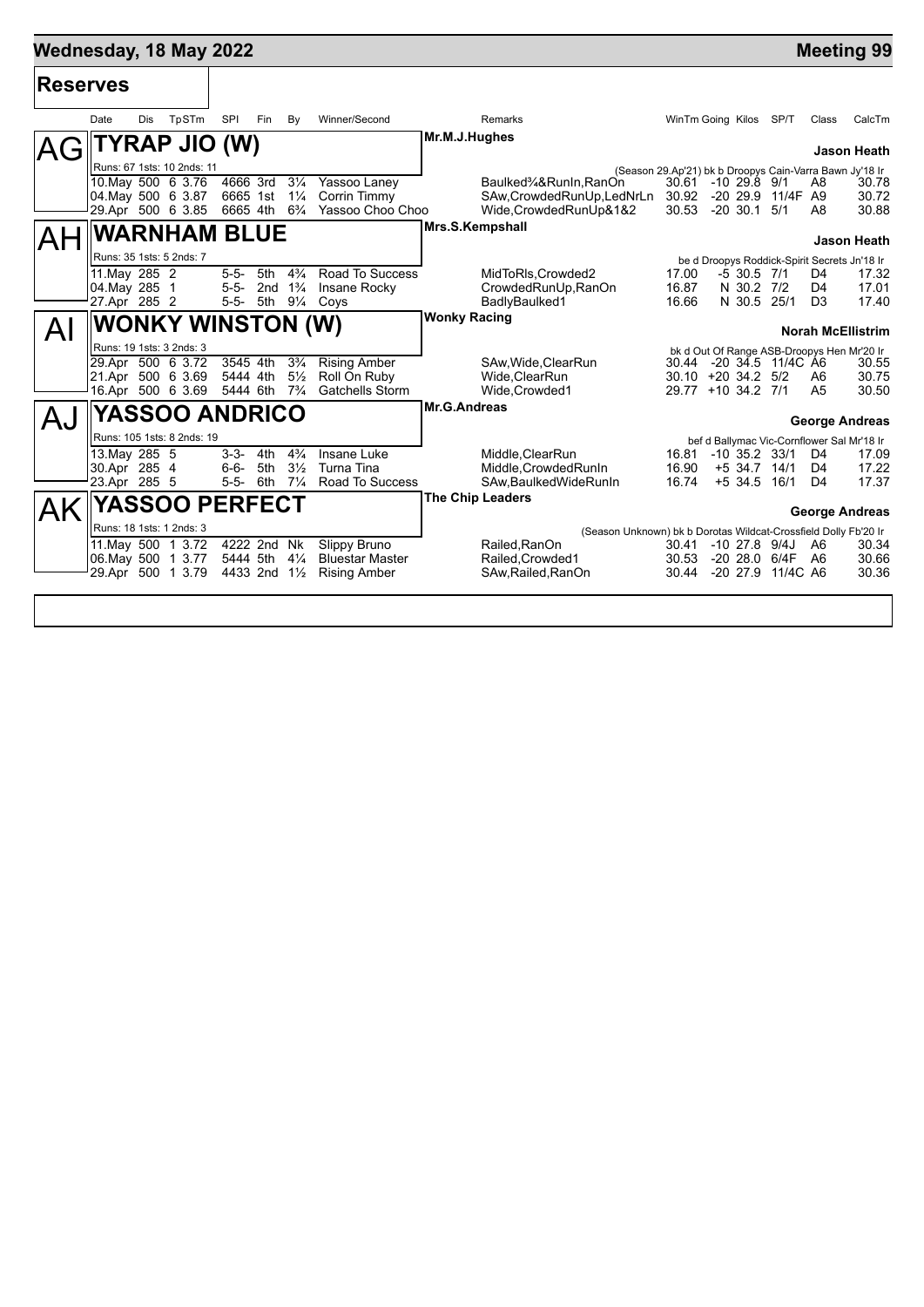# Wednesday, 18 May 2022

**Meeting 99**

## Reserves

| | Date | Dis | TpSTm | SPl | Fin | By | Winner/Second | Remarks | WinTm | Going | Kilos | SP/T | Class | CalcTm |
|---|---|---|---|---|---|---|---|---|---|---|---|---|---|---|
| **AG** | **TYRAP JIO (W)** | | | | | | | Mr.M.J.Hughes | | | | | | Jason Heath |
| | Runs: 67 1sts: 10 2nds: 11 | | | | | | | (Season 29.Ap'21) bk b Droopys Cain-Varra Bawn Jy'18 Ir | | | | | | |
| | 10.May | 500 | 6 3.76 | 4666 | 3rd | 3¼ | Yassoo Laney | Baulked¾&RunIn,RanOn | 30.61 | -10 | 29.8 | 9/1 | A8 | 30.78 |
| | 04.May | 500 | 6 3.87 | 6665 | 1st | 1¼ | Corrin Timmy | SAw,CrowdedRunUp,LedNrLn | 30.92 | -20 | 29.9 | 11/4F | A9 | 30.72 |
| | 29.Apr | 500 | 6 3.85 | 6665 | 4th | 6¾ | Yassoo Choo Choo | Wide,CrowdedRunUp&1&2 | 30.53 | -20 | 30.1 | 5/1 | A8 | 30.88 |
| **AH** | **WARNHAM BLUE** | | | | | | | Mrs.S.Kempshall | | | | | | Jason Heath |
| | Runs: 35 1sts: 5 2nds: 7 | | | | | | | be d Droopys Roddick-Spirit Secrets Jn'18 Ir | | | | | | |
| | 11.May | 285 | 2 | 5-5- | 5th | 4¾ | Road To Success | MidToRls,Crowded2 | 17.00 | -5 | 30.5 | 7/1 | D4 | 17.32 |
| | 04.May | 285 | 1 | 5-5- | 2nd | 1¾ | Insane Rocky | CrowdedRunUp,RanOn | 16.87 | N | 30.2 | 7/2 | D4 | 17.01 |
| | 27.Apr | 285 | 2 | 5-5- | 5th | 9¼ | Coys | BadlyBaulked1 | 16.66 | N | 30.5 | 25/1 | D3 | 17.40 |
| **AI** | **WONKY WINSTON (W)** | | | | | | | Wonky Racing | | | | | | Norah McEllistrim |
| | Runs: 19 1sts: 3 2nds: 3 | | | | | | | bk d Out Of Range ASB-Droopys Hen Mr'20 Ir | | | | | | |
| | 29.Apr | 500 | 6 3.72 | 3545 | 4th | 3¾ | Rising Amber | SAw,Wide,ClearRun | 30.44 | -20 | 34.5 | 11/4C | A6 | 30.55 |
| | 21.Apr | 500 | 6 3.69 | 5444 | 4th | 5½ | Roll On Ruby | Wide,ClearRun | 30.10 | +20 | 34.2 | 5/2 | A6 | 30.75 |
| | 16.Apr | 500 | 6 3.69 | 5444 | 6th | 7¾ | Gatchells Storm | Wide,Crowded1 | 29.77 | +10 | 34.2 | 7/1 | A5 | 30.50 |
| **AJ** | **YASSOO ANDRICO** | | | | | | | Mr.G.Andreas | | | | | | George Andreas |
| | Runs: 105 1sts: 8 2nds: 19 | | | | | | | bef d Ballymac Vic-Cornflower Sal Mr'18 Ir | | | | | | |
| | 13.May | 285 | 5 | 3-3- | 4th | 4¾ | Insane Luke | Middle,ClearRun | 16.81 | -10 | 35.2 | 33/1 | D4 | 17.09 |
| | 30.Apr | 285 | 4 | 6-6- | 5th | 3½ | Turna Tina | Middle,CrowdedRunIn | 16.90 | +5 | 34.7 | 14/1 | D4 | 17.22 |
| | 23.Apr | 285 | 5 | 5-5- | 6th | 7¼ | Road To Success | SAw,BaulkedWideRunIn | 16.74 | +5 | 34.5 | 16/1 | D4 | 17.37 |
| **AK** | **YASSOO PERFECT** | | | | | | | The Chip Leaders | | | | | | George Andreas |
| | Runs: 18 1sts: 1 2nds: 3 | | | | | | | (Season Unknown) bk b Dorotas Wildcat-Crossfield Dolly Fb'20 Ir | | | | | | |
| | 11.May | 500 | 1 3.72 | 4222 | 2nd | Nk | Slippy Bruno | Railed,RanOn | 30.41 | -10 | 27.8 | 9/4J | A6 | 30.34 |
| | 06.May | 500 | 1 3.77 | 5444 | 5th | 4¼ | Bluestar Master | Railed,Crowded1 | 30.53 | -20 | 28.0 | 6/4F | A6 | 30.66 |
| | 29.Apr | 500 | 1 3.79 | 4433 | 2nd | 1½ | Rising Amber | SAw,Railed,RanOn | 30.44 | -20 | 27.9 | 11/4C | A6 | 30.36 |